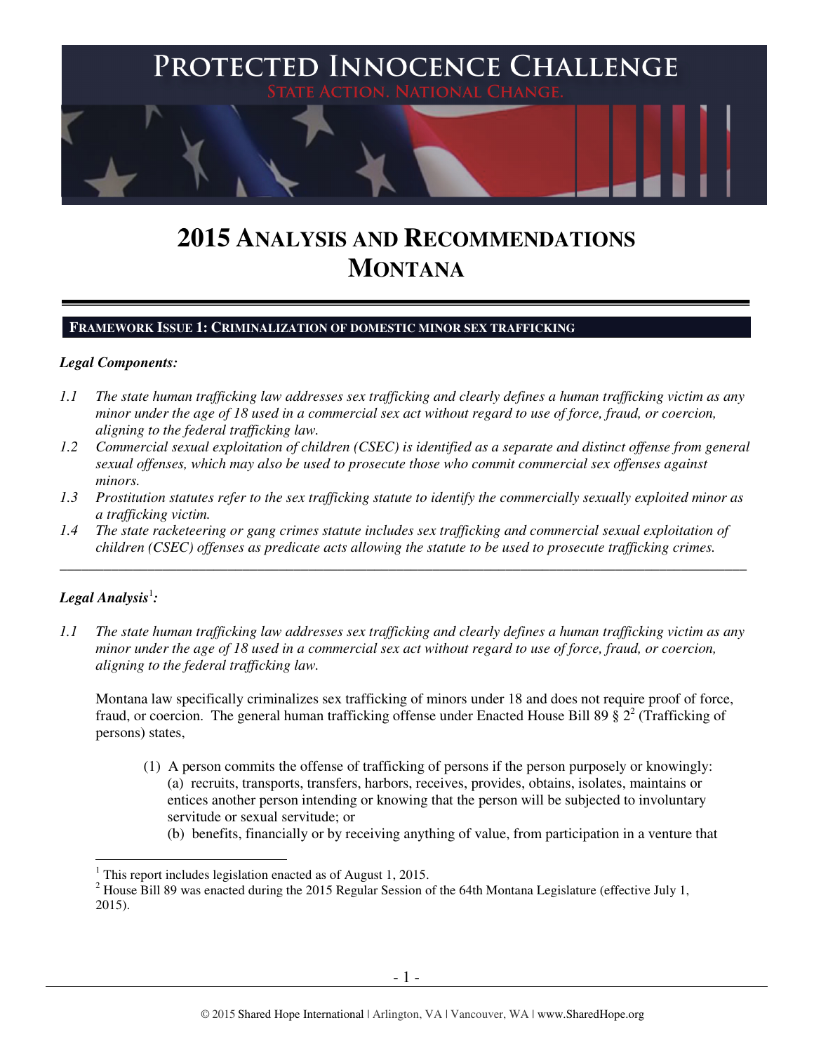# PROTECTED INNOCENCE CHALLENGE

STATE ACTION. NATIONAL CHANGE.

# 2015 ANALYSIS AND RECOMMENDATIONS MONTANA

## FRAMEWORK ISSUE 1: CRIMINALIZATION OF DOMESTIC MINOR SEX TRAFFICKING

***Legal Components:***

*1.1 The state human trafficking law addresses sex trafficking and clearly defines a human trafficking victim as any minor under the age of 18 used in a commercial sex act without regard to use of force, fraud, or coercion, aligning to the federal trafficking law.*

*1.2 Commercial sexual exploitation of children (CSEC) is identified as a separate and distinct offense from general sexual offenses, which may also be used to prosecute those who commit commercial sex offenses against minors.*

*1.3 Prostitution statutes refer to the sex trafficking statute to identify the commercially sexually exploited minor as a trafficking victim.*

*1.4 The state racketeering or gang crimes statute includes sex trafficking and commercial sexual exploitation of children (CSEC) offenses as predicate acts allowing the statute to be used to prosecute trafficking crimes.*

---

***Legal Analysis[1]:***

*1.1 The state human trafficking law addresses sex trafficking and clearly defines a human trafficking victim as any minor under the age of 18 used in a commercial sex act without regard to use of force, fraud, or coercion, aligning to the federal trafficking law.*

Montana law specifically criminalizes sex trafficking of minors under 18 and does not require proof of force, fraud, or coercion. The general human trafficking offense under Enacted House Bill 89 § 2[2] (Trafficking of persons) states,

> (1) A person commits the offense of trafficking of persons if the person purposely or knowingly:
> (a) recruits, transports, transfers, harbors, receives, provides, obtains, isolates, maintains or entices another person intending or knowing that the person will be subjected to involuntary servitude or sexual servitude; or
> (b) benefits, financially or by receiving anything of value, from participation in a venture that

---

[1] This report includes legislation enacted as of August 1, 2015.

[2] House Bill 89 was enacted during the 2015 Regular Session of the 64th Montana Legislature (effective July 1, 2015).

© 2015 Shared Hope International | Arlington, VA | Vancouver, WA | www.SharedHope.org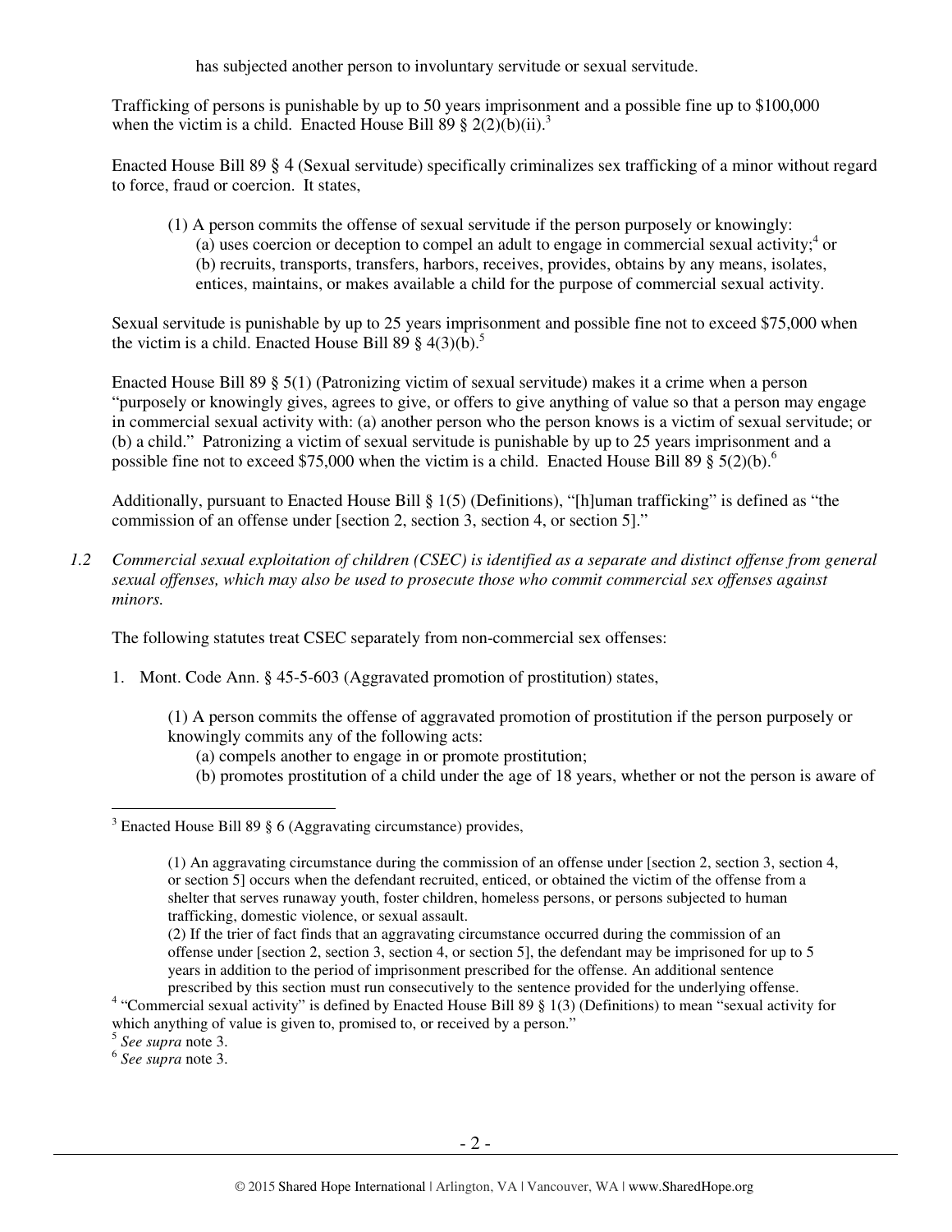has subjected another person to involuntary servitude or sexual servitude.

Trafficking of persons is punishable by up to 50 years imprisonment and a possible fine up to $100,000 when the victim is a child. Enacted House Bill 89 § 2(2)(b)(ii).[3]

Enacted House Bill 89 § 4 (Sexual servitude) specifically criminalizes sex trafficking of a minor without regard to force, fraud or coercion. It states,

> (1) A person commits the offense of sexual servitude if the person purposely or knowingly:
> (a) uses coercion or deception to compel an adult to engage in commercial sexual activity;[4] or
> (b) recruits, transports, transfers, harbors, receives, provides, obtains by any means, isolates, entices, maintains, or makes available a child for the purpose of commercial sexual activity.

Sexual servitude is punishable by up to 25 years imprisonment and possible fine not to exceed $75,000 when the victim is a child. Enacted House Bill 89 § 4(3)(b).[5]

Enacted House Bill 89 § 5(1) (Patronizing victim of sexual servitude) makes it a crime when a person "purposely or knowingly gives, agrees to give, or offers to give anything of value so that a person may engage in commercial sexual activity with: (a) another person who the person knows is a victim of sexual servitude; or (b) a child." Patronizing a victim of sexual servitude is punishable by up to 25 years imprisonment and a possible fine not to exceed $75,000 when the victim is a child. Enacted House Bill 89 § 5(2)(b).[6]

Additionally, pursuant to Enacted House Bill § 1(5) (Definitions), "[h]uman trafficking" is defined as "the commission of an offense under [section 2, section 3, section 4, or section 5]."

*1.2 Commercial sexual exploitation of children (CSEC) is identified as a separate and distinct offense from general sexual offenses, which may also be used to prosecute those who commit commercial sex offenses against minors.*

The following statutes treat CSEC separately from non-commercial sex offenses:

1. Mont. Code Ann. § 45-5-603 (Aggravated promotion of prostitution) states,

   > (1) A person commits the offense of aggravated promotion of prostitution if the person purposely or knowingly commits any of the following acts:
   > (a) compels another to engage in or promote prostitution;
   > (b) promotes prostitution of a child under the age of 18 years, whether or not the person is aware of

---

[3] Enacted House Bill 89 § 6 (Aggravating circumstance) provides,

> (1) An aggravating circumstance during the commission of an offense under [section 2, section 3, section 4, or section 5] occurs when the defendant recruited, enticed, or obtained the victim of the offense from a shelter that serves runaway youth, foster children, homeless persons, or persons subjected to human trafficking, domestic violence, or sexual assault.
> (2) If the trier of fact finds that an aggravating circumstance occurred during the commission of an offense under [section 2, section 3, section 4, or section 5], the defendant may be imprisoned for up to 5 years in addition to the period of imprisonment prescribed for the offense. An additional sentence prescribed by this section must run consecutively to the sentence provided for the underlying offense.

[4] "Commercial sexual activity" is defined by Enacted House Bill 89 § 1(3) (Definitions) to mean "sexual activity for which anything of value is given to, promised to, or received by a person."

[5] *See supra* note 3.

[6] *See supra* note 3.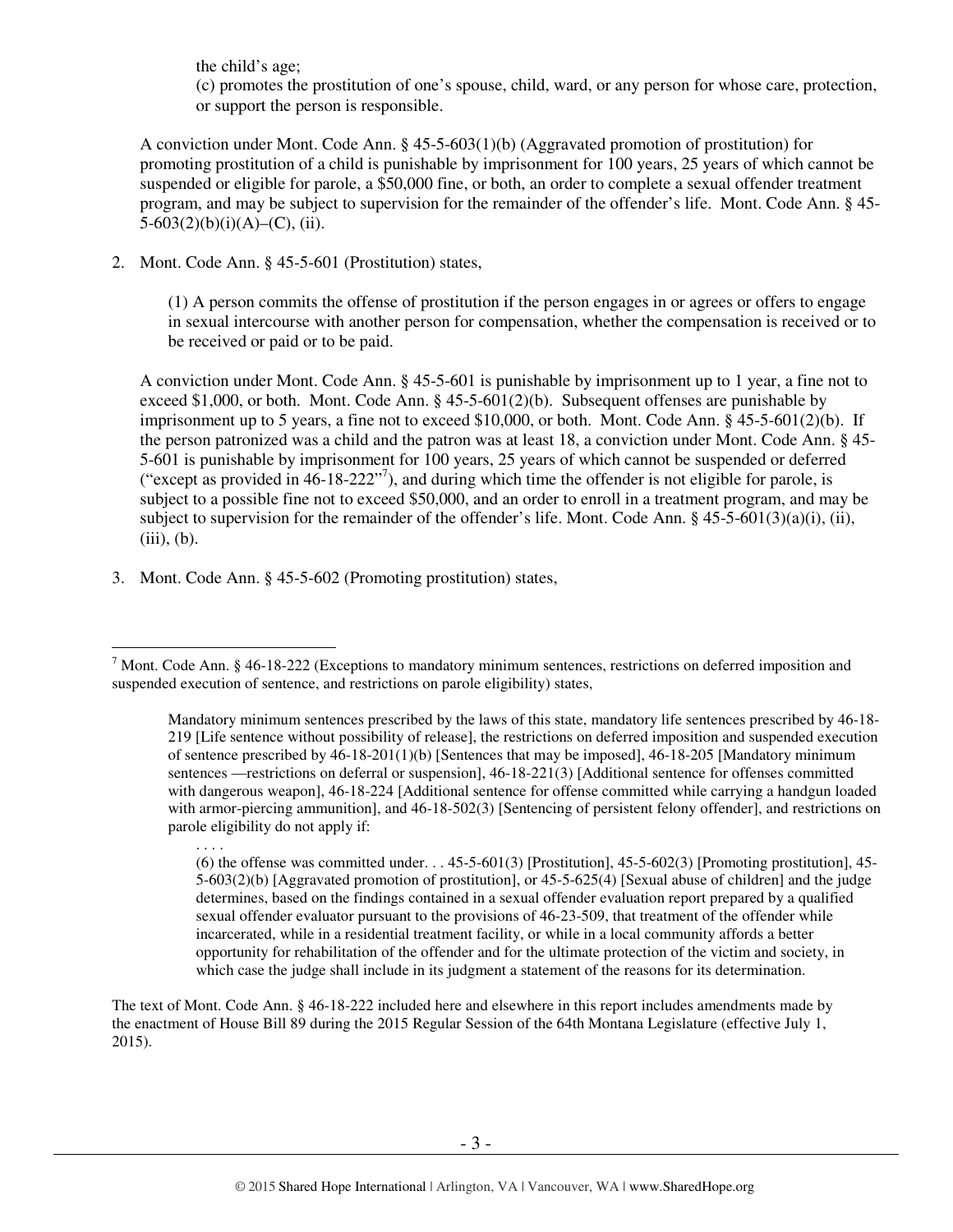the child's age;
(c) promotes the prostitution of one's spouse, child, ward, or any person for whose care, protection, or support the person is responsible.

A conviction under Mont. Code Ann. § 45-5-603(1)(b) (Aggravated promotion of prostitution) for promoting prostitution of a child is punishable by imprisonment for 100 years, 25 years of which cannot be suspended or eligible for parole, a $50,000 fine, or both, an order to complete a sexual offender treatment program, and may be subject to supervision for the remainder of the offender's life. Mont. Code Ann. § 45-5-603(2)(b)(i)(A)–(C), (ii).

2. Mont. Code Ann. § 45-5-601 (Prostitution) states,

   (1) A person commits the offense of prostitution if the person engages in or agrees or offers to engage in sexual intercourse with another person for compensation, whether the compensation is received or to be received or paid or to be paid.

   A conviction under Mont. Code Ann. § 45-5-601 is punishable by imprisonment up to 1 year, a fine not to exceed $1,000, or both. Mont. Code Ann. § 45-5-601(2)(b). Subsequent offenses are punishable by imprisonment up to 5 years, a fine not to exceed $10,000, or both. Mont. Code Ann. § 45-5-601(2)(b). If the person patronized was a child and the patron was at least 18, a conviction under Mont. Code Ann. § 45-5-601 is punishable by imprisonment for 100 years, 25 years of which cannot be suspended or deferred ("except as provided in 46-18-222"[7]), and during which time the offender is not eligible for parole, is subject to a possible fine not to exceed $50,000, and an order to enroll in a treatment program, and may be subject to supervision for the remainder of the offender's life. Mont. Code Ann. § 45-5-601(3)(a)(i), (ii), (iii), (b).

3. Mont. Code Ann. § 45-5-602 (Promoting prostitution) states,

---

[7] Mont. Code Ann. § 46-18-222 (Exceptions to mandatory minimum sentences, restrictions on deferred imposition and suspended execution of sentence, and restrictions on parole eligibility) states,

> Mandatory minimum sentences prescribed by the laws of this state, mandatory life sentences prescribed by 46-18-219 [Life sentence without possibility of release], the restrictions on deferred imposition and suspended execution of sentence prescribed by 46-18-201(1)(b) [Sentences that may be imposed], 46-18-205 [Mandatory minimum sentences —restrictions on deferral or suspension], 46-18-221(3) [Additional sentence for offenses committed with dangerous weapon], 46-18-224 [Additional sentence for offense committed while carrying a handgun loaded with armor-piercing ammunition], and 46-18-502(3) [Sentencing of persistent felony offender], and restrictions on parole eligibility do not apply if:
>
> . . . .
>
> (6) the offense was committed under. . . 45-5-601(3) [Prostitution], 45-5-602(3) [Promoting prostitution], 45-5-603(2)(b) [Aggravated promotion of prostitution], or 45-5-625(4) [Sexual abuse of children] and the judge determines, based on the findings contained in a sexual offender evaluation report prepared by a qualified sexual offender evaluator pursuant to the provisions of 46-23-509, that treatment of the offender while incarcerated, while in a residential treatment facility, or while in a local community affords a better opportunity for rehabilitation of the offender and for the ultimate protection of the victim and society, in which case the judge shall include in its judgment a statement of the reasons for its determination.

The text of Mont. Code Ann. § 46-18-222 included here and elsewhere in this report includes amendments made by the enactment of House Bill 89 during the 2015 Regular Session of the 64th Montana Legislature (effective July 1, 2015).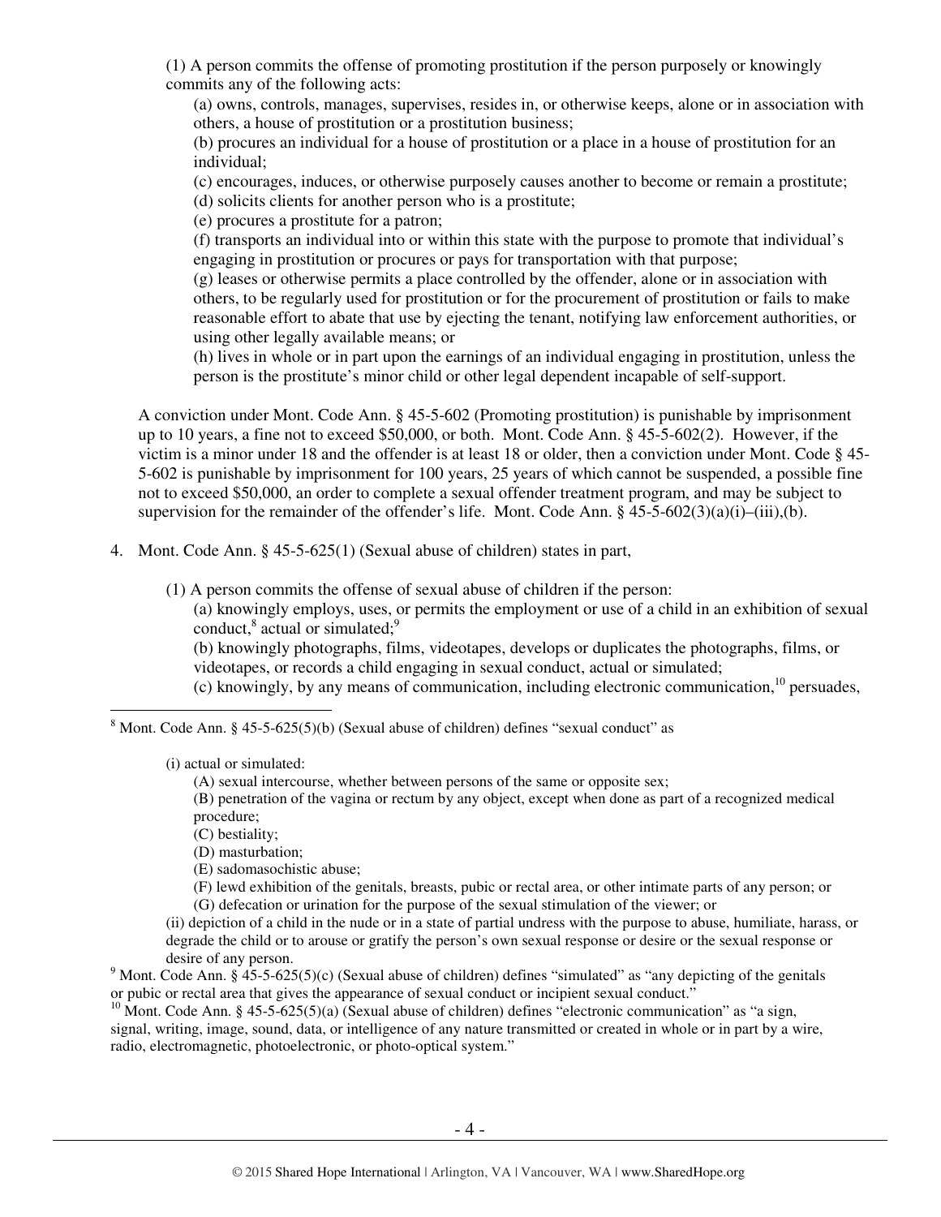(1) A person commits the offense of promoting prostitution if the person purposely or knowingly commits any of the following acts:

(a) owns, controls, manages, supervises, resides in, or otherwise keeps, alone or in association with others, a house of prostitution or a prostitution business;

(b) procures an individual for a house of prostitution or a place in a house of prostitution for an individual;

(c) encourages, induces, or otherwise purposely causes another to become or remain a prostitute;

(d) solicits clients for another person who is a prostitute;

(e) procures a prostitute for a patron;

(f) transports an individual into or within this state with the purpose to promote that individual's engaging in prostitution or procures or pays for transportation with that purpose;

(g) leases or otherwise permits a place controlled by the offender, alone or in association with others, to be regularly used for prostitution or for the procurement of prostitution or fails to make reasonable effort to abate that use by ejecting the tenant, notifying law enforcement authorities, or using other legally available means; or

(h) lives in whole or in part upon the earnings of an individual engaging in prostitution, unless the person is the prostitute's minor child or other legal dependent incapable of self-support.

A conviction under Mont. Code Ann. § 45-5-602 (Promoting prostitution) is punishable by imprisonment up to 10 years, a fine not to exceed $50,000, or both. Mont. Code Ann. § 45-5-602(2). However, if the victim is a minor under 18 and the offender is at least 18 or older, then a conviction under Mont. Code § 45-5-602 is punishable by imprisonment for 100 years, 25 years of which cannot be suspended, a possible fine not to exceed $50,000, an order to complete a sexual offender treatment program, and may be subject to supervision for the remainder of the offender's life. Mont. Code Ann. § 45-5-602(3)(a)(i)–(iii),(b).

4. Mont. Code Ann. § 45-5-625(1) (Sexual abuse of children) states in part,

(1) A person commits the offense of sexual abuse of children if the person:

(a) knowingly employs, uses, or permits the employment or use of a child in an exhibition of sexual conduct,[8] actual or simulated;[9]

(b) knowingly photographs, films, videotapes, develops or duplicates the photographs, films, or videotapes, or records a child engaging in sexual conduct, actual or simulated;

(c) knowingly, by any means of communication, including electronic communication,[10] persuades,

---

[8] Mont. Code Ann. § 45-5-625(5)(b) (Sexual abuse of children) defines "sexual conduct" as

(i) actual or simulated:

(A) sexual intercourse, whether between persons of the same or opposite sex;

(B) penetration of the vagina or rectum by any object, except when done as part of a recognized medical procedure;

(C) bestiality;

(D) masturbation;

(E) sadomasochistic abuse;

(F) lewd exhibition of the genitals, breasts, pubic or rectal area, or other intimate parts of any person; or

(G) defecation or urination for the purpose of the sexual stimulation of the viewer; or

(ii) depiction of a child in the nude or in a state of partial undress with the purpose to abuse, humiliate, harass, or degrade the child or to arouse or gratify the person's own sexual response or desire or the sexual response or desire of any person.

[9] Mont. Code Ann. § 45-5-625(5)(c) (Sexual abuse of children) defines "simulated" as "any depicting of the genitals or pubic or rectal area that gives the appearance of sexual conduct or incipient sexual conduct."

[10] Mont. Code Ann. § 45-5-625(5)(a) (Sexual abuse of children) defines "electronic communication" as "a sign, signal, writing, image, sound, data, or intelligence of any nature transmitted or created in whole or in part by a wire, radio, electromagnetic, photoelectronic, or photo-optical system."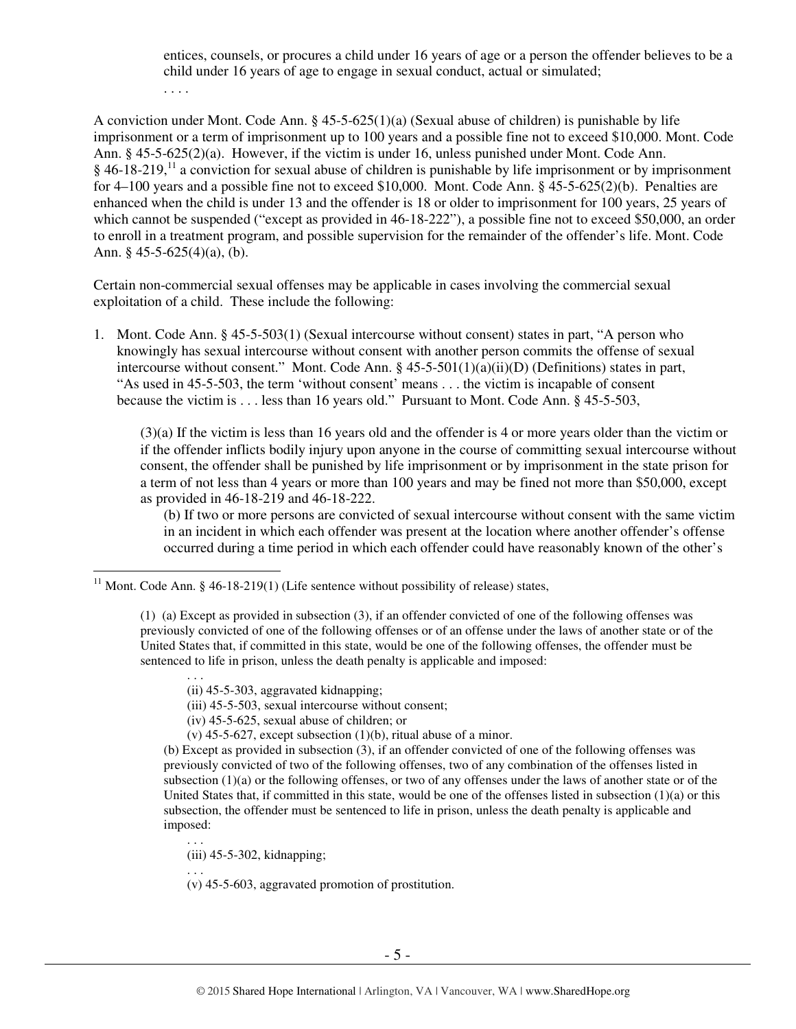> entices, counsels, or procures a child under 16 years of age or a person the offender believes to be a child under 16 years of age to engage in sexual conduct, actual or simulated;
>
> . . . .

A conviction under Mont. Code Ann. § 45-5-625(1)(a) (Sexual abuse of children) is punishable by life imprisonment or a term of imprisonment up to 100 years and a possible fine not to exceed $10,000. Mont. Code Ann. § 45-5-625(2)(a). However, if the victim is under 16, unless punished under Mont. Code Ann. § 46-18-219,[11] a conviction for sexual abuse of children is punishable by life imprisonment or by imprisonment for 4–100 years and a possible fine not to exceed $10,000. Mont. Code Ann. § 45-5-625(2)(b). Penalties are enhanced when the child is under 13 and the offender is 18 or older to imprisonment for 100 years, 25 years of which cannot be suspended ("except as provided in 46-18-222"), a possible fine not to exceed $50,000, an order to enroll in a treatment program, and possible supervision for the remainder of the offender's life. Mont. Code Ann. § 45-5-625(4)(a), (b).

Certain non-commercial sexual offenses may be applicable in cases involving the commercial sexual exploitation of a child. These include the following:

1. Mont. Code Ann. § 45-5-503(1) (Sexual intercourse without consent) states in part, "A person who knowingly has sexual intercourse without consent with another person commits the offense of sexual intercourse without consent." Mont. Code Ann. § 45-5-501(1)(a)(ii)(D) (Definitions) states in part, "As used in 45-5-503, the term 'without consent' means . . . the victim is incapable of consent because the victim is . . . less than 16 years old." Pursuant to Mont. Code Ann. § 45-5-503,

   > (3)(a) If the victim is less than 16 years old and the offender is 4 or more years older than the victim or if the offender inflicts bodily injury upon anyone in the course of committing sexual intercourse without consent, the offender shall be punished by life imprisonment or by imprisonment in the state prison for a term of not less than 4 years or more than 100 years and may be fined not more than $50,000, except as provided in 46-18-219 and 46-18-222.
   >
   > (b) If two or more persons are convicted of sexual intercourse without consent with the same victim in an incident in which each offender was present at the location where another offender's offense occurred during a time period in which each offender could have reasonably known of the other's

---

[11] Mont. Code Ann. § 46-18-219(1) (Life sentence without possibility of release) states,

> (1) (a) Except as provided in subsection (3), if an offender convicted of one of the following offenses was previously convicted of one of the following offenses or of an offense under the laws of another state or of the United States that, if committed in this state, would be one of the following offenses, the offender must be sentenced to life in prison, unless the death penalty is applicable and imposed:
>
> . . .
>
> (ii) 45-5-303, aggravated kidnapping;
>
> (iii) 45-5-503, sexual intercourse without consent;
>
> (iv) 45-5-625, sexual abuse of children; or
>
> (v) 45-5-627, except subsection (1)(b), ritual abuse of a minor.
>
> (b) Except as provided in subsection (3), if an offender convicted of one of the following offenses was previously convicted of two of the following offenses, two of any combination of the offenses listed in subsection (1)(a) or the following offenses, or two of any offenses under the laws of another state or of the United States that, if committed in this state, would be one of the offenses listed in subsection (1)(a) or this subsection, the offender must be sentenced to life in prison, unless the death penalty is applicable and imposed:
>
> . . .
>
> (iii) 45-5-302, kidnapping;
>
> . . .
>
> (v) 45-5-603, aggravated promotion of prostitution.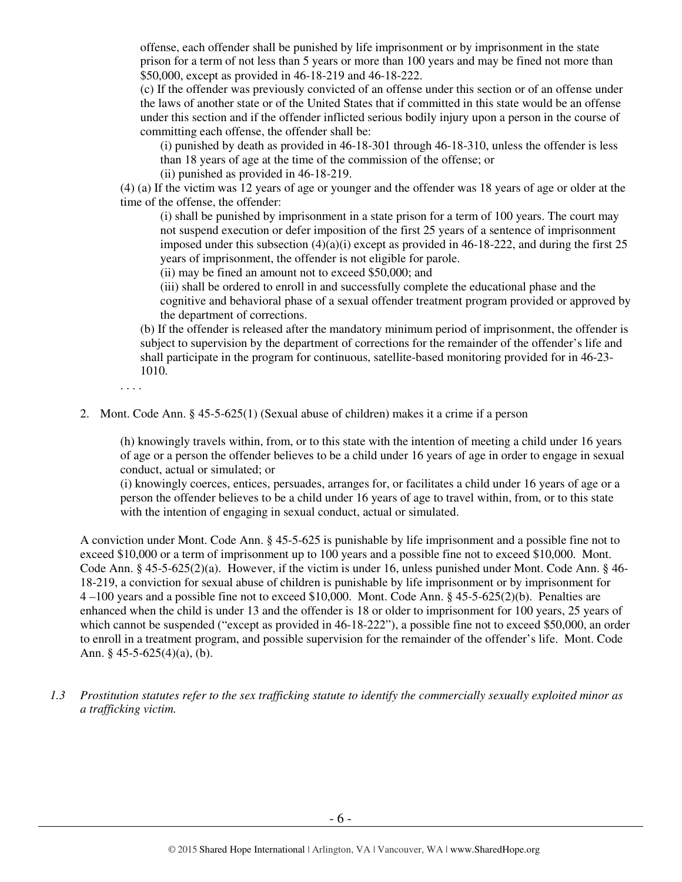offense, each offender shall be punished by life imprisonment or by imprisonment in the state prison for a term of not less than 5 years or more than 100 years and may be fined not more than $50,000, except as provided in 46-18-219 and 46-18-222.

(c) If the offender was previously convicted of an offense under this section or of an offense under the laws of another state or of the United States that if committed in this state would be an offense under this section and if the offender inflicted serious bodily injury upon a person in the course of committing each offense, the offender shall be:

(i) punished by death as provided in 46-18-301 through 46-18-310, unless the offender is less than 18 years of age at the time of the commission of the offense; or

(ii) punished as provided in 46-18-219.

(4) (a) If the victim was 12 years of age or younger and the offender was 18 years of age or older at the time of the offense, the offender:

(i) shall be punished by imprisonment in a state prison for a term of 100 years. The court may not suspend execution or defer imposition of the first 25 years of a sentence of imprisonment imposed under this subsection (4)(a)(i) except as provided in 46-18-222, and during the first 25 years of imprisonment, the offender is not eligible for parole.

(ii) may be fined an amount not to exceed $50,000; and

(iii) shall be ordered to enroll in and successfully complete the educational phase and the cognitive and behavioral phase of a sexual offender treatment program provided or approved by the department of corrections.

(b) If the offender is released after the mandatory minimum period of imprisonment, the offender is subject to supervision by the department of corrections for the remainder of the offender's life and shall participate in the program for continuous, satellite-based monitoring provided for in 46-23-1010.

. . . .

2. Mont. Code Ann. § 45-5-625(1) (Sexual abuse of children) makes it a crime if a person

(h) knowingly travels within, from, or to this state with the intention of meeting a child under 16 years of age or a person the offender believes to be a child under 16 years of age in order to engage in sexual conduct, actual or simulated; or

(i) knowingly coerces, entices, persuades, arranges for, or facilitates a child under 16 years of age or a person the offender believes to be a child under 16 years of age to travel within, from, or to this state with the intention of engaging in sexual conduct, actual or simulated.

A conviction under Mont. Code Ann. § 45-5-625 is punishable by life imprisonment and a possible fine not to exceed $10,000 or a term of imprisonment up to 100 years and a possible fine not to exceed $10,000. Mont. Code Ann. § 45-5-625(2)(a). However, if the victim is under 16, unless punished under Mont. Code Ann. § 46-18-219, a conviction for sexual abuse of children is punishable by life imprisonment or by imprisonment for 4 –100 years and a possible fine not to exceed $10,000. Mont. Code Ann. § 45-5-625(2)(b). Penalties are enhanced when the child is under 13 and the offender is 18 or older to imprisonment for 100 years, 25 years of which cannot be suspended ("except as provided in 46-18-222"), a possible fine not to exceed $50,000, an order to enroll in a treatment program, and possible supervision for the remainder of the offender's life. Mont. Code Ann. § 45-5-625(4)(a), (b).

*1.3 Prostitution statutes refer to the sex trafficking statute to identify the commercially sexually exploited minor as a trafficking victim.*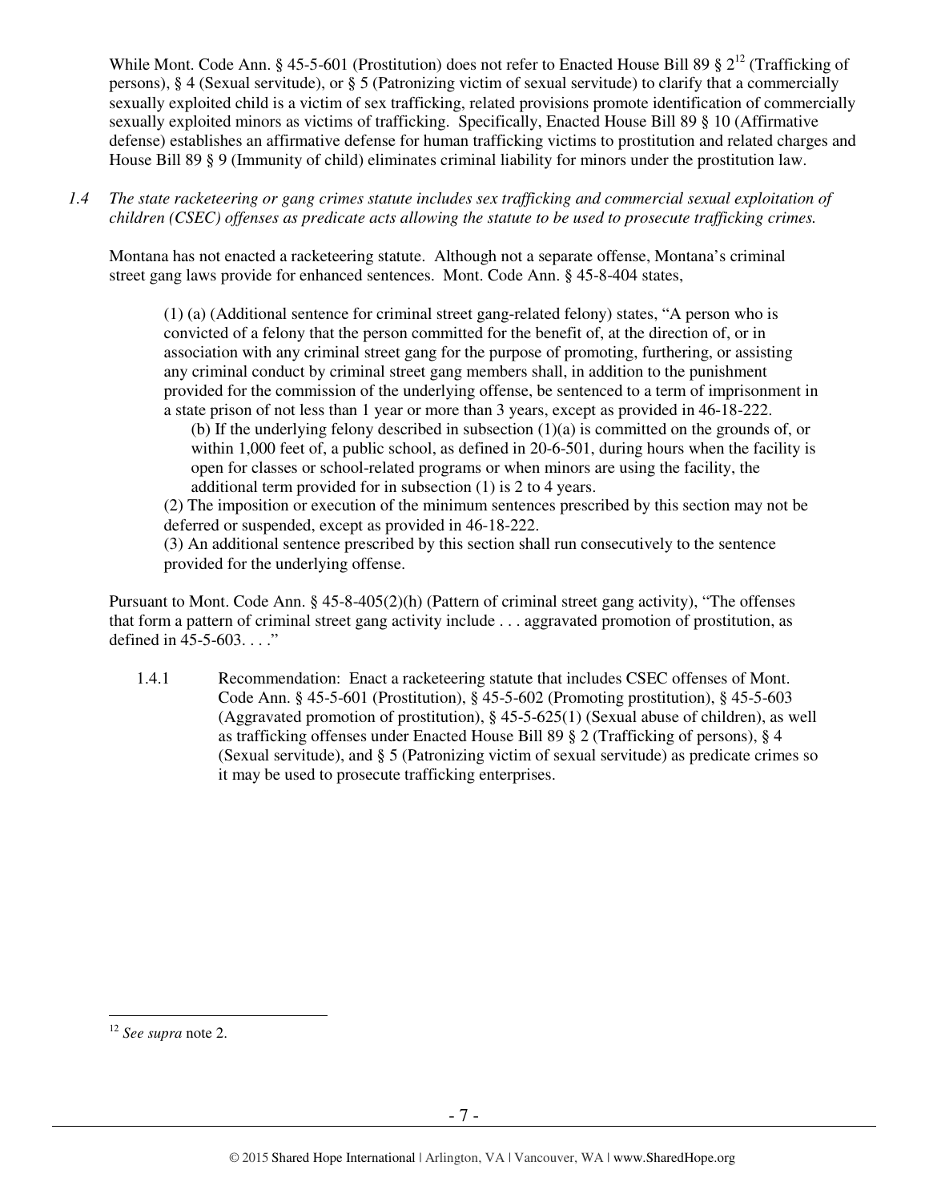While Mont. Code Ann. § 45-5-601 (Prostitution) does not refer to Enacted House Bill 89 § 2[12] (Trafficking of persons), § 4 (Sexual servitude), or § 5 (Patronizing victim of sexual servitude) to clarify that a commercially sexually exploited child is a victim of sex trafficking, related provisions promote identification of commercially sexually exploited minors as victims of trafficking. Specifically, Enacted House Bill 89 § 10 (Affirmative defense) establishes an affirmative defense for human trafficking victims to prostitution and related charges and House Bill 89 § 9 (Immunity of child) eliminates criminal liability for minors under the prostitution law.

*1.4 The state racketeering or gang crimes statute includes sex trafficking and commercial sexual exploitation of children (CSEC) offenses as predicate acts allowing the statute to be used to prosecute trafficking crimes.*

Montana has not enacted a racketeering statute. Although not a separate offense, Montana's criminal street gang laws provide for enhanced sentences. Mont. Code Ann. § 45-8-404 states,

> (1) (a) (Additional sentence for criminal street gang-related felony) states, "A person who is convicted of a felony that the person committed for the benefit of, at the direction of, or in association with any criminal street gang for the purpose of promoting, furthering, or assisting any criminal conduct by criminal street gang members shall, in addition to the punishment provided for the commission of the underlying offense, be sentenced to a term of imprisonment in a state prison of not less than 1 year or more than 3 years, except as provided in 46-18-222.
>
> (b) If the underlying felony described in subsection (1)(a) is committed on the grounds of, or within 1,000 feet of, a public school, as defined in 20-6-501, during hours when the facility is open for classes or school-related programs or when minors are using the facility, the additional term provided for in subsection (1) is 2 to 4 years.
>
> (2) The imposition or execution of the minimum sentences prescribed by this section may not be deferred or suspended, except as provided in 46-18-222.
>
> (3) An additional sentence prescribed by this section shall run consecutively to the sentence provided for the underlying offense.

Pursuant to Mont. Code Ann. § 45-8-405(2)(h) (Pattern of criminal street gang activity), "The offenses that form a pattern of criminal street gang activity include . . . aggravated promotion of prostitution, as defined in 45-5-603. . . ."

1.4.1 Recommendation: Enact a racketeering statute that includes CSEC offenses of Mont. Code Ann. § 45-5-601 (Prostitution), § 45-5-602 (Promoting prostitution), § 45-5-603 (Aggravated promotion of prostitution), § 45-5-625(1) (Sexual abuse of children), as well as trafficking offenses under Enacted House Bill 89 § 2 (Trafficking of persons), § 4 (Sexual servitude), and § 5 (Patronizing victim of sexual servitude) as predicate crimes so it may be used to prosecute trafficking enterprises.

---

[12] *See supra* note 2.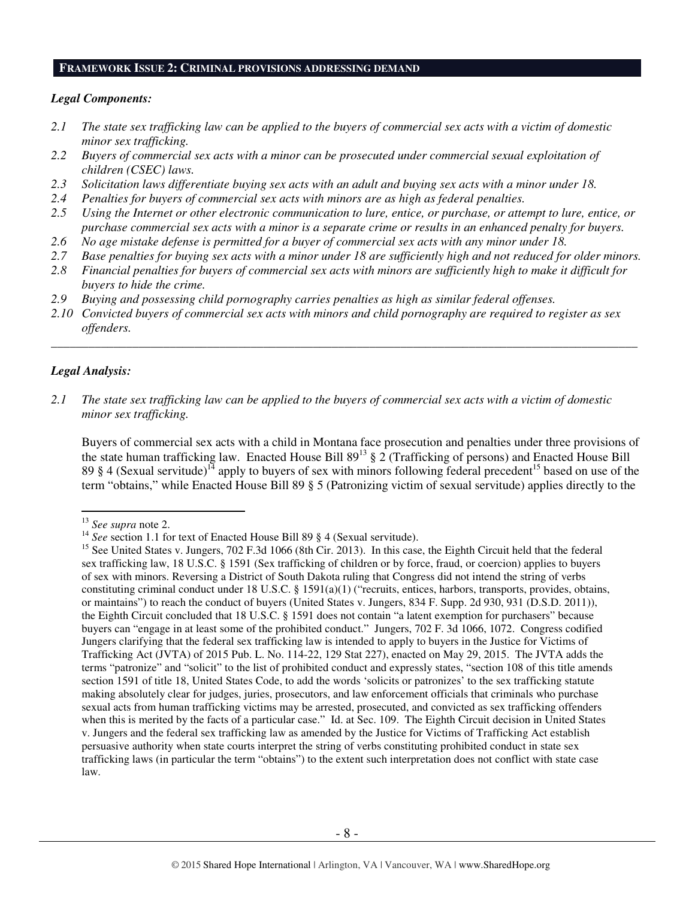## **FRAMEWORK ISSUE 2: CRIMINAL PROVISIONS ADDRESSING DEMAND**

***Legal Components:***

*2.1 The state sex trafficking law can be applied to the buyers of commercial sex acts with a victim of domestic minor sex trafficking.*

*2.2 Buyers of commercial sex acts with a minor can be prosecuted under commercial sexual exploitation of children (CSEC) laws.*

*2.3 Solicitation laws differentiate buying sex acts with an adult and buying sex acts with a minor under 18.*

*2.4 Penalties for buyers of commercial sex acts with minors are as high as federal penalties.*

*2.5 Using the Internet or other electronic communication to lure, entice, or purchase, or attempt to lure, entice, or purchase commercial sex acts with a minor is a separate crime or results in an enhanced penalty for buyers.*

*2.6 No age mistake defense is permitted for a buyer of commercial sex acts with any minor under 18.*

*2.7 Base penalties for buying sex acts with a minor under 18 are sufficiently high and not reduced for older minors.*

*2.8 Financial penalties for buyers of commercial sex acts with minors are sufficiently high to make it difficult for buyers to hide the crime.*

*2.9 Buying and possessing child pornography carries penalties as high as similar federal offenses.*

*2.10 Convicted buyers of commercial sex acts with minors and child pornography are required to register as sex offenders.*

---

***Legal Analysis:***

*2.1 The state sex trafficking law can be applied to the buyers of commercial sex acts with a victim of domestic minor sex trafficking.*

Buyers of commercial sex acts with a child in Montana face prosecution and penalties under three provisions of the state human trafficking law. Enacted House Bill 89[13] § 2 (Trafficking of persons) and Enacted House Bill 89 § 4 (Sexual servitude)[14] apply to buyers of sex with minors following federal precedent[15] based on use of the term "obtains," while Enacted House Bill 89 § 5 (Patronizing victim of sexual servitude) applies directly to the

---

[13] *See supra* note 2.

[14] *See* section 1.1 for text of Enacted House Bill 89 § 4 (Sexual servitude).

[15] See United States v. Jungers, 702 F.3d 1066 (8th Cir. 2013). In this case, the Eighth Circuit held that the federal sex trafficking law, 18 U.S.C. § 1591 (Sex trafficking of children or by force, fraud, or coercion) applies to buyers of sex with minors. Reversing a District of South Dakota ruling that Congress did not intend the string of verbs constituting criminal conduct under 18 U.S.C. § 1591(a)(1) ("recruits, entices, harbors, transports, provides, obtains, or maintains") to reach the conduct of buyers (United States v. Jungers, 834 F. Supp. 2d 930, 931 (D.S.D. 2011)), the Eighth Circuit concluded that 18 U.S.C. § 1591 does not contain "a latent exemption for purchasers" because buyers can "engage in at least some of the prohibited conduct." Jungers, 702 F. 3d 1066, 1072. Congress codified Jungers clarifying that the federal sex trafficking law is intended to apply to buyers in the Justice for Victims of Trafficking Act (JVTA) of 2015 Pub. L. No. 114-22, 129 Stat 227), enacted on May 29, 2015. The JVTA adds the terms "patronize" and "solicit" to the list of prohibited conduct and expressly states, "section 108 of this title amends section 1591 of title 18, United States Code, to add the words 'solicits or patronizes' to the sex trafficking statute making absolutely clear for judges, juries, prosecutors, and law enforcement officials that criminals who purchase sexual acts from human trafficking victims may be arrested, prosecuted, and convicted as sex trafficking offenders when this is merited by the facts of a particular case." Id. at Sec. 109. The Eighth Circuit decision in United States v. Jungers and the federal sex trafficking law as amended by the Justice for Victims of Trafficking Act establish persuasive authority when state courts interpret the string of verbs constituting prohibited conduct in state sex trafficking laws (in particular the term "obtains") to the extent such interpretation does not conflict with state case law.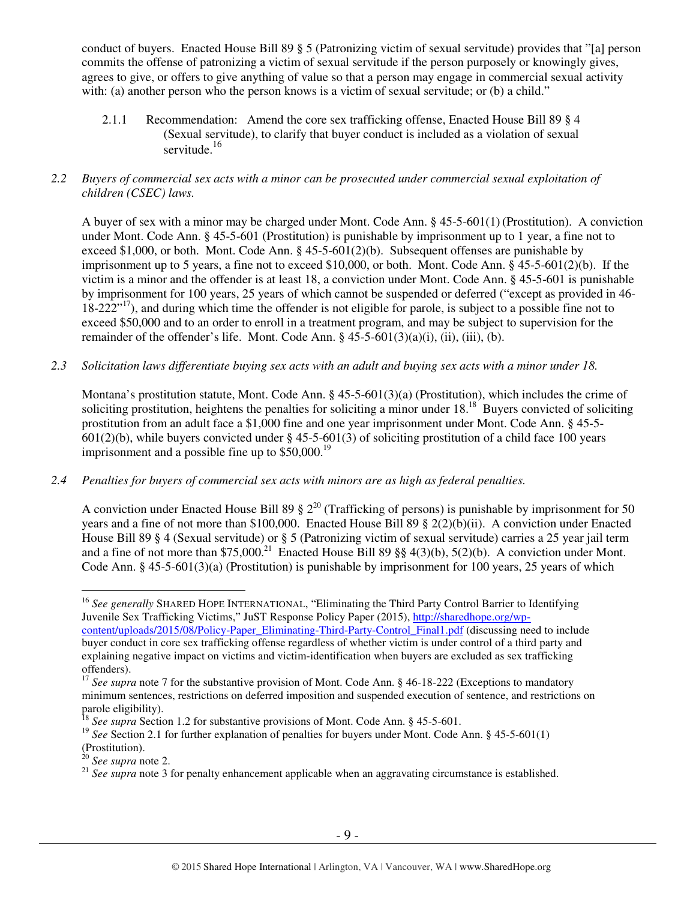conduct of buyers. Enacted House Bill 89 § 5 (Patronizing victim of sexual servitude) provides that "[a] person commits the offense of patronizing a victim of sexual servitude if the person purposely or knowingly gives, agrees to give, or offers to give anything of value so that a person may engage in commercial sexual activity with: (a) another person who the person knows is a victim of sexual servitude; or (b) a child."

2.1.1 Recommendation: Amend the core sex trafficking offense, Enacted House Bill 89 § 4 (Sexual servitude), to clarify that buyer conduct is included as a violation of sexual servitude.[16]

*2.2 Buyers of commercial sex acts with a minor can be prosecuted under commercial sexual exploitation of children (CSEC) laws.*

A buyer of sex with a minor may be charged under Mont. Code Ann. § 45-5-601(1) (Prostitution). A conviction under Mont. Code Ann. § 45-5-601 (Prostitution) is punishable by imprisonment up to 1 year, a fine not to exceed $1,000, or both. Mont. Code Ann. § 45-5-601(2)(b). Subsequent offenses are punishable by imprisonment up to 5 years, a fine not to exceed $10,000, or both. Mont. Code Ann. § 45-5-601(2)(b). If the victim is a minor and the offender is at least 18, a conviction under Mont. Code Ann. § 45-5-601 is punishable by imprisonment for 100 years, 25 years of which cannot be suspended or deferred ("except as provided in 46-18-222"[17]), and during which time the offender is not eligible for parole, is subject to a possible fine not to exceed $50,000 and to an order to enroll in a treatment program, and may be subject to supervision for the remainder of the offender's life. Mont. Code Ann. § 45-5-601(3)(a)(i), (ii), (iii), (b).

*2.3 Solicitation laws differentiate buying sex acts with an adult and buying sex acts with a minor under 18.*

Montana's prostitution statute, Mont. Code Ann. § 45-5-601(3)(a) (Prostitution), which includes the crime of soliciting prostitution, heightens the penalties for soliciting a minor under 18.[18] Buyers convicted of soliciting prostitution from an adult face a $1,000 fine and one year imprisonment under Mont. Code Ann. § 45-5-601(2)(b), while buyers convicted under § 45-5-601(3) of soliciting prostitution of a child face 100 years imprisonment and a possible fine up to $50,000.[19]

*2.4 Penalties for buyers of commercial sex acts with minors are as high as federal penalties.*

A conviction under Enacted House Bill 89 § 2[20] (Trafficking of persons) is punishable by imprisonment for 50 years and a fine of not more than $100,000. Enacted House Bill 89 § 2(2)(b)(ii). A conviction under Enacted House Bill 89 § 4 (Sexual servitude) or § 5 (Patronizing victim of sexual servitude) carries a 25 year jail term and a fine of not more than $75,000.[21] Enacted House Bill 89 §§ 4(3)(b), 5(2)(b). A conviction under Mont. Code Ann. § 45-5-601(3)(a) (Prostitution) is punishable by imprisonment for 100 years, 25 years of which

---

[16] *See generally* SHARED HOPE INTERNATIONAL, "Eliminating the Third Party Control Barrier to Identifying Juvenile Sex Trafficking Victims," JuST Response Policy Paper (2015), http://sharedhope.org/wp-content/uploads/2015/08/Policy-Paper_Eliminating-Third-Party-Control_Final1.pdf (discussing need to include buyer conduct in core sex trafficking offense regardless of whether victim is under control of a third party and explaining negative impact on victims and victim-identification when buyers are excluded as sex trafficking offenders).

[17] *See supra* note 7 for the substantive provision of Mont. Code Ann. § 46-18-222 (Exceptions to mandatory minimum sentences, restrictions on deferred imposition and suspended execution of sentence, and restrictions on parole eligibility).

[18] *See supra* Section 1.2 for substantive provisions of Mont. Code Ann. § 45-5-601.

[19] *See* Section 2.1 for further explanation of penalties for buyers under Mont. Code Ann. § 45-5-601(1) (Prostitution).

[20] *See supra* note 2.

[21] *See supra* note 3 for penalty enhancement applicable when an aggravating circumstance is established.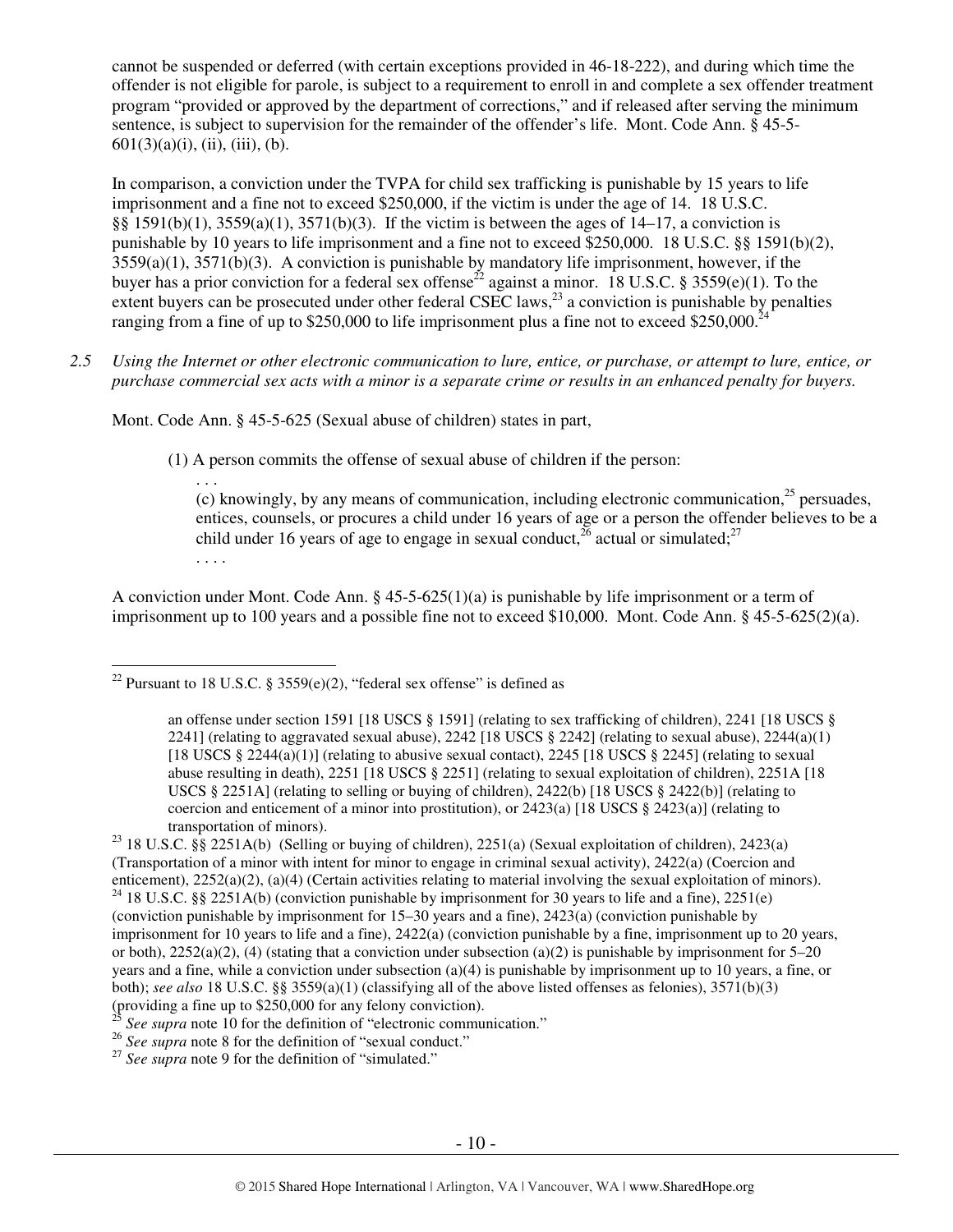cannot be suspended or deferred (with certain exceptions provided in 46-18-222), and during which time the offender is not eligible for parole, is subject to a requirement to enroll in and complete a sex offender treatment program "provided or approved by the department of corrections," and if released after serving the minimum sentence, is subject to supervision for the remainder of the offender's life. Mont. Code Ann. § 45-5-601(3)(a)(i), (ii), (iii), (b).

In comparison, a conviction under the TVPA for child sex trafficking is punishable by 15 years to life imprisonment and a fine not to exceed $250,000, if the victim is under the age of 14. 18 U.S.C. §§ 1591(b)(1), 3559(a)(1), 3571(b)(3). If the victim is between the ages of 14–17, a conviction is punishable by 10 years to life imprisonment and a fine not to exceed $250,000. 18 U.S.C. §§ 1591(b)(2), 3559(a)(1), 3571(b)(3). A conviction is punishable by mandatory life imprisonment, however, if the buyer has a prior conviction for a federal sex offense[22] against a minor. 18 U.S.C. § 3559(e)(1). To the extent buyers can be prosecuted under other federal CSEC laws,[23] a conviction is punishable by penalties ranging from a fine of up to $250,000 to life imprisonment plus a fine not to exceed $250,000.[24]

*2.5 Using the Internet or other electronic communication to lure, entice, or purchase, or attempt to lure, entice, or purchase commercial sex acts with a minor is a separate crime or results in an enhanced penalty for buyers.*

Mont. Code Ann. § 45-5-625 (Sexual abuse of children) states in part,

> (1) A person commits the offense of sexual abuse of children if the person:
>
> . . .
>
> (c) knowingly, by any means of communication, including electronic communication,[25] persuades, entices, counsels, or procures a child under 16 years of age or a person the offender believes to be a child under 16 years of age to engage in sexual conduct,[26] actual or simulated;[27]
>
> . . . .

A conviction under Mont. Code Ann. § 45-5-625(1)(a) is punishable by life imprisonment or a term of imprisonment up to 100 years and a possible fine not to exceed $10,000. Mont. Code Ann. § 45-5-625(2)(a).

---

[22] Pursuant to 18 U.S.C. § 3559(e)(2), "federal sex offense" is defined as

> an offense under section 1591 [18 USCS § 1591] (relating to sex trafficking of children), 2241 [18 USCS § 2241] (relating to aggravated sexual abuse), 2242 [18 USCS § 2242] (relating to sexual abuse), 2244(a)(1) [18 USCS § 2244(a)(1)] (relating to abusive sexual contact), 2245 [18 USCS § 2245] (relating to sexual abuse resulting in death), 2251 [18 USCS § 2251] (relating to sexual exploitation of children), 2251A [18 USCS § 2251A] (relating to selling or buying of children), 2422(b) [18 USCS § 2422(b)] (relating to coercion and enticement of a minor into prostitution), or 2423(a) [18 USCS § 2423(a)] (relating to transportation of minors).

[23] 18 U.S.C. §§ 2251A(b) (Selling or buying of children), 2251(a) (Sexual exploitation of children), 2423(a) (Transportation of a minor with intent for minor to engage in criminal sexual activity), 2422(a) (Coercion and enticement), 2252(a)(2), (a)(4) (Certain activities relating to material involving the sexual exploitation of minors).

[24] 18 U.S.C. §§ 2251A(b) (conviction punishable by imprisonment for 30 years to life and a fine), 2251(e) (conviction punishable by imprisonment for 15–30 years and a fine), 2423(a) (conviction punishable by imprisonment for 10 years to life and a fine), 2422(a) (conviction punishable by a fine, imprisonment up to 20 years, or both), 2252(a)(2), (4) (stating that a conviction under subsection (a)(2) is punishable by imprisonment for 5–20 years and a fine, while a conviction under subsection (a)(4) is punishable by imprisonment up to 10 years, a fine, or both); *see also* 18 U.S.C. §§ 3559(a)(1) (classifying all of the above listed offenses as felonies), 3571(b)(3) (providing a fine up to $250,000 for any felony conviction).

[25] *See supra* note 10 for the definition of "electronic communication."

[26] *See supra* note 8 for the definition of "sexual conduct."

[27] *See supra* note 9 for the definition of "simulated."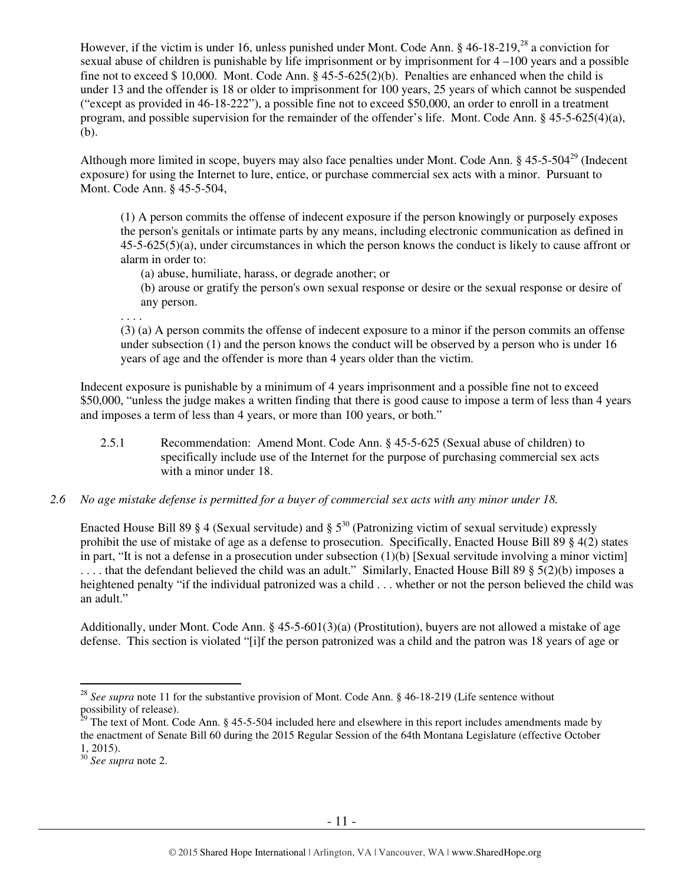However, if the victim is under 16, unless punished under Mont. Code Ann. § 46-18-219,[28] a conviction for sexual abuse of children is punishable by life imprisonment or by imprisonment for 4 –100 years and a possible fine not to exceed $ 10,000. Mont. Code Ann. § 45-5-625(2)(b). Penalties are enhanced when the child is under 13 and the offender is 18 or older to imprisonment for 100 years, 25 years of which cannot be suspended ("except as provided in 46-18-222"), a possible fine not to exceed $50,000, an order to enroll in a treatment program, and possible supervision for the remainder of the offender's life. Mont. Code Ann. § 45-5-625(4)(a), (b).

Although more limited in scope, buyers may also face penalties under Mont. Code Ann. § 45-5-504[29] (Indecent exposure) for using the Internet to lure, entice, or purchase commercial sex acts with a minor. Pursuant to Mont. Code Ann. § 45-5-504,

> (1) A person commits the offense of indecent exposure if the person knowingly or purposely exposes the person's genitals or intimate parts by any means, including electronic communication as defined in 45-5-625(5)(a), under circumstances in which the person knows the conduct is likely to cause affront or alarm in order to:
>
> (a) abuse, humiliate, harass, or degrade another; or
>
> (b) arouse or gratify the person's own sexual response or desire or the sexual response or desire of any person.
>
> . . . .
>
> (3) (a) A person commits the offense of indecent exposure to a minor if the person commits an offense under subsection (1) and the person knows the conduct will be observed by a person who is under 16 years of age and the offender is more than 4 years older than the victim.

Indecent exposure is punishable by a minimum of 4 years imprisonment and a possible fine not to exceed $50,000, "unless the judge makes a written finding that there is good cause to impose a term of less than 4 years and imposes a term of less than 4 years, or more than 100 years, or both."

2.5.1 Recommendation: Amend Mont. Code Ann. § 45-5-625 (Sexual abuse of children) to specifically include use of the Internet for the purpose of purchasing commercial sex acts with a minor under 18.

*2.6 No age mistake defense is permitted for a buyer of commercial sex acts with any minor under 18.*

Enacted House Bill 89 § 4 (Sexual servitude) and § 5[30] (Patronizing victim of sexual servitude) expressly prohibit the use of mistake of age as a defense to prosecution. Specifically, Enacted House Bill 89 § 4(2) states in part, "It is not a defense in a prosecution under subsection (1)(b) [Sexual servitude involving a minor victim] . . . . that the defendant believed the child was an adult." Similarly, Enacted House Bill 89 § 5(2)(b) imposes a heightened penalty "if the individual patronized was a child . . . whether or not the person believed the child was an adult."

Additionally, under Mont. Code Ann. § 45-5-601(3)(a) (Prostitution), buyers are not allowed a mistake of age defense. This section is violated "[i]f the person patronized was a child and the patron was 18 years of age or

---

[28] *See supra* note 11 for the substantive provision of Mont. Code Ann. § 46-18-219 (Life sentence without possibility of release).

[29] The text of Mont. Code Ann. § 45-5-504 included here and elsewhere in this report includes amendments made by the enactment of Senate Bill 60 during the 2015 Regular Session of the 64th Montana Legislature (effective October 1, 2015).

[30] *See supra* note 2.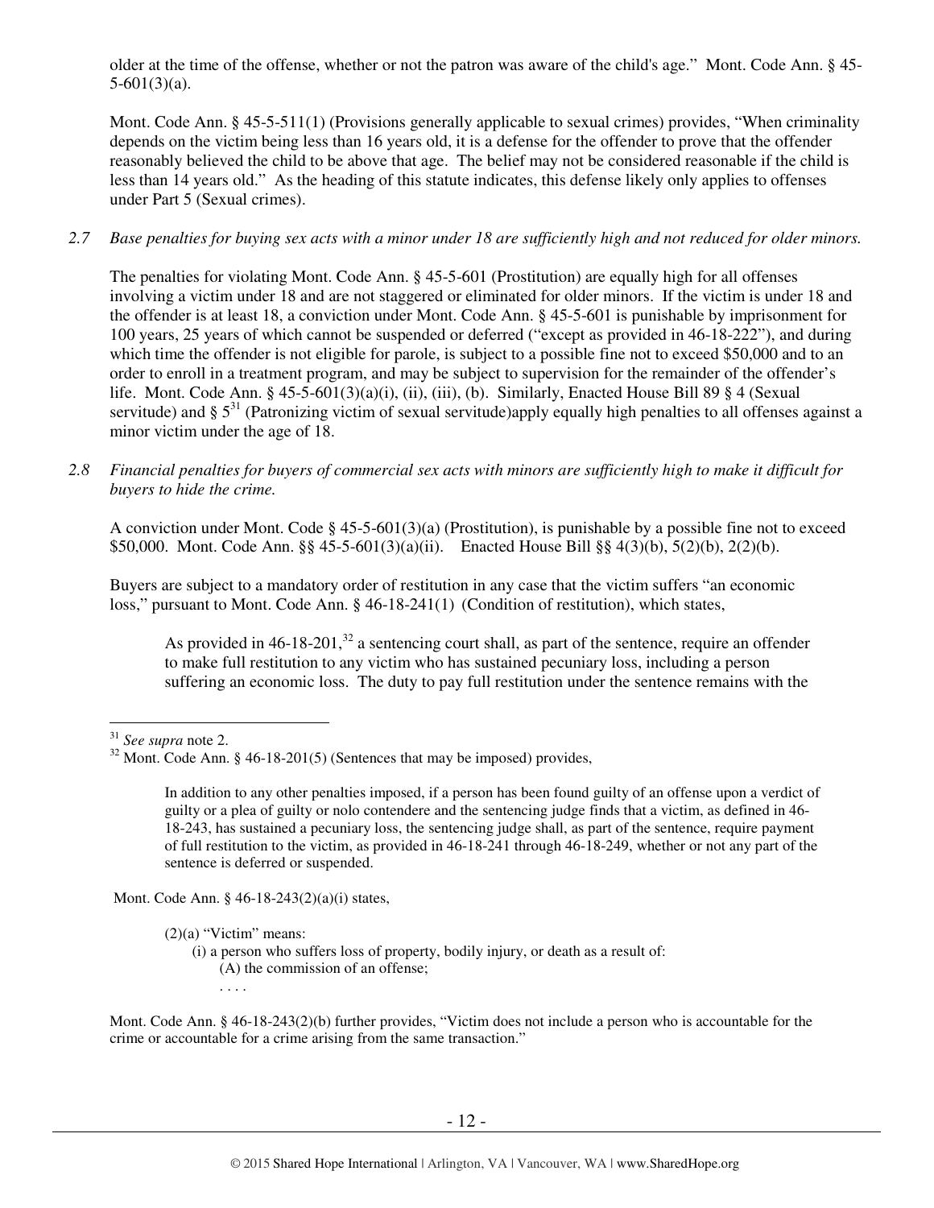older at the time of the offense, whether or not the patron was aware of the child's age." Mont. Code Ann. § 45-5-601(3)(a).

Mont. Code Ann. § 45-5-511(1) (Provisions generally applicable to sexual crimes) provides, "When criminality depends on the victim being less than 16 years old, it is a defense for the offender to prove that the offender reasonably believed the child to be above that age. The belief may not be considered reasonable if the child is less than 14 years old." As the heading of this statute indicates, this defense likely only applies to offenses under Part 5 (Sexual crimes).

*2.7 Base penalties for buying sex acts with a minor under 18 are sufficiently high and not reduced for older minors.*

The penalties for violating Mont. Code Ann. § 45-5-601 (Prostitution) are equally high for all offenses involving a victim under 18 and are not staggered or eliminated for older minors. If the victim is under 18 and the offender is at least 18, a conviction under Mont. Code Ann. § 45-5-601 is punishable by imprisonment for 100 years, 25 years of which cannot be suspended or deferred ("except as provided in 46-18-222"), and during which time the offender is not eligible for parole, is subject to a possible fine not to exceed \$50,000 and to an order to enroll in a treatment program, and may be subject to supervision for the remainder of the offender's life. Mont. Code Ann. § 45-5-601(3)(a)(i), (ii), (iii), (b). Similarly, Enacted House Bill 89 § 4 (Sexual servitude) and § 5[31] (Patronizing victim of sexual servitude)apply equally high penalties to all offenses against a minor victim under the age of 18.

*2.8 Financial penalties for buyers of commercial sex acts with minors are sufficiently high to make it difficult for buyers to hide the crime.*

A conviction under Mont. Code § 45-5-601(3)(a) (Prostitution), is punishable by a possible fine not to exceed \$50,000. Mont. Code Ann. §§ 45-5-601(3)(a)(ii). Enacted House Bill §§ 4(3)(b), 5(2)(b), 2(2)(b).

Buyers are subject to a mandatory order of restitution in any case that the victim suffers "an economic loss," pursuant to Mont. Code Ann. § 46-18-241(1) (Condition of restitution), which states,

> As provided in 46-18-201,[32] a sentencing court shall, as part of the sentence, require an offender to make full restitution to any victim who has sustained pecuniary loss, including a person suffering an economic loss. The duty to pay full restitution under the sentence remains with the

---

[31] *See supra* note 2.

[32] Mont. Code Ann. § 46-18-201(5) (Sentences that may be imposed) provides,

> In addition to any other penalties imposed, if a person has been found guilty of an offense upon a verdict of guilty or a plea of guilty or nolo contendere and the sentencing judge finds that a victim, as defined in 46-18-243, has sustained a pecuniary loss, the sentencing judge shall, as part of the sentence, require payment of full restitution to the victim, as provided in 46-18-241 through 46-18-249, whether or not any part of the sentence is deferred or suspended.

Mont. Code Ann. § 46-18-243(2)(a)(i) states,

> (2)(a) "Victim" means:
> (i) a person who suffers loss of property, bodily injury, or death as a result of:
> (A) the commission of an offense;
> . . . .

Mont. Code Ann. § 46-18-243(2)(b) further provides, "Victim does not include a person who is accountable for the crime or accountable for a crime arising from the same transaction."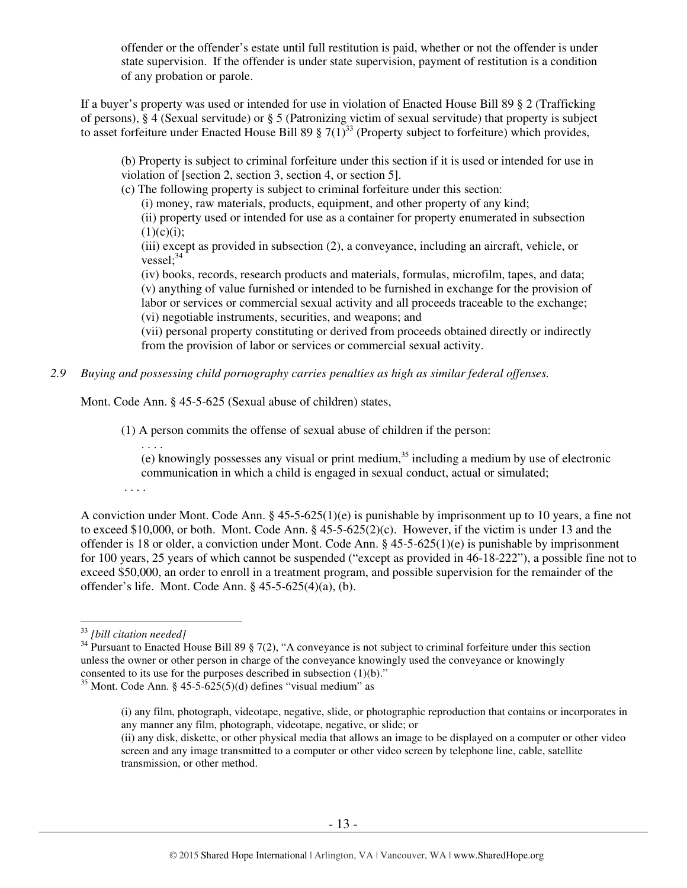offender or the offender's estate until full restitution is paid, whether or not the offender is under state supervision. If the offender is under state supervision, payment of restitution is a condition of any probation or parole.

If a buyer's property was used or intended for use in violation of Enacted House Bill 89 § 2 (Trafficking of persons), § 4 (Sexual servitude) or § 5 (Patronizing victim of sexual servitude) that property is subject to asset forfeiture under Enacted House Bill 89 § 7(1)[33] (Property subject to forfeiture) which provides,

> (b) Property is subject to criminal forfeiture under this section if it is used or intended for use in violation of [section 2, section 3, section 4, or section 5].
>
> (c) The following property is subject to criminal forfeiture under this section:
>
> (i) money, raw materials, products, equipment, and other property of any kind;
>
> (ii) property used or intended for use as a container for property enumerated in subsection (1)(c)(i);
>
> (iii) except as provided in subsection (2), a conveyance, including an aircraft, vehicle, or vessel;[34]
>
> (iv) books, records, research products and materials, formulas, microfilm, tapes, and data;
>
> (v) anything of value furnished or intended to be furnished in exchange for the provision of labor or services or commercial sexual activity and all proceeds traceable to the exchange;
>
> (vi) negotiable instruments, securities, and weapons; and
>
> (vii) personal property constituting or derived from proceeds obtained directly or indirectly from the provision of labor or services or commercial sexual activity.

*2.9 Buying and possessing child pornography carries penalties as high as similar federal offenses.*

Mont. Code Ann. § 45-5-625 (Sexual abuse of children) states,

> (1) A person commits the offense of sexual abuse of children if the person:
>
> . . . .
>
> (e) knowingly possesses any visual or print medium,[35] including a medium by use of electronic communication in which a child is engaged in sexual conduct, actual or simulated;
>
> . . . .

A conviction under Mont. Code Ann. § 45-5-625(1)(e) is punishable by imprisonment up to 10 years, a fine not to exceed $10,000, or both. Mont. Code Ann. § 45-5-625(2)(c). However, if the victim is under 13 and the offender is 18 or older, a conviction under Mont. Code Ann. § 45-5-625(1)(e) is punishable by imprisonment for 100 years, 25 years of which cannot be suspended ("except as provided in 46-18-222"), a possible fine not to exceed $50,000, an order to enroll in a treatment program, and possible supervision for the remainder of the offender's life. Mont. Code Ann. § 45-5-625(4)(a), (b).

---

[33] *[bill citation needed]*

[34] Pursuant to Enacted House Bill 89 § 7(2), "A conveyance is not subject to criminal forfeiture under this section unless the owner or other person in charge of the conveyance knowingly used the conveyance or knowingly consented to its use for the purposes described in subsection (1)(b)."

[35] Mont. Code Ann. § 45-5-625(5)(d) defines "visual medium" as

> (i) any film, photograph, videotape, negative, slide, or photographic reproduction that contains or incorporates in any manner any film, photograph, videotape, negative, or slide; or
>
> (ii) any disk, diskette, or other physical media that allows an image to be displayed on a computer or other video screen and any image transmitted to a computer or other video screen by telephone line, cable, satellite transmission, or other method.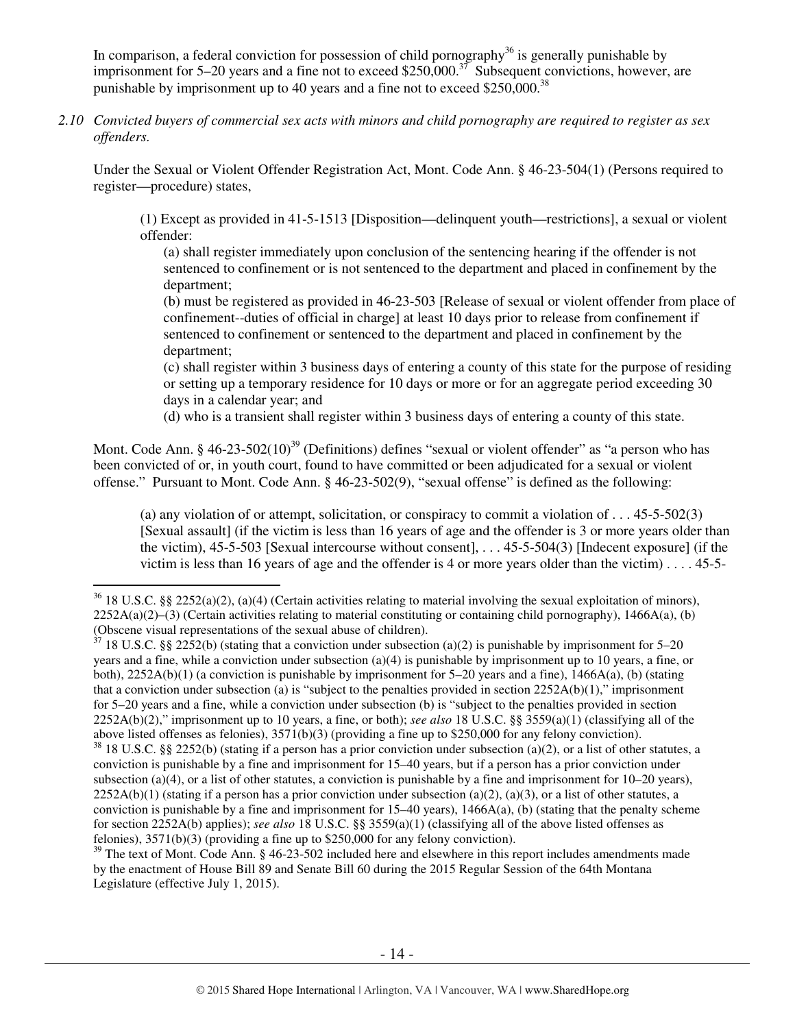In comparison, a federal conviction for possession of child pornography[36] is generally punishable by imprisonment for 5–20 years and a fine not to exceed $250,000.[37] Subsequent convictions, however, are punishable by imprisonment up to 40 years and a fine not to exceed $250,000.[38]

*2.10 Convicted buyers of commercial sex acts with minors and child pornography are required to register as sex offenders.*

Under the Sexual or Violent Offender Registration Act, Mont. Code Ann. § 46-23-504(1) (Persons required to register—procedure) states,

> (1) Except as provided in 41-5-1513 [Disposition—delinquent youth—restrictions], a sexual or violent offender:
>
> (a) shall register immediately upon conclusion of the sentencing hearing if the offender is not sentenced to confinement or is not sentenced to the department and placed in confinement by the department;
>
> (b) must be registered as provided in 46-23-503 [Release of sexual or violent offender from place of confinement--duties of official in charge] at least 10 days prior to release from confinement if sentenced to confinement or sentenced to the department and placed in confinement by the department;
>
> (c) shall register within 3 business days of entering a county of this state for the purpose of residing or setting up a temporary residence for 10 days or more or for an aggregate period exceeding 30 days in a calendar year; and
>
> (d) who is a transient shall register within 3 business days of entering a county of this state.

Mont. Code Ann. § 46-23-502(10)[39] (Definitions) defines "sexual or violent offender" as "a person who has been convicted of or, in youth court, found to have committed or been adjudicated for a sexual or violent offense." Pursuant to Mont. Code Ann. § 46-23-502(9), "sexual offense" is defined as the following:

> (a) any violation of or attempt, solicitation, or conspiracy to commit a violation of . . . 45-5-502(3) [Sexual assault] (if the victim is less than 16 years of age and the offender is 3 or more years older than the victim), 45-5-503 [Sexual intercourse without consent], . . . 45-5-504(3) [Indecent exposure] (if the victim is less than 16 years of age and the offender is 4 or more years older than the victim) . . . . 45-5-

---

[36] 18 U.S.C. §§ 2252(a)(2), (a)(4) (Certain activities relating to material involving the sexual exploitation of minors), 2252A(a)(2)–(3) (Certain activities relating to material constituting or containing child pornography), 1466A(a), (b) (Obscene visual representations of the sexual abuse of children).

[37] 18 U.S.C. §§ 2252(b) (stating that a conviction under subsection (a)(2) is punishable by imprisonment for 5–20 years and a fine, while a conviction under subsection (a)(4) is punishable by imprisonment up to 10 years, a fine, or both), 2252A(b)(1) (a conviction is punishable by imprisonment for 5–20 years and a fine), 1466A(a), (b) (stating that a conviction under subsection (a) is "subject to the penalties provided in section 2252A(b)(1)," imprisonment for 5–20 years and a fine, while a conviction under subsection (b) is "subject to the penalties provided in section 2252A(b)(2)," imprisonment up to 10 years, a fine, or both); *see also* 18 U.S.C. §§ 3559(a)(1) (classifying all of the above listed offenses as felonies), 3571(b)(3) (providing a fine up to $250,000 for any felony conviction).

[38] 18 U.S.C. §§ 2252(b) (stating if a person has a prior conviction under subsection (a)(2), or a list of other statutes, a conviction is punishable by a fine and imprisonment for 15–40 years, but if a person has a prior conviction under subsection (a)(4), or a list of other statutes, a conviction is punishable by a fine and imprisonment for 10–20 years), 2252A(b)(1) (stating if a person has a prior conviction under subsection (a)(2), (a)(3), or a list of other statutes, a conviction is punishable by a fine and imprisonment for 15–40 years), 1466A(a), (b) (stating that the penalty scheme for section 2252A(b) applies); *see also* 18 U.S.C. §§ 3559(a)(1) (classifying all of the above listed offenses as felonies), 3571(b)(3) (providing a fine up to $250,000 for any felony conviction).

[39] The text of Mont. Code Ann. § 46-23-502 included here and elsewhere in this report includes amendments made by the enactment of House Bill 89 and Senate Bill 60 during the 2015 Regular Session of the 64th Montana Legislature (effective July 1, 2015).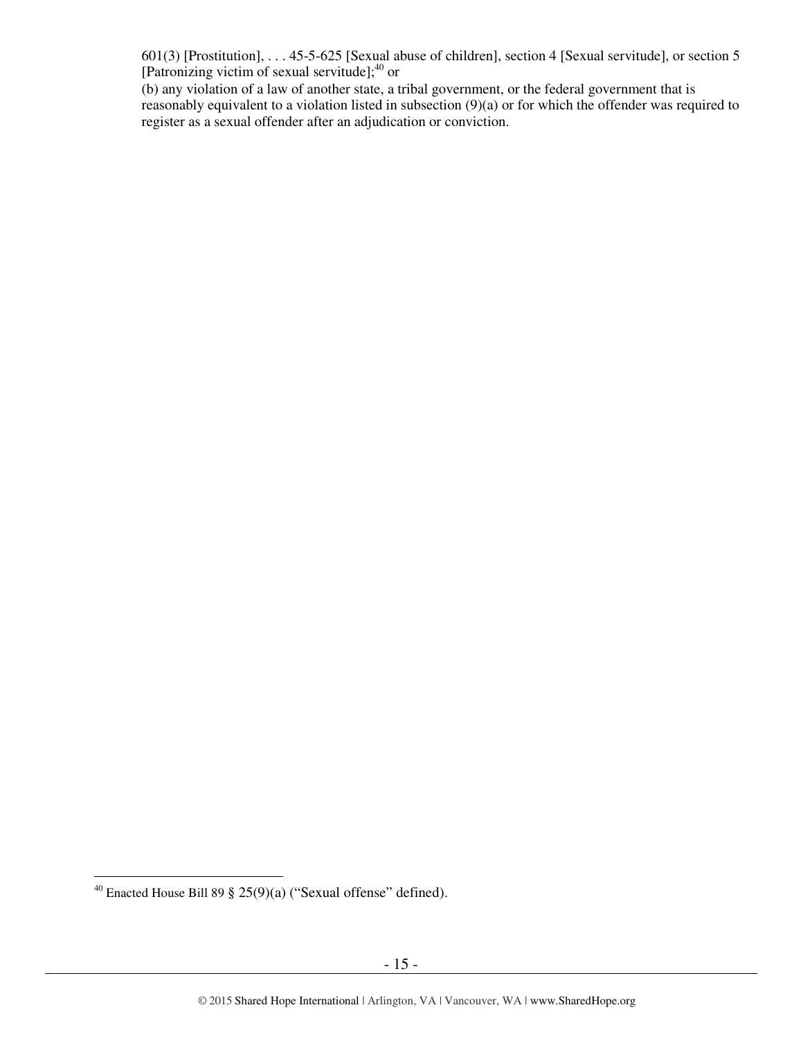601(3) [Prostitution], . . . 45-5-625 [Sexual abuse of children], section 4 [Sexual servitude], or section 5 [Patronizing victim of sexual servitude];[40] or

(b) any violation of a law of another state, a tribal government, or the federal government that is reasonably equivalent to a violation listed in subsection (9)(a) or for which the offender was required to register as a sexual offender after an adjudication or conviction.

---

[40] Enacted House Bill 89 § 25(9)(a) ("Sexual offense" defined).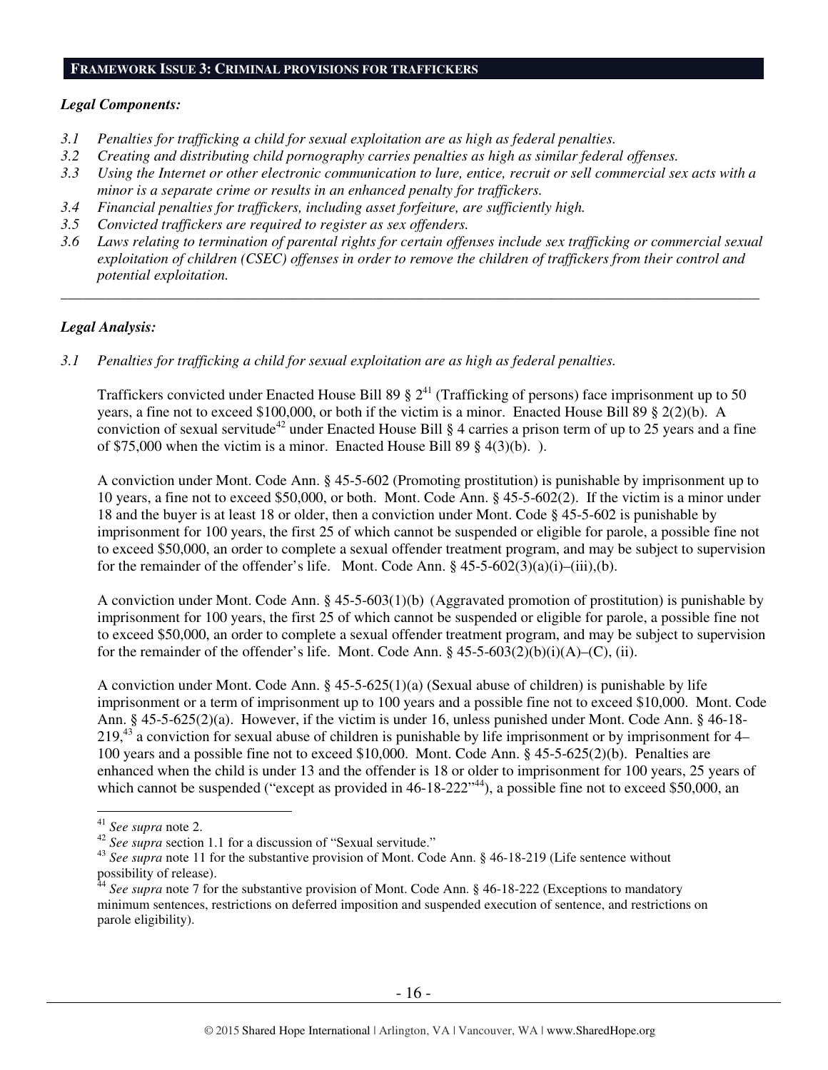## FRAMEWORK ISSUE 3: CRIMINAL PROVISIONS FOR TRAFFICKERS

***Legal Components:***

- *3.1 Penalties for trafficking a child for sexual exploitation are as high as federal penalties.*
- *3.2 Creating and distributing child pornography carries penalties as high as similar federal offenses.*
- *3.3 Using the Internet or other electronic communication to lure, entice, recruit or sell commercial sex acts with a minor is a separate crime or results in an enhanced penalty for traffickers.*
- *3.4 Financial penalties for traffickers, including asset forfeiture, are sufficiently high.*
- *3.5 Convicted traffickers are required to register as sex offenders.*
- *3.6 Laws relating to termination of parental rights for certain offenses include sex trafficking or commercial sexual exploitation of children (CSEC) offenses in order to remove the children of traffickers from their control and potential exploitation.*

---

***Legal Analysis:***

*3.1 Penalties for trafficking a child for sexual exploitation are as high as federal penalties.*

Traffickers convicted under Enacted House Bill 89 § 2[41] (Trafficking of persons) face imprisonment up to 50 years, a fine not to exceed $100,000, or both if the victim is a minor. Enacted House Bill 89 § 2(2)(b). A conviction of sexual servitude[42] under Enacted House Bill § 4 carries a prison term of up to 25 years and a fine of $75,000 when the victim is a minor. Enacted House Bill 89 § 4(3)(b). ).

A conviction under Mont. Code Ann. § 45-5-602 (Promoting prostitution) is punishable by imprisonment up to 10 years, a fine not to exceed $50,000, or both. Mont. Code Ann. § 45-5-602(2). If the victim is a minor under 18 and the buyer is at least 18 or older, then a conviction under Mont. Code § 45-5-602 is punishable by imprisonment for 100 years, the first 25 of which cannot be suspended or eligible for parole, a possible fine not to exceed $50,000, an order to complete a sexual offender treatment program, and may be subject to supervision for the remainder of the offender's life. Mont. Code Ann. § 45-5-602(3)(a)(i)–(iii),(b).

A conviction under Mont. Code Ann. § 45-5-603(1)(b) (Aggravated promotion of prostitution) is punishable by imprisonment for 100 years, the first 25 of which cannot be suspended or eligible for parole, a possible fine not to exceed $50,000, an order to complete a sexual offender treatment program, and may be subject to supervision for the remainder of the offender's life. Mont. Code Ann. § 45-5-603(2)(b)(i)(A)–(C), (ii).

A conviction under Mont. Code Ann. § 45-5-625(1)(a) (Sexual abuse of children) is punishable by life imprisonment or a term of imprisonment up to 100 years and a possible fine not to exceed $10,000. Mont. Code Ann. § 45-5-625(2)(a). However, if the victim is under 16, unless punished under Mont. Code Ann. § 46-18-219,[43] a conviction for sexual abuse of children is punishable by life imprisonment or by imprisonment for 4–100 years and a possible fine not to exceed $10,000. Mont. Code Ann. § 45-5-625(2)(b). Penalties are enhanced when the child is under 13 and the offender is 18 or older to imprisonment for 100 years, 25 years of which cannot be suspended ("except as provided in 46-18-222"[44]), a possible fine not to exceed $50,000, an

---

[41] *See supra* note 2.

[42] *See supra* section 1.1 for a discussion of "Sexual servitude."

[43] *See supra* note 11 for the substantive provision of Mont. Code Ann. § 46-18-219 (Life sentence without possibility of release).

[44] *See supra* note 7 for the substantive provision of Mont. Code Ann. § 46-18-222 (Exceptions to mandatory minimum sentences, restrictions on deferred imposition and suspended execution of sentence, and restrictions on parole eligibility).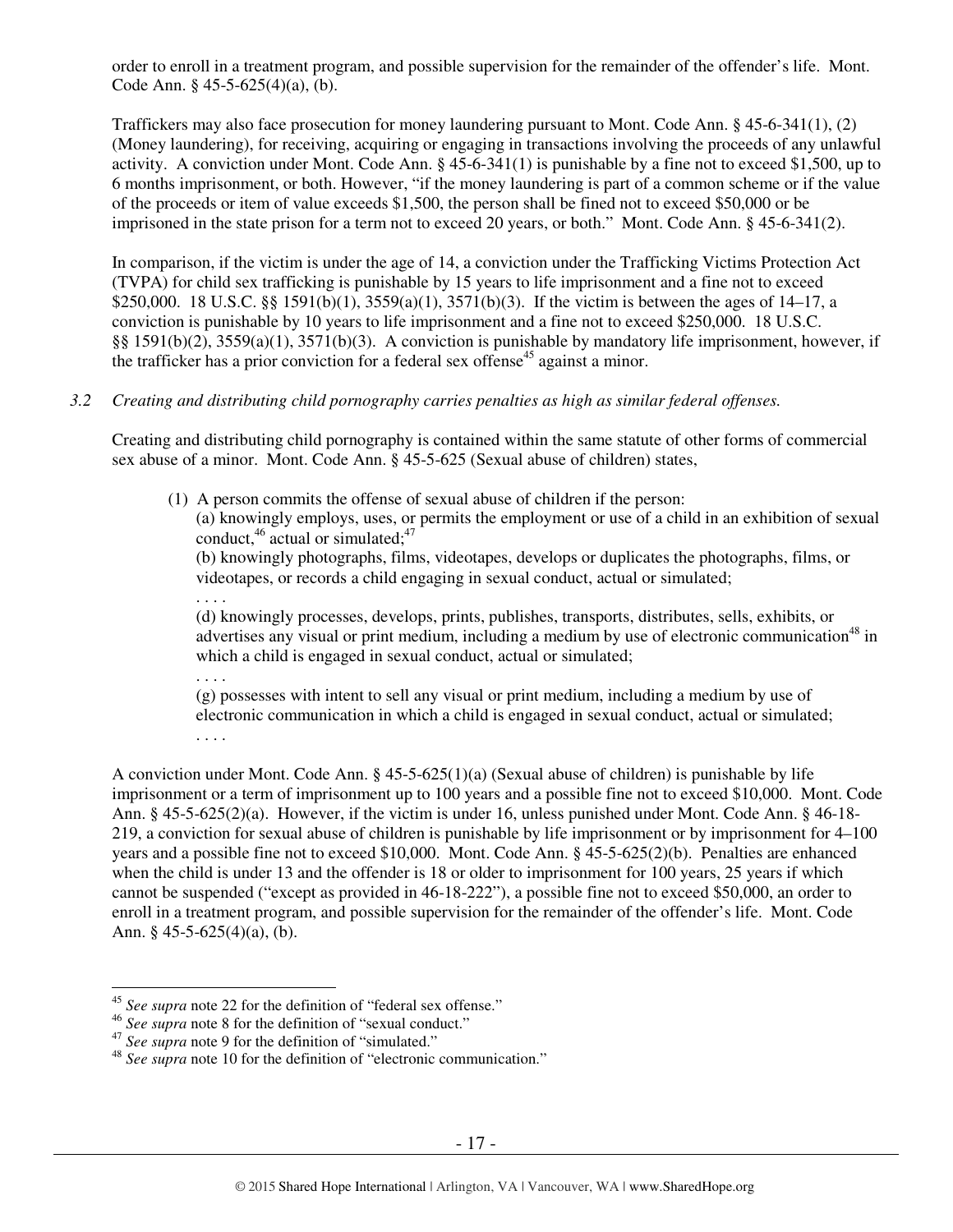order to enroll in a treatment program, and possible supervision for the remainder of the offender's life. Mont. Code Ann. § 45-5-625(4)(a), (b).

Traffickers may also face prosecution for money laundering pursuant to Mont. Code Ann. § 45-6-341(1), (2) (Money laundering), for receiving, acquiring or engaging in transactions involving the proceeds of any unlawful activity. A conviction under Mont. Code Ann. § 45-6-341(1) is punishable by a fine not to exceed $1,500, up to 6 months imprisonment, or both. However, "if the money laundering is part of a common scheme or if the value of the proceeds or item of value exceeds $1,500, the person shall be fined not to exceed $50,000 or be imprisoned in the state prison for a term not to exceed 20 years, or both." Mont. Code Ann. § 45-6-341(2).

In comparison, if the victim is under the age of 14, a conviction under the Trafficking Victims Protection Act (TVPA) for child sex trafficking is punishable by 15 years to life imprisonment and a fine not to exceed $250,000. 18 U.S.C. §§ 1591(b)(1), 3559(a)(1), 3571(b)(3). If the victim is between the ages of 14–17, a conviction is punishable by 10 years to life imprisonment and a fine not to exceed $250,000. 18 U.S.C. §§ 1591(b)(2), 3559(a)(1), 3571(b)(3). A conviction is punishable by mandatory life imprisonment, however, if the trafficker has a prior conviction for a federal sex offense[45] against a minor.

*3.2 Creating and distributing child pornography carries penalties as high as similar federal offenses.*

Creating and distributing child pornography is contained within the same statute of other forms of commercial sex abuse of a minor. Mont. Code Ann. § 45-5-625 (Sexual abuse of children) states,

> (1) A person commits the offense of sexual abuse of children if the person:
> (a) knowingly employs, uses, or permits the employment or use of a child in an exhibition of sexual conduct,[46] actual or simulated;[47]
> (b) knowingly photographs, films, videotapes, develops or duplicates the photographs, films, or videotapes, or records a child engaging in sexual conduct, actual or simulated;
> . . . .
> (d) knowingly processes, develops, prints, publishes, transports, distributes, sells, exhibits, or advertises any visual or print medium, including a medium by use of electronic communication[48] in which a child is engaged in sexual conduct, actual or simulated;
> . . . .
> (g) possesses with intent to sell any visual or print medium, including a medium by use of electronic communication in which a child is engaged in sexual conduct, actual or simulated;
> . . . .

A conviction under Mont. Code Ann. § 45-5-625(1)(a) (Sexual abuse of children) is punishable by life imprisonment or a term of imprisonment up to 100 years and a possible fine not to exceed $10,000. Mont. Code Ann. § 45-5-625(2)(a). However, if the victim is under 16, unless punished under Mont. Code Ann. § 46-18-219, a conviction for sexual abuse of children is punishable by life imprisonment or by imprisonment for 4–100 years and a possible fine not to exceed $10,000. Mont. Code Ann. § 45-5-625(2)(b). Penalties are enhanced when the child is under 13 and the offender is 18 or older to imprisonment for 100 years, 25 years if which cannot be suspended ("except as provided in 46-18-222"), a possible fine not to exceed $50,000, an order to enroll in a treatment program, and possible supervision for the remainder of the offender's life. Mont. Code Ann. § 45-5-625(4)(a), (b).

---

[45] *See supra* note 22 for the definition of "federal sex offense."
[46] *See supra* note 8 for the definition of "sexual conduct."
[47] *See supra* note 9 for the definition of "simulated."
[48] *See supra* note 10 for the definition of "electronic communication."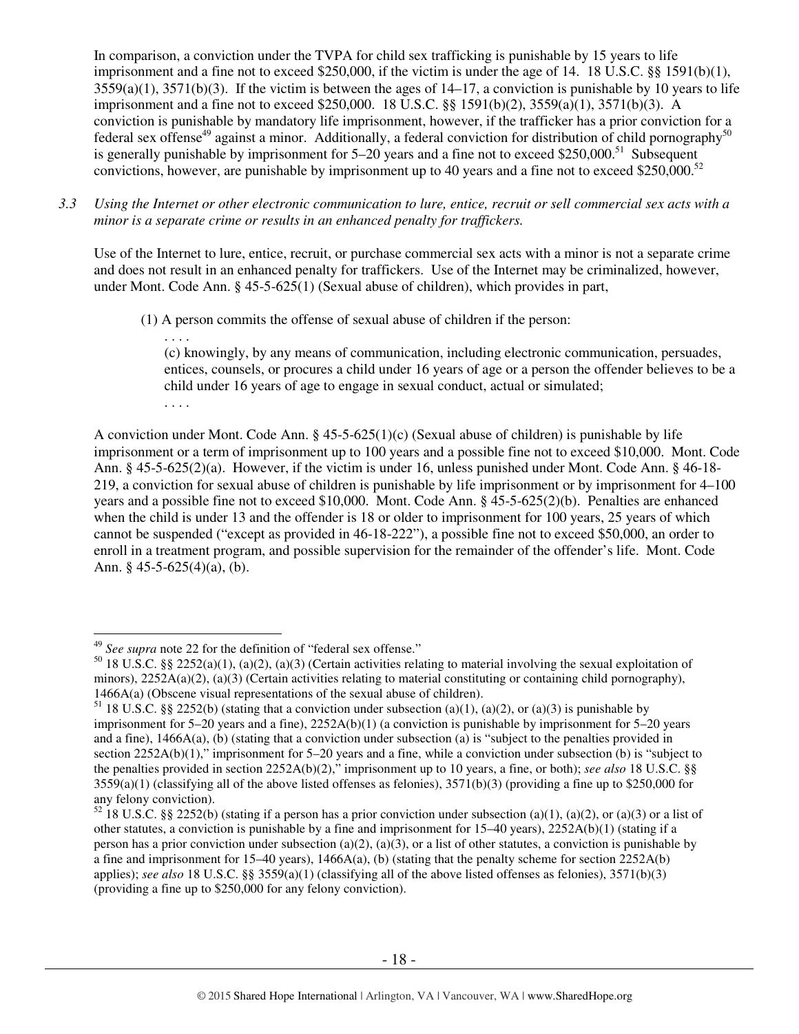In comparison, a conviction under the TVPA for child sex trafficking is punishable by 15 years to life imprisonment and a fine not to exceed $250,000, if the victim is under the age of 14. 18 U.S.C. §§ 1591(b)(1), 3559(a)(1), 3571(b)(3). If the victim is between the ages of 14–17, a conviction is punishable by 10 years to life imprisonment and a fine not to exceed $250,000. 18 U.S.C. §§ 1591(b)(2), 3559(a)(1), 3571(b)(3). A conviction is punishable by mandatory life imprisonment, however, if the trafficker has a prior conviction for a federal sex offense[49] against a minor. Additionally, a federal conviction for distribution of child pornography[50] is generally punishable by imprisonment for 5–20 years and a fine not to exceed $250,000.[51] Subsequent convictions, however, are punishable by imprisonment up to 40 years and a fine not to exceed $250,000.[52]

*3.3 Using the Internet or other electronic communication to lure, entice, recruit or sell commercial sex acts with a minor is a separate crime or results in an enhanced penalty for traffickers.*

Use of the Internet to lure, entice, recruit, or purchase commercial sex acts with a minor is not a separate crime and does not result in an enhanced penalty for traffickers. Use of the Internet may be criminalized, however, under Mont. Code Ann. § 45-5-625(1) (Sexual abuse of children), which provides in part,

> (1) A person commits the offense of sexual abuse of children if the person:
>
> . . . .
>
> (c) knowingly, by any means of communication, including electronic communication, persuades, entices, counsels, or procures a child under 16 years of age or a person the offender believes to be a child under 16 years of age to engage in sexual conduct, actual or simulated;
>
> . . . .

A conviction under Mont. Code Ann. § 45-5-625(1)(c) (Sexual abuse of children) is punishable by life imprisonment or a term of imprisonment up to 100 years and a possible fine not to exceed $10,000. Mont. Code Ann. § 45-5-625(2)(a). However, if the victim is under 16, unless punished under Mont. Code Ann. § 46-18-219, a conviction for sexual abuse of children is punishable by life imprisonment or by imprisonment for 4–100 years and a possible fine not to exceed $10,000. Mont. Code Ann. § 45-5-625(2)(b). Penalties are enhanced when the child is under 13 and the offender is 18 or older to imprisonment for 100 years, 25 years of which cannot be suspended ("except as provided in 46-18-222"), a possible fine not to exceed $50,000, an order to enroll in a treatment program, and possible supervision for the remainder of the offender's life. Mont. Code Ann. § 45-5-625(4)(a), (b).

---

[49] *See supra* note 22 for the definition of "federal sex offense."

[50] 18 U.S.C. §§ 2252(a)(1), (a)(2), (a)(3) (Certain activities relating to material involving the sexual exploitation of minors), 2252A(a)(2), (a)(3) (Certain activities relating to material constituting or containing child pornography), 1466A(a) (Obscene visual representations of the sexual abuse of children).

[51] 18 U.S.C. §§ 2252(b) (stating that a conviction under subsection (a)(1), (a)(2), or (a)(3) is punishable by imprisonment for 5–20 years and a fine), 2252A(b)(1) (a conviction is punishable by imprisonment for 5–20 years and a fine), 1466A(a), (b) (stating that a conviction under subsection (a) is "subject to the penalties provided in section 2252A(b)(1)," imprisonment for 5–20 years and a fine, while a conviction under subsection (b) is "subject to the penalties provided in section 2252A(b)(2)," imprisonment up to 10 years, a fine, or both); *see also* 18 U.S.C. §§ 3559(a)(1) (classifying all of the above listed offenses as felonies), 3571(b)(3) (providing a fine up to $250,000 for any felony conviction).

[52] 18 U.S.C. §§ 2252(b) (stating if a person has a prior conviction under subsection (a)(1), (a)(2), or (a)(3) or a list of other statutes, a conviction is punishable by a fine and imprisonment for 15–40 years), 2252A(b)(1) (stating if a person has a prior conviction under subsection (a)(2), (a)(3), or a list of other statutes, a conviction is punishable by a fine and imprisonment for 15–40 years), 1466A(a), (b) (stating that the penalty scheme for section 2252A(b) applies); *see also* 18 U.S.C. §§ 3559(a)(1) (classifying all of the above listed offenses as felonies), 3571(b)(3) (providing a fine up to $250,000 for any felony conviction).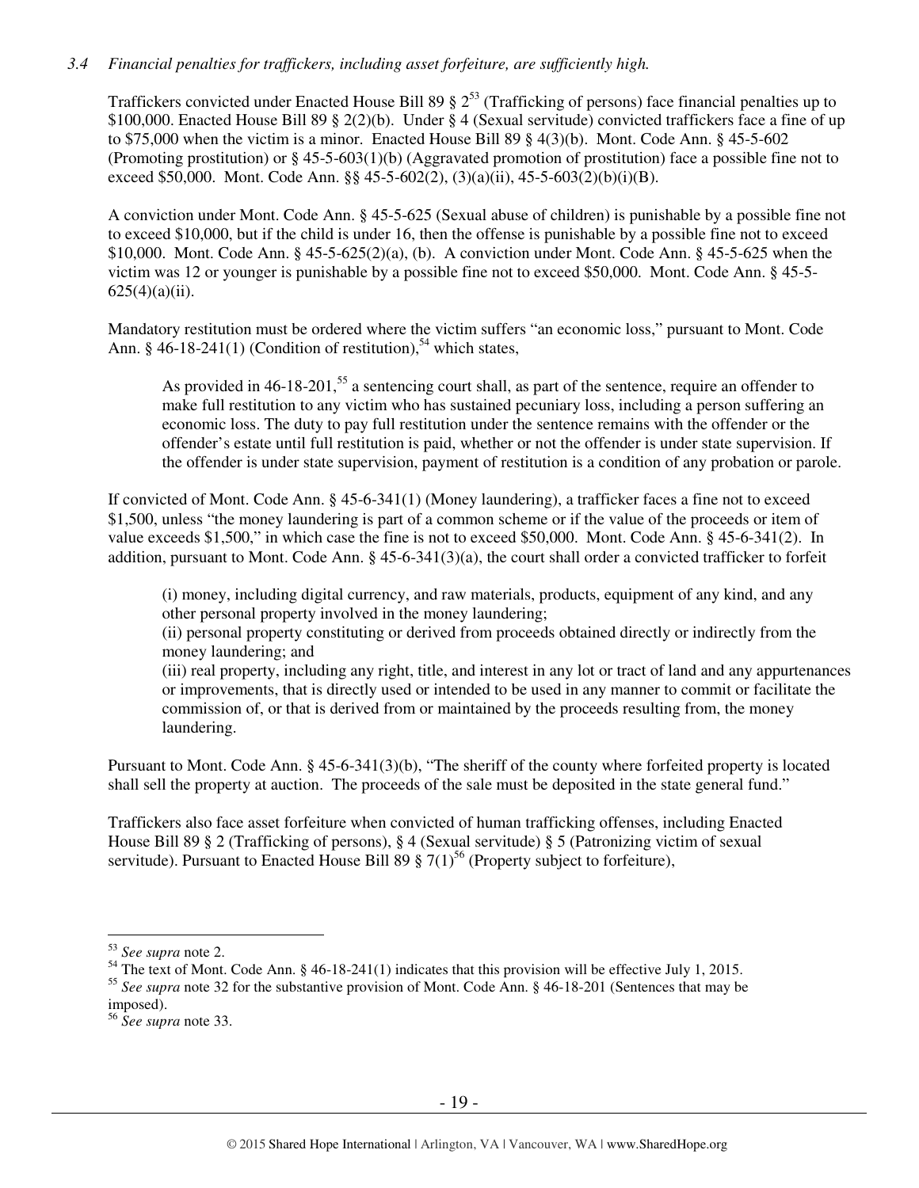*3.4 Financial penalties for traffickers, including asset forfeiture, are sufficiently high.*

Traffickers convicted under Enacted House Bill 89 § 2[53] (Trafficking of persons) face financial penalties up to $100,000. Enacted House Bill 89 § 2(2)(b). Under § 4 (Sexual servitude) convicted traffickers face a fine of up to $75,000 when the victim is a minor. Enacted House Bill 89 § 4(3)(b). Mont. Code Ann. § 45-5-602 (Promoting prostitution) or § 45-5-603(1)(b) (Aggravated promotion of prostitution) face a possible fine not to exceed $50,000. Mont. Code Ann. §§ 45-5-602(2), (3)(a)(ii), 45-5-603(2)(b)(i)(B).

A conviction under Mont. Code Ann. § 45-5-625 (Sexual abuse of children) is punishable by a possible fine not to exceed $10,000, but if the child is under 16, then the offense is punishable by a possible fine not to exceed $10,000. Mont. Code Ann. § 45-5-625(2)(a), (b). A conviction under Mont. Code Ann. § 45-5-625 when the victim was 12 or younger is punishable by a possible fine not to exceed $50,000. Mont. Code Ann. § 45-5-625(4)(a)(ii).

Mandatory restitution must be ordered where the victim suffers "an economic loss," pursuant to Mont. Code Ann. § 46-18-241(1) (Condition of restitution),[54] which states,

> As provided in 46-18-201,[55] a sentencing court shall, as part of the sentence, require an offender to make full restitution to any victim who has sustained pecuniary loss, including a person suffering an economic loss. The duty to pay full restitution under the sentence remains with the offender or the offender's estate until full restitution is paid, whether or not the offender is under state supervision. If the offender is under state supervision, payment of restitution is a condition of any probation or parole.

If convicted of Mont. Code Ann. § 45-6-341(1) (Money laundering), a trafficker faces a fine not to exceed $1,500, unless "the money laundering is part of a common scheme or if the value of the proceeds or item of value exceeds $1,500," in which case the fine is not to exceed $50,000. Mont. Code Ann. § 45-6-341(2). In addition, pursuant to Mont. Code Ann. § 45-6-341(3)(a), the court shall order a convicted trafficker to forfeit

> (i) money, including digital currency, and raw materials, products, equipment of any kind, and any other personal property involved in the money laundering;
> (ii) personal property constituting or derived from proceeds obtained directly or indirectly from the money laundering; and
> (iii) real property, including any right, title, and interest in any lot or tract of land and any appurtenances or improvements, that is directly used or intended to be used in any manner to commit or facilitate the commission of, or that is derived from or maintained by the proceeds resulting from, the money laundering.

Pursuant to Mont. Code Ann. § 45-6-341(3)(b), "The sheriff of the county where forfeited property is located shall sell the property at auction. The proceeds of the sale must be deposited in the state general fund."

Traffickers also face asset forfeiture when convicted of human trafficking offenses, including Enacted House Bill 89 § 2 (Trafficking of persons), § 4 (Sexual servitude) § 5 (Patronizing victim of sexual servitude). Pursuant to Enacted House Bill 89 § 7(1)[56] (Property subject to forfeiture),

---

[53] *See supra* note 2.
[54] The text of Mont. Code Ann. § 46-18-241(1) indicates that this provision will be effective July 1, 2015.
[55] *See supra* note 32 for the substantive provision of Mont. Code Ann. § 46-18-201 (Sentences that may be imposed).
[56] *See supra* note 33.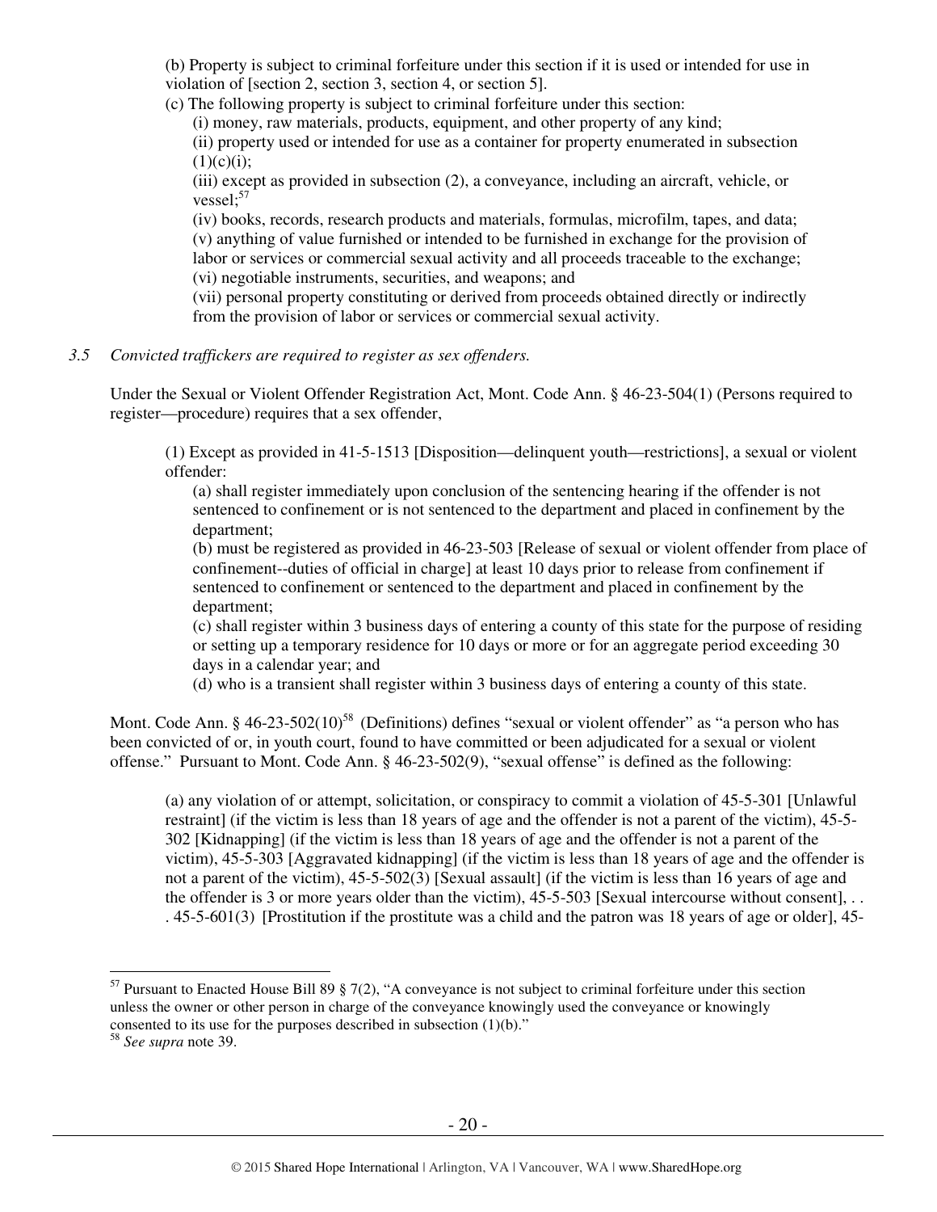(b) Property is subject to criminal forfeiture under this section if it is used or intended for use in violation of [section 2, section 3, section 4, or section 5].

(c) The following property is subject to criminal forfeiture under this section:

(i) money, raw materials, products, equipment, and other property of any kind;

(ii) property used or intended for use as a container for property enumerated in subsection (1)(c)(i);

(iii) except as provided in subsection (2), a conveyance, including an aircraft, vehicle, or vessel;[57]

(iv) books, records, research products and materials, formulas, microfilm, tapes, and data;

(v) anything of value furnished or intended to be furnished in exchange for the provision of labor or services or commercial sexual activity and all proceeds traceable to the exchange;

(vi) negotiable instruments, securities, and weapons; and

(vii) personal property constituting or derived from proceeds obtained directly or indirectly from the provision of labor or services or commercial sexual activity.

*3.5 Convicted traffickers are required to register as sex offenders.*

Under the Sexual or Violent Offender Registration Act, Mont. Code Ann. § 46-23-504(1) (Persons required to register—procedure) requires that a sex offender,

> (1) Except as provided in 41-5-1513 [Disposition—delinquent youth—restrictions], a sexual or violent offender:
>
> (a) shall register immediately upon conclusion of the sentencing hearing if the offender is not sentenced to confinement or is not sentenced to the department and placed in confinement by the department;
>
> (b) must be registered as provided in 46-23-503 [Release of sexual or violent offender from place of confinement--duties of official in charge] at least 10 days prior to release from confinement if sentenced to confinement or sentenced to the department and placed in confinement by the department;
>
> (c) shall register within 3 business days of entering a county of this state for the purpose of residing or setting up a temporary residence for 10 days or more or for an aggregate period exceeding 30 days in a calendar year; and
>
> (d) who is a transient shall register within 3 business days of entering a county of this state.

Mont. Code Ann. § 46-23-502(10)[58] (Definitions) defines "sexual or violent offender" as "a person who has been convicted of or, in youth court, found to have committed or been adjudicated for a sexual or violent offense." Pursuant to Mont. Code Ann. § 46-23-502(9), "sexual offense" is defined as the following:

> (a) any violation of or attempt, solicitation, or conspiracy to commit a violation of 45-5-301 [Unlawful restraint] (if the victim is less than 18 years of age and the offender is not a parent of the victim), 45-5-302 [Kidnapping] (if the victim is less than 18 years of age and the offender is not a parent of the victim), 45-5-303 [Aggravated kidnapping] (if the victim is less than 18 years of age and the offender is not a parent of the victim), 45-5-502(3) [Sexual assault] (if the victim is less than 16 years of age and the offender is 3 or more years older than the victim), 45-5-503 [Sexual intercourse without consent], . . . 45-5-601(3) [Prostitution if the prostitute was a child and the patron was 18 years of age or older], 45-

---

[57] Pursuant to Enacted House Bill 89 § 7(2), "A conveyance is not subject to criminal forfeiture under this section unless the owner or other person in charge of the conveyance knowingly used the conveyance or knowingly consented to its use for the purposes described in subsection (1)(b)."

[58] *See supra* note 39.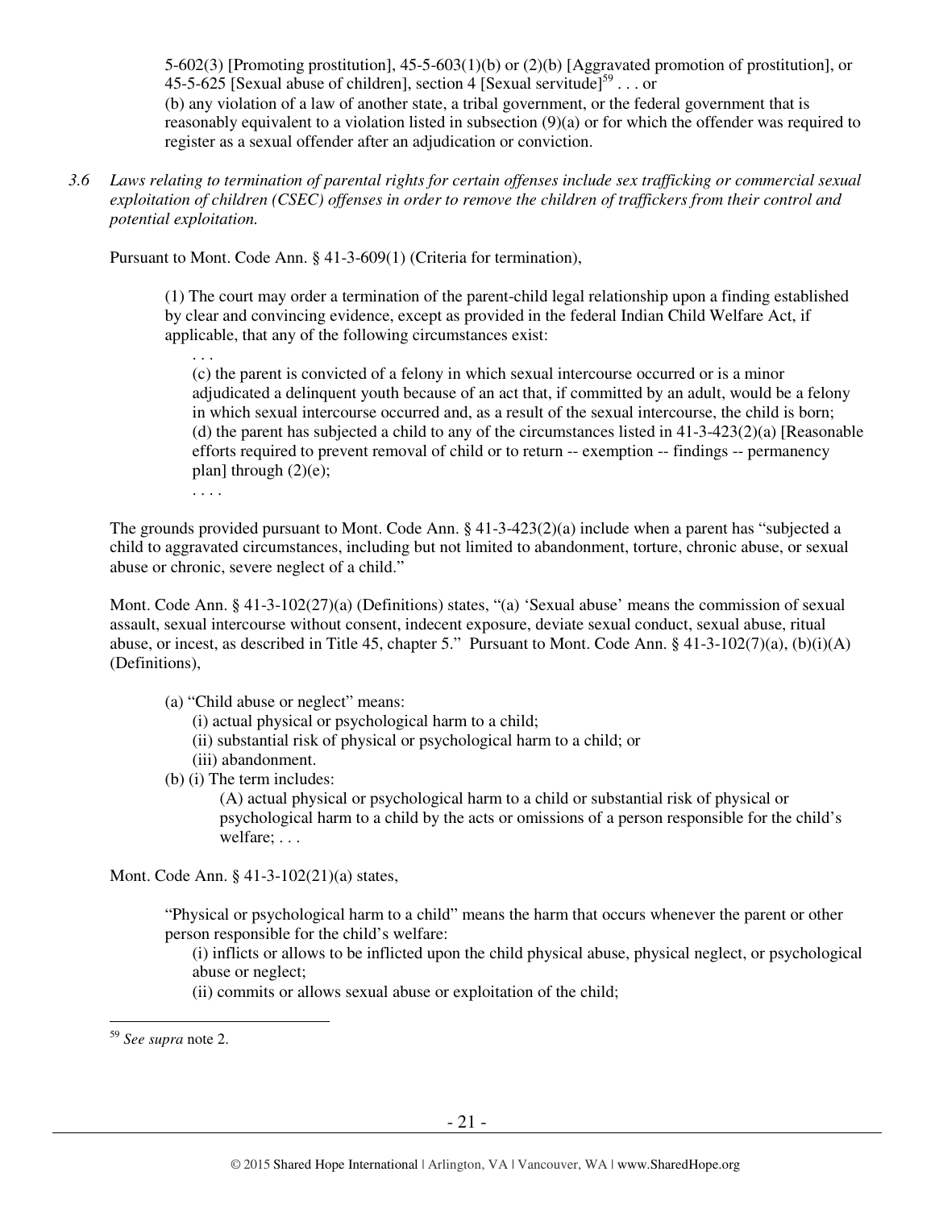5-602(3) [Promoting prostitution], 45-5-603(1)(b) or (2)(b) [Aggravated promotion of prostitution], or 45-5-625 [Sexual abuse of children], section 4 [Sexual servitude][59] . . . or
(b) any violation of a law of another state, a tribal government, or the federal government that is reasonably equivalent to a violation listed in subsection (9)(a) or for which the offender was required to register as a sexual offender after an adjudication or conviction.

*3.6 Laws relating to termination of parental rights for certain offenses include sex trafficking or commercial sexual exploitation of children (CSEC) offenses in order to remove the children of traffickers from their control and potential exploitation.*

Pursuant to Mont. Code Ann. § 41-3-609(1) (Criteria for termination),

> (1) The court may order a termination of the parent-child legal relationship upon a finding established by clear and convincing evidence, except as provided in the federal Indian Child Welfare Act, if applicable, that any of the following circumstances exist:
> . . .
> (c) the parent is convicted of a felony in which sexual intercourse occurred or is a minor adjudicated a delinquent youth because of an act that, if committed by an adult, would be a felony in which sexual intercourse occurred and, as a result of the sexual intercourse, the child is born;
> (d) the parent has subjected a child to any of the circumstances listed in 41-3-423(2)(a) [Reasonable efforts required to prevent removal of child or to return -- exemption -- findings -- permanency plan] through (2)(e);
> . . . .

The grounds provided pursuant to Mont. Code Ann. § 41-3-423(2)(a) include when a parent has "subjected a child to aggravated circumstances, including but not limited to abandonment, torture, chronic abuse, or sexual abuse or chronic, severe neglect of a child."

Mont. Code Ann. § 41-3-102(27)(a) (Definitions) states, "(a) 'Sexual abuse' means the commission of sexual assault, sexual intercourse without consent, indecent exposure, deviate sexual conduct, sexual abuse, ritual abuse, or incest, as described in Title 45, chapter 5." Pursuant to Mont. Code Ann. § 41-3-102(7)(a), (b)(i)(A) (Definitions),

> (a) "Child abuse or neglect" means:
> (i) actual physical or psychological harm to a child;
> (ii) substantial risk of physical or psychological harm to a child; or
> (iii) abandonment.
> (b) (i) The term includes:
> (A) actual physical or psychological harm to a child or substantial risk of physical or psychological harm to a child by the acts or omissions of a person responsible for the child's welfare; . . .

Mont. Code Ann. § 41-3-102(21)(a) states,

> "Physical or psychological harm to a child" means the harm that occurs whenever the parent or other person responsible for the child's welfare:
> (i) inflicts or allows to be inflicted upon the child physical abuse, physical neglect, or psychological abuse or neglect;
> (ii) commits or allows sexual abuse or exploitation of the child;

[59] *See supra* note 2.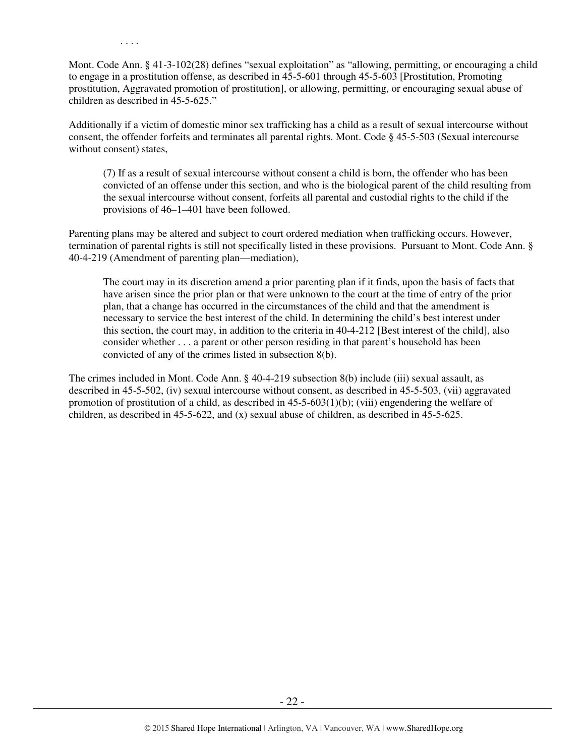. . . .

Mont. Code Ann. § 41-3-102(28) defines "sexual exploitation" as "allowing, permitting, or encouraging a child to engage in a prostitution offense, as described in 45-5-601 through 45-5-603 [Prostitution, Promoting prostitution, Aggravated promotion of prostitution], or allowing, permitting, or encouraging sexual abuse of children as described in 45-5-625."

Additionally if a victim of domestic minor sex trafficking has a child as a result of sexual intercourse without consent, the offender forfeits and terminates all parental rights. Mont. Code § 45-5-503 (Sexual intercourse without consent) states,

> (7) If as a result of sexual intercourse without consent a child is born, the offender who has been convicted of an offense under this section, and who is the biological parent of the child resulting from the sexual intercourse without consent, forfeits all parental and custodial rights to the child if the provisions of 46–1–401 have been followed.

Parenting plans may be altered and subject to court ordered mediation when trafficking occurs. However, termination of parental rights is still not specifically listed in these provisions. Pursuant to Mont. Code Ann. § 40-4-219 (Amendment of parenting plan—mediation),

> The court may in its discretion amend a prior parenting plan if it finds, upon the basis of facts that have arisen since the prior plan or that were unknown to the court at the time of entry of the prior plan, that a change has occurred in the circumstances of the child and that the amendment is necessary to service the best interest of the child. In determining the child's best interest under this section, the court may, in addition to the criteria in 40-4-212 [Best interest of the child], also consider whether . . . a parent or other person residing in that parent's household has been convicted of any of the crimes listed in subsection 8(b).

The crimes included in Mont. Code Ann. § 40-4-219 subsection 8(b) include (iii) sexual assault, as described in 45-5-502, (iv) sexual intercourse without consent, as described in 45-5-503, (vii) aggravated promotion of prostitution of a child, as described in 45-5-603(1)(b); (viii) engendering the welfare of children, as described in 45-5-622, and (x) sexual abuse of children, as described in 45-5-625.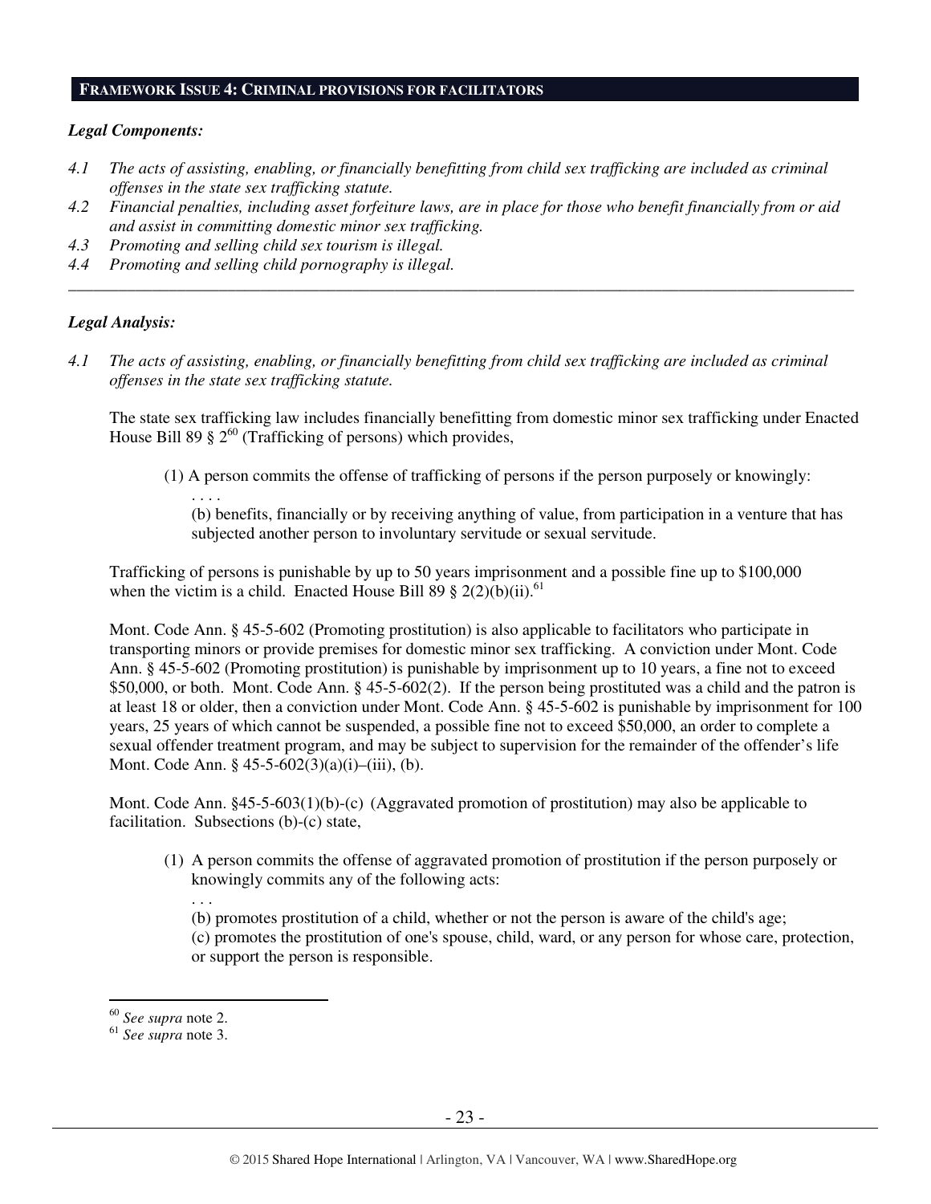## **Framework Issue 4: Criminal provisions for facilitators**

***Legal Components:***

*4.1 The acts of assisting, enabling, or financially benefitting from child sex trafficking are included as criminal offenses in the state sex trafficking statute.*

*4.2 Financial penalties, including asset forfeiture laws, are in place for those who benefit financially from or aid and assist in committing domestic minor sex trafficking.*

*4.3 Promoting and selling child sex tourism is illegal.*

*4.4 Promoting and selling child pornography is illegal.*

---

***Legal Analysis:***

*4.1 The acts of assisting, enabling, or financially benefitting from child sex trafficking are included as criminal offenses in the state sex trafficking statute.*

The state sex trafficking law includes financially benefitting from domestic minor sex trafficking under Enacted House Bill 89 § 2[60] (Trafficking of persons) which provides,

> (1) A person commits the offense of trafficking of persons if the person purposely or knowingly:
>
> . . . .
>
> (b) benefits, financially or by receiving anything of value, from participation in a venture that has subjected another person to involuntary servitude or sexual servitude.

Trafficking of persons is punishable by up to 50 years imprisonment and a possible fine up to $100,000 when the victim is a child. Enacted House Bill 89 § 2(2)(b)(ii).[61]

Mont. Code Ann. § 45-5-602 (Promoting prostitution) is also applicable to facilitators who participate in transporting minors or provide premises for domestic minor sex trafficking. A conviction under Mont. Code Ann. § 45-5-602 (Promoting prostitution) is punishable by imprisonment up to 10 years, a fine not to exceed $50,000, or both. Mont. Code Ann. § 45-5-602(2). If the person being prostituted was a child and the patron is at least 18 or older, then a conviction under Mont. Code Ann. § 45-5-602 is punishable by imprisonment for 100 years, 25 years of which cannot be suspended, a possible fine not to exceed $50,000, an order to complete a sexual offender treatment program, and may be subject to supervision for the remainder of the offender's life Mont. Code Ann. § 45-5-602(3)(a)(i)–(iii), (b).

Mont. Code Ann. §45-5-603(1)(b)-(c) (Aggravated promotion of prostitution) may also be applicable to facilitation. Subsections (b)-(c) state,

> (1) A person commits the offense of aggravated promotion of prostitution if the person purposely or knowingly commits any of the following acts:
>
> . . .
>
> (b) promotes prostitution of a child, whether or not the person is aware of the child's age;
>
> (c) promotes the prostitution of one's spouse, child, ward, or any person for whose care, protection, or support the person is responsible.

---

[60] *See supra* note 2.

[61] *See supra* note 3.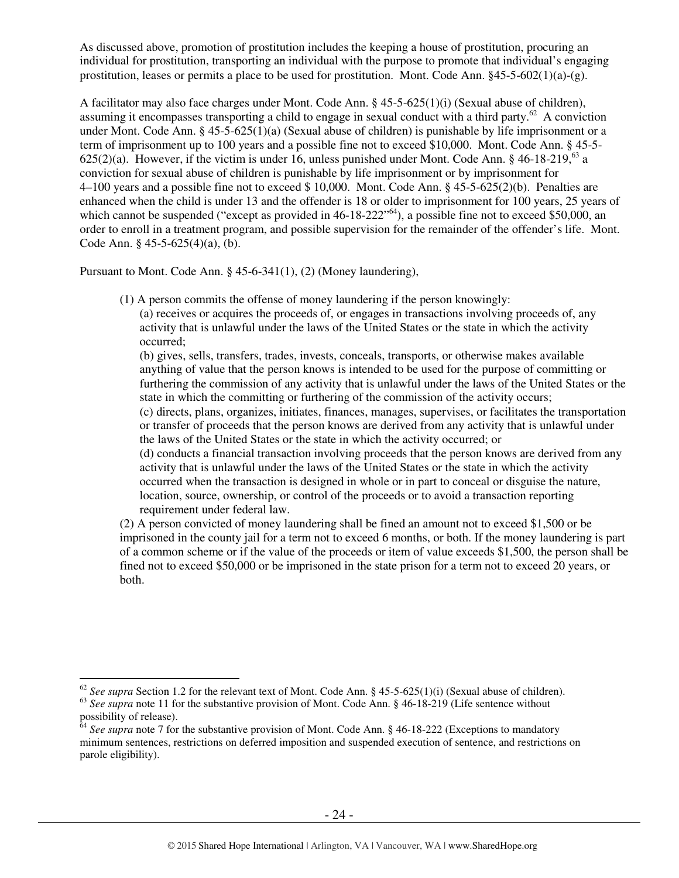As discussed above, promotion of prostitution includes the keeping a house of prostitution, procuring an individual for prostitution, transporting an individual with the purpose to promote that individual's engaging prostitution, leases or permits a place to be used for prostitution. Mont. Code Ann. §45-5-602(1)(a)-(g).

A facilitator may also face charges under Mont. Code Ann. § 45-5-625(1)(i) (Sexual abuse of children), assuming it encompasses transporting a child to engage in sexual conduct with a third party.[62] A conviction under Mont. Code Ann. § 45-5-625(1)(a) (Sexual abuse of children) is punishable by life imprisonment or a term of imprisonment up to 100 years and a possible fine not to exceed $10,000. Mont. Code Ann. § 45-5-625(2)(a). However, if the victim is under 16, unless punished under Mont. Code Ann. § 46-18-219,[63] a conviction for sexual abuse of children is punishable by life imprisonment or by imprisonment for 4–100 years and a possible fine not to exceed $ 10,000. Mont. Code Ann. § 45-5-625(2)(b). Penalties are enhanced when the child is under 13 and the offender is 18 or older to imprisonment for 100 years, 25 years of which cannot be suspended ("except as provided in 46-18-222"[64]), a possible fine not to exceed $50,000, an order to enroll in a treatment program, and possible supervision for the remainder of the offender's life. Mont. Code Ann. § 45-5-625(4)(a), (b).

Pursuant to Mont. Code Ann. § 45-6-341(1), (2) (Money laundering),

> (1) A person commits the offense of money laundering if the person knowingly:
>
> (a) receives or acquires the proceeds of, or engages in transactions involving proceeds of, any activity that is unlawful under the laws of the United States or the state in which the activity occurred;
>
> (b) gives, sells, transfers, trades, invests, conceals, transports, or otherwise makes available anything of value that the person knows is intended to be used for the purpose of committing or furthering the commission of any activity that is unlawful under the laws of the United States or the state in which the committing or furthering of the commission of the activity occurs;
>
> (c) directs, plans, organizes, initiates, finances, manages, supervises, or facilitates the transportation or transfer of proceeds that the person knows are derived from any activity that is unlawful under the laws of the United States or the state in which the activity occurred; or
>
> (d) conducts a financial transaction involving proceeds that the person knows are derived from any activity that is unlawful under the laws of the United States or the state in which the activity occurred when the transaction is designed in whole or in part to conceal or disguise the nature, location, source, ownership, or control of the proceeds or to avoid a transaction reporting requirement under federal law.
>
> (2) A person convicted of money laundering shall be fined an amount not to exceed $1,500 or be imprisoned in the county jail for a term not to exceed 6 months, or both. If the money laundering is part of a common scheme or if the value of the proceeds or item of value exceeds $1,500, the person shall be fined not to exceed $50,000 or be imprisoned in the state prison for a term not to exceed 20 years, or both.

---

[62] *See supra* Section 1.2 for the relevant text of Mont. Code Ann. § 45-5-625(1)(i) (Sexual abuse of children).

[63] *See supra* note 11 for the substantive provision of Mont. Code Ann. § 46-18-219 (Life sentence without possibility of release).

[64] *See supra* note 7 for the substantive provision of Mont. Code Ann. § 46-18-222 (Exceptions to mandatory minimum sentences, restrictions on deferred imposition and suspended execution of sentence, and restrictions on parole eligibility).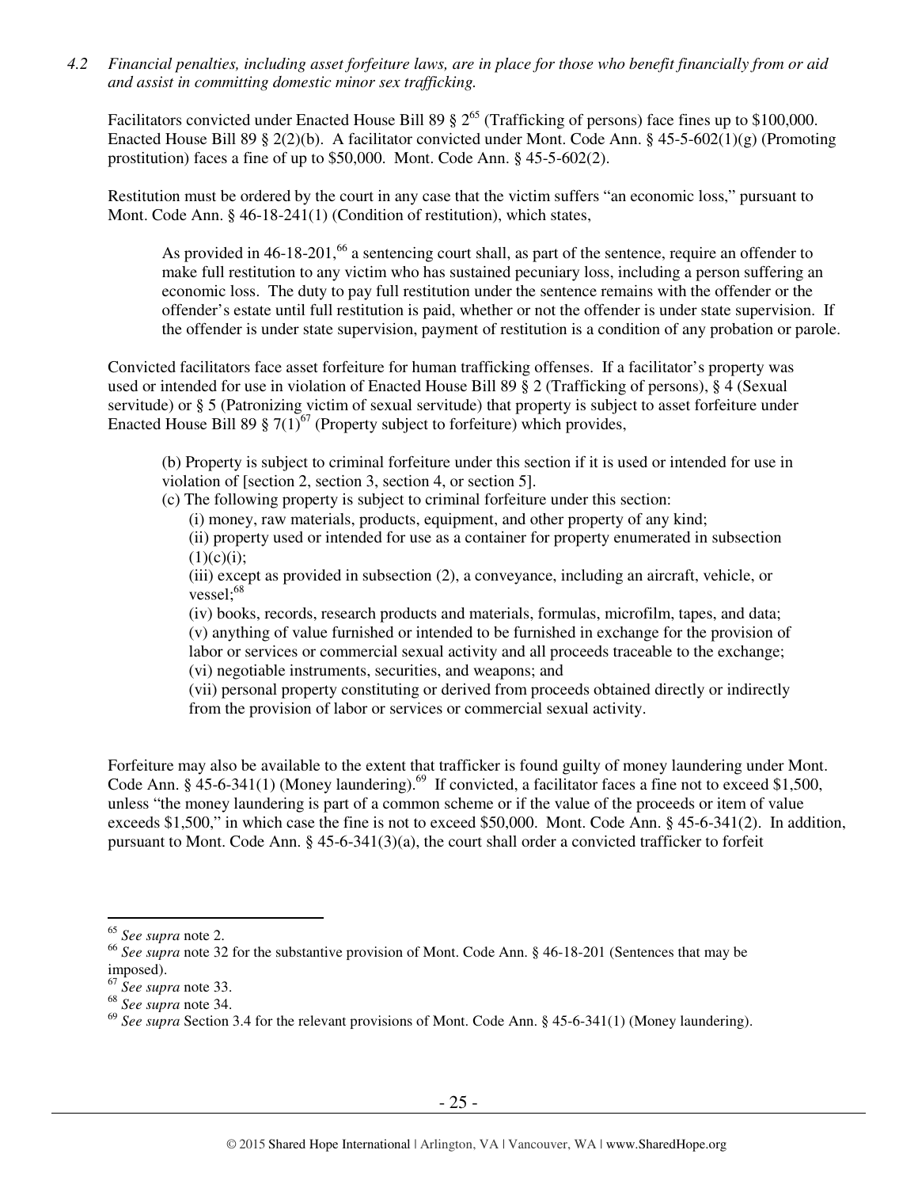*4.2 Financial penalties, including asset forfeiture laws, are in place for those who benefit financially from or aid and assist in committing domestic minor sex trafficking.*

Facilitators convicted under Enacted House Bill 89 § 2[65] (Trafficking of persons) face fines up to $100,000. Enacted House Bill 89 § 2(2)(b). A facilitator convicted under Mont. Code Ann. § 45-5-602(1)(g) (Promoting prostitution) faces a fine of up to $50,000. Mont. Code Ann. § 45-5-602(2).

Restitution must be ordered by the court in any case that the victim suffers "an economic loss," pursuant to Mont. Code Ann. § 46-18-241(1) (Condition of restitution), which states,

> As provided in 46-18-201,[66] a sentencing court shall, as part of the sentence, require an offender to make full restitution to any victim who has sustained pecuniary loss, including a person suffering an economic loss. The duty to pay full restitution under the sentence remains with the offender or the offender's estate until full restitution is paid, whether or not the offender is under state supervision. If the offender is under state supervision, payment of restitution is a condition of any probation or parole.

Convicted facilitators face asset forfeiture for human trafficking offenses. If a facilitator's property was used or intended for use in violation of Enacted House Bill 89 § 2 (Trafficking of persons), § 4 (Sexual servitude) or § 5 (Patronizing victim of sexual servitude) that property is subject to asset forfeiture under Enacted House Bill 89 § 7(1)[67] (Property subject to forfeiture) which provides,

> (b) Property is subject to criminal forfeiture under this section if it is used or intended for use in violation of [section 2, section 3, section 4, or section 5].
>
> (c) The following property is subject to criminal forfeiture under this section:
>
> (i) money, raw materials, products, equipment, and other property of any kind;
>
> (ii) property used or intended for use as a container for property enumerated in subsection (1)(c)(i);
>
> (iii) except as provided in subsection (2), a conveyance, including an aircraft, vehicle, or vessel;[68]
>
> (iv) books, records, research products and materials, formulas, microfilm, tapes, and data;
>
> (v) anything of value furnished or intended to be furnished in exchange for the provision of labor or services or commercial sexual activity and all proceeds traceable to the exchange;
>
> (vi) negotiable instruments, securities, and weapons; and
>
> (vii) personal property constituting or derived from proceeds obtained directly or indirectly from the provision of labor or services or commercial sexual activity.

Forfeiture may also be available to the extent that trafficker is found guilty of money laundering under Mont. Code Ann. § 45-6-341(1) (Money laundering).[69] If convicted, a facilitator faces a fine not to exceed $1,500, unless "the money laundering is part of a common scheme or if the value of the proceeds or item of value exceeds $1,500," in which case the fine is not to exceed $50,000. Mont. Code Ann. § 45-6-341(2). In addition, pursuant to Mont. Code Ann. § 45-6-341(3)(a), the court shall order a convicted trafficker to forfeit

---

[65] *See supra* note 2.

[66] *See supra* note 32 for the substantive provision of Mont. Code Ann. § 46-18-201 (Sentences that may be imposed).

[67] *See supra* note 33.

[68] *See supra* note 34.

[69] *See supra* Section 3.4 for the relevant provisions of Mont. Code Ann. § 45-6-341(1) (Money laundering).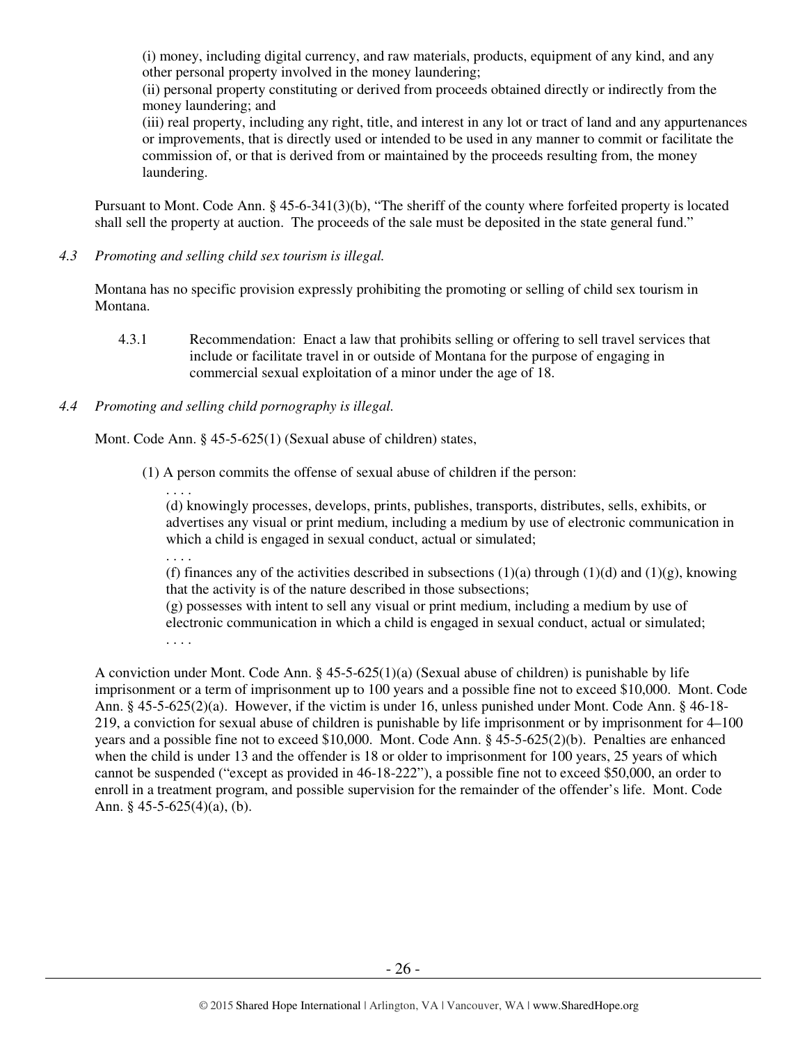(i) money, including digital currency, and raw materials, products, equipment of any kind, and any other personal property involved in the money laundering;
(ii) personal property constituting or derived from proceeds obtained directly or indirectly from the money laundering; and
(iii) real property, including any right, title, and interest in any lot or tract of land and any appurtenances or improvements, that is directly used or intended to be used in any manner to commit or facilitate the commission of, or that is derived from or maintained by the proceeds resulting from, the money laundering.

Pursuant to Mont. Code Ann. § 45-6-341(3)(b), "The sheriff of the county where forfeited property is located shall sell the property at auction. The proceeds of the sale must be deposited in the state general fund."

*4.3 Promoting and selling child sex tourism is illegal.*

Montana has no specific provision expressly prohibiting the promoting or selling of child sex tourism in Montana.

4.3.1 Recommendation: Enact a law that prohibits selling or offering to sell travel services that include or facilitate travel in or outside of Montana for the purpose of engaging in commercial sexual exploitation of a minor under the age of 18.

*4.4 Promoting and selling child pornography is illegal.*

Mont. Code Ann. § 45-5-625(1) (Sexual abuse of children) states,

(1) A person commits the offense of sexual abuse of children if the person:
. . . .
(d) knowingly processes, develops, prints, publishes, transports, distributes, sells, exhibits, or advertises any visual or print medium, including a medium by use of electronic communication in which a child is engaged in sexual conduct, actual or simulated;
. . . .
(f) finances any of the activities described in subsections (1)(a) through (1)(d) and (1)(g), knowing that the activity is of the nature described in those subsections;
(g) possesses with intent to sell any visual or print medium, including a medium by use of electronic communication in which a child is engaged in sexual conduct, actual or simulated;
. . . .

A conviction under Mont. Code Ann. § 45-5-625(1)(a) (Sexual abuse of children) is punishable by life imprisonment or a term of imprisonment up to 100 years and a possible fine not to exceed $10,000. Mont. Code Ann. § 45-5-625(2)(a). However, if the victim is under 16, unless punished under Mont. Code Ann. § 46-18-219, a conviction for sexual abuse of children is punishable by life imprisonment or by imprisonment for 4–100 years and a possible fine not to exceed $10,000. Mont. Code Ann. § 45-5-625(2)(b). Penalties are enhanced when the child is under 13 and the offender is 18 or older to imprisonment for 100 years, 25 years of which cannot be suspended ("except as provided in 46-18-222"), a possible fine not to exceed $50,000, an order to enroll in a treatment program, and possible supervision for the remainder of the offender's life. Mont. Code Ann. § 45-5-625(4)(a), (b).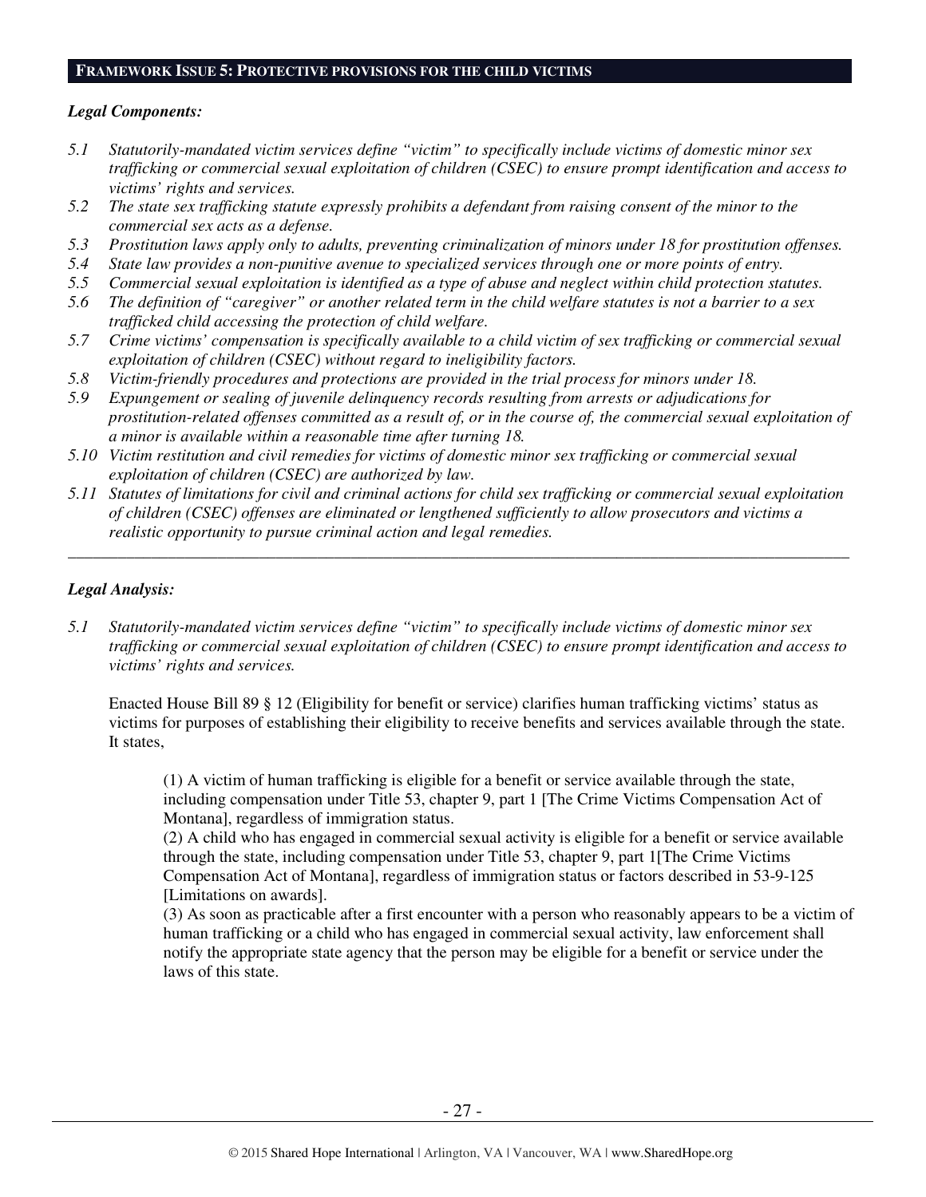## FRAMEWORK ISSUE 5: PROTECTIVE PROVISIONS FOR THE CHILD VICTIMS

### *Legal Components:*

*5.1 Statutorily-mandated victim services define "victim" to specifically include victims of domestic minor sex trafficking or commercial sexual exploitation of children (CSEC) to ensure prompt identification and access to victims' rights and services.*

*5.2 The state sex trafficking statute expressly prohibits a defendant from raising consent of the minor to the commercial sex acts as a defense.*

*5.3 Prostitution laws apply only to adults, preventing criminalization of minors under 18 for prostitution offenses.*

*5.4 State law provides a non-punitive avenue to specialized services through one or more points of entry.*

*5.5 Commercial sexual exploitation is identified as a type of abuse and neglect within child protection statutes.*

*5.6 The definition of "caregiver" or another related term in the child welfare statutes is not a barrier to a sex trafficked child accessing the protection of child welfare.*

*5.7 Crime victims' compensation is specifically available to a child victim of sex trafficking or commercial sexual exploitation of children (CSEC) without regard to ineligibility factors.*

*5.8 Victim-friendly procedures and protections are provided in the trial process for minors under 18.*

*5.9 Expungement or sealing of juvenile delinquency records resulting from arrests or adjudications for prostitution-related offenses committed as a result of, or in the course of, the commercial sexual exploitation of a minor is available within a reasonable time after turning 18.*

*5.10 Victim restitution and civil remedies for victims of domestic minor sex trafficking or commercial sexual exploitation of children (CSEC) are authorized by law.*

*5.11 Statutes of limitations for civil and criminal actions for child sex trafficking or commercial sexual exploitation of children (CSEC) offenses are eliminated or lengthened sufficiently to allow prosecutors and victims a realistic opportunity to pursue criminal action and legal remedies.*

---

### *Legal Analysis:*

*5.1 Statutorily-mandated victim services define "victim" to specifically include victims of domestic minor sex trafficking or commercial sexual exploitation of children (CSEC) to ensure prompt identification and access to victims' rights and services.*

Enacted House Bill 89 § 12 (Eligibility for benefit or service) clarifies human trafficking victims' status as victims for purposes of establishing their eligibility to receive benefits and services available through the state. It states,

> (1) A victim of human trafficking is eligible for a benefit or service available through the state, including compensation under Title 53, chapter 9, part 1 [The Crime Victims Compensation Act of Montana], regardless of immigration status.
>
> (2) A child who has engaged in commercial sexual activity is eligible for a benefit or service available through the state, including compensation under Title 53, chapter 9, part 1[The Crime Victims Compensation Act of Montana], regardless of immigration status or factors described in 53-9-125 [Limitations on awards].
>
> (3) As soon as practicable after a first encounter with a person who reasonably appears to be a victim of human trafficking or a child who has engaged in commercial sexual activity, law enforcement shall notify the appropriate state agency that the person may be eligible for a benefit or service under the laws of this state.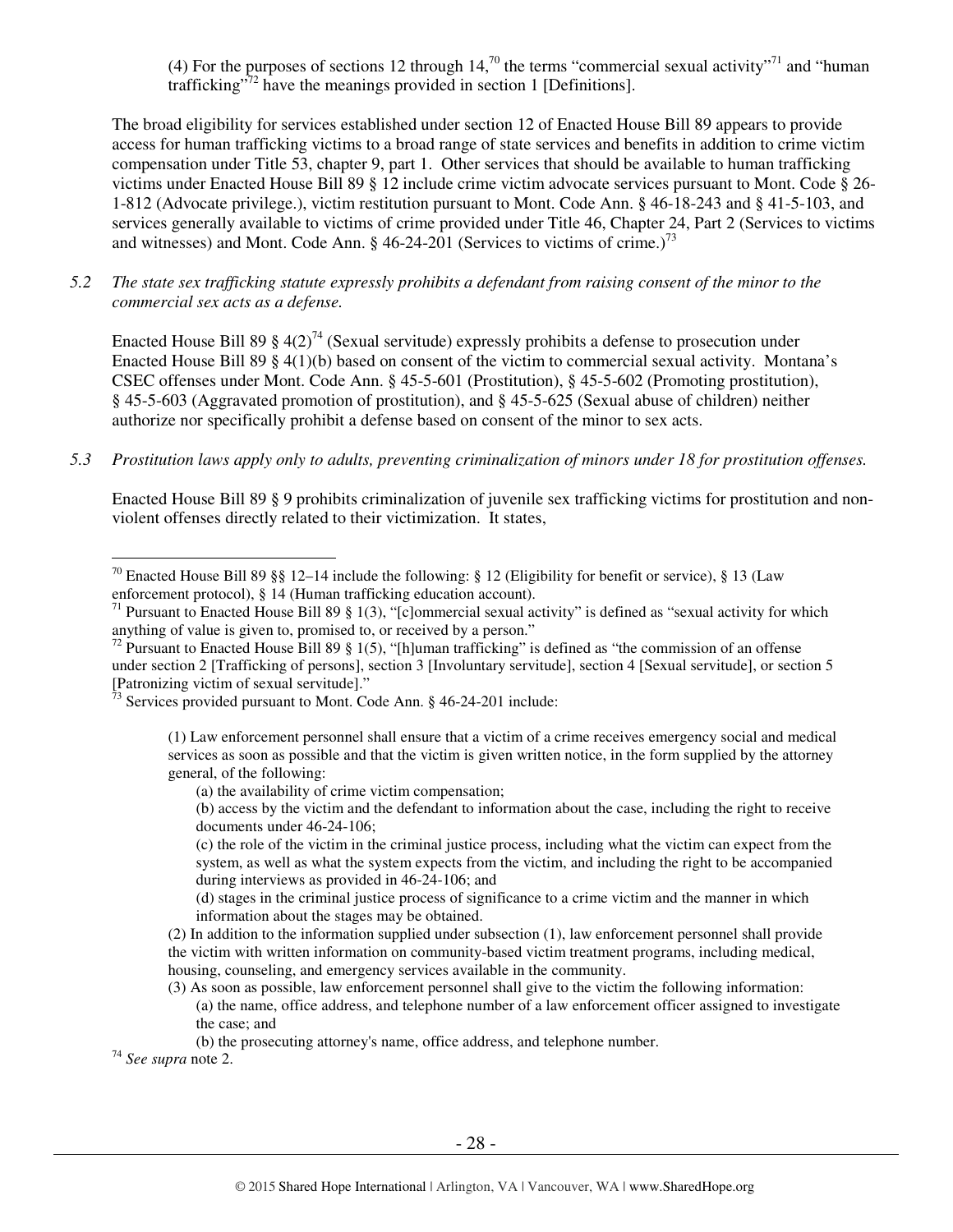(4) For the purposes of sections 12 through 14,[70] the terms "commercial sexual activity"[71] and "human trafficking"[72] have the meanings provided in section 1 [Definitions].

The broad eligibility for services established under section 12 of Enacted House Bill 89 appears to provide access for human trafficking victims to a broad range of state services and benefits in addition to crime victim compensation under Title 53, chapter 9, part 1. Other services that should be available to human trafficking victims under Enacted House Bill 89 § 12 include crime victim advocate services pursuant to Mont. Code § 26-1-812 (Advocate privilege.), victim restitution pursuant to Mont. Code Ann. § 46-18-243 and § 41-5-103, and services generally available to victims of crime provided under Title 46, Chapter 24, Part 2 (Services to victims and witnesses) and Mont. Code Ann. § 46-24-201 (Services to victims of crime.)[73]

*5.2 The state sex trafficking statute expressly prohibits a defendant from raising consent of the minor to the commercial sex acts as a defense.*

Enacted House Bill 89 § 4(2)[74] (Sexual servitude) expressly prohibits a defense to prosecution under Enacted House Bill 89 § 4(1)(b) based on consent of the victim to commercial sexual activity. Montana's CSEC offenses under Mont. Code Ann. § 45-5-601 (Prostitution), § 45-5-602 (Promoting prostitution), § 45-5-603 (Aggravated promotion of prostitution), and § 45-5-625 (Sexual abuse of children) neither authorize nor specifically prohibit a defense based on consent of the minor to sex acts.

*5.3 Prostitution laws apply only to adults, preventing criminalization of minors under 18 for prostitution offenses.*

Enacted House Bill 89 § 9 prohibits criminalization of juvenile sex trafficking victims for prostitution and non-violent offenses directly related to their victimization. It states,

---

[70] Enacted House Bill 89 §§ 12–14 include the following: § 12 (Eligibility for benefit or service), § 13 (Law enforcement protocol), § 14 (Human trafficking education account).

[71] Pursuant to Enacted House Bill 89 § 1(3), "[c]ommercial sexual activity" is defined as "sexual activity for which anything of value is given to, promised to, or received by a person."

[72] Pursuant to Enacted House Bill 89 § 1(5), "[h]uman trafficking" is defined as "the commission of an offense under section 2 [Trafficking of persons], section 3 [Involuntary servitude], section 4 [Sexual servitude], or section 5 [Patronizing victim of sexual servitude]."

[73] Services provided pursuant to Mont. Code Ann. § 46-24-201 include:

> (1) Law enforcement personnel shall ensure that a victim of a crime receives emergency social and medical services as soon as possible and that the victim is given written notice, in the form supplied by the attorney general, of the following:
>
> (a) the availability of crime victim compensation;
>
> (b) access by the victim and the defendant to information about the case, including the right to receive documents under 46-24-106;
>
> (c) the role of the victim in the criminal justice process, including what the victim can expect from the system, as well as what the system expects from the victim, and including the right to be accompanied during interviews as provided in 46-24-106; and
>
> (d) stages in the criminal justice process of significance to a crime victim and the manner in which information about the stages may be obtained.
>
> (2) In addition to the information supplied under subsection (1), law enforcement personnel shall provide the victim with written information on community-based victim treatment programs, including medical, housing, counseling, and emergency services available in the community.
>
> (3) As soon as possible, law enforcement personnel shall give to the victim the following information:
>
> (a) the name, office address, and telephone number of a law enforcement officer assigned to investigate the case; and
>
> (b) the prosecuting attorney's name, office address, and telephone number.

[74] *See supra* note 2.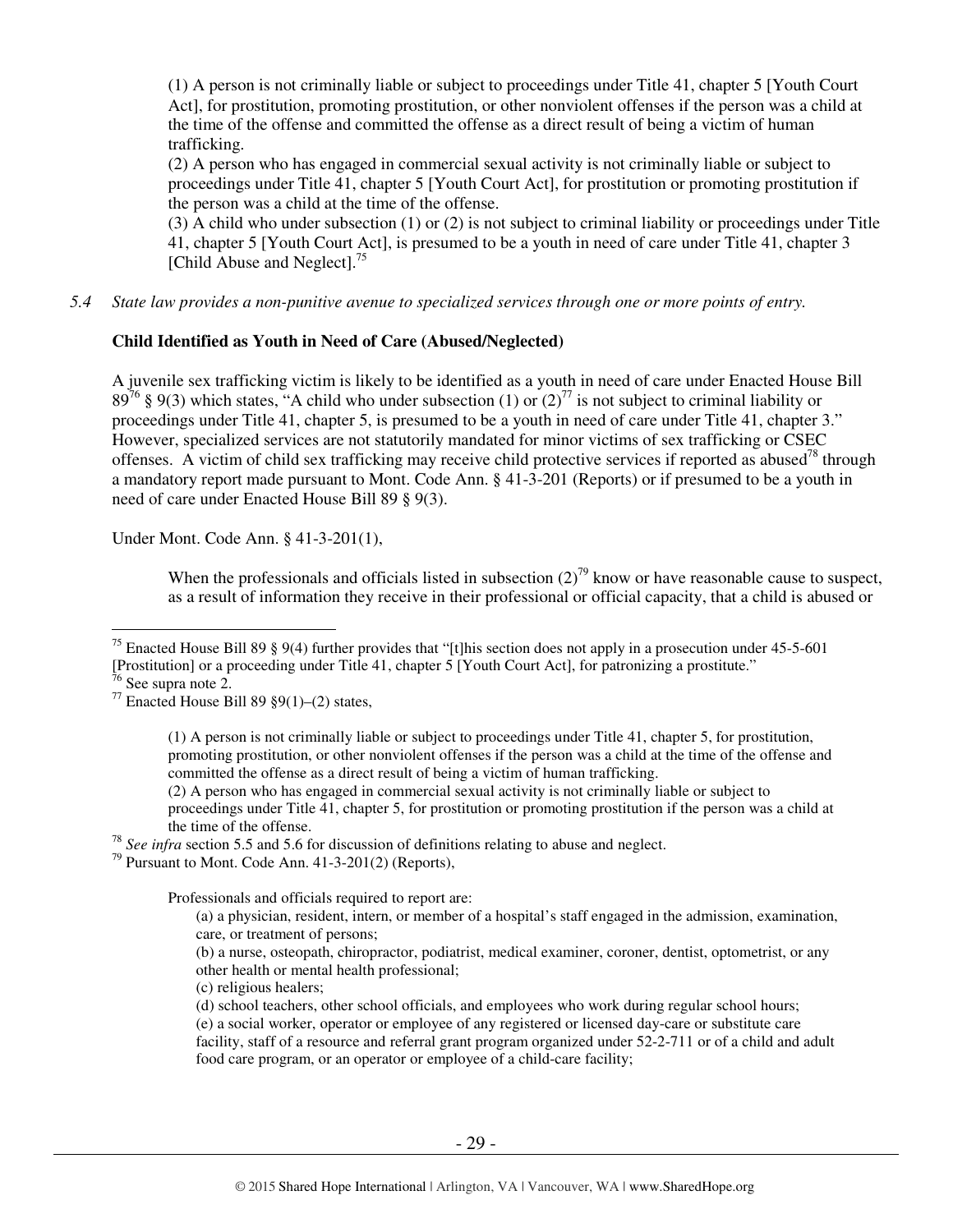> (1) A person is not criminally liable or subject to proceedings under Title 41, chapter 5 [Youth Court Act], for prostitution, promoting prostitution, or other nonviolent offenses if the person was a child at the time of the offense and committed the offense as a direct result of being a victim of human trafficking.
> (2) A person who has engaged in commercial sexual activity is not criminally liable or subject to proceedings under Title 41, chapter 5 [Youth Court Act], for prostitution or promoting prostitution if the person was a child at the time of the offense.
> (3) A child who under subsection (1) or (2) is not subject to criminal liability or proceedings under Title 41, chapter 5 [Youth Court Act], is presumed to be a youth in need of care under Title 41, chapter 3 [Child Abuse and Neglect].[75]

*5.4 State law provides a non-punitive avenue to specialized services through one or more points of entry.*

**Child Identified as Youth in Need of Care (Abused/Neglected)**

A juvenile sex trafficking victim is likely to be identified as a youth in need of care under Enacted House Bill 89[76] § 9(3) which states, "A child who under subsection (1) or (2)[77] is not subject to criminal liability or proceedings under Title 41, chapter 5, is presumed to be a youth in need of care under Title 41, chapter 3." However, specialized services are not statutorily mandated for minor victims of sex trafficking or CSEC offenses. A victim of child sex trafficking may receive child protective services if reported as abused[78] through a mandatory report made pursuant to Mont. Code Ann. § 41-3-201 (Reports) or if presumed to be a youth in need of care under Enacted House Bill 89 § 9(3).

Under Mont. Code Ann. § 41-3-201(1),

> When the professionals and officials listed in subsection (2)[79] know or have reasonable cause to suspect, as a result of information they receive in their professional or official capacity, that a child is abused or

---

[75] Enacted House Bill 89 § 9(4) further provides that "[t]his section does not apply in a prosecution under 45-5-601 [Prostitution] or a proceeding under Title 41, chapter 5 [Youth Court Act], for patronizing a prostitute."

[76] See supra note 2.

[77] Enacted House Bill 89 §9(1)–(2) states,

> (1) A person is not criminally liable or subject to proceedings under Title 41, chapter 5, for prostitution, promoting prostitution, or other nonviolent offenses if the person was a child at the time of the offense and committed the offense as a direct result of being a victim of human trafficking.
> (2) A person who has engaged in commercial sexual activity is not criminally liable or subject to proceedings under Title 41, chapter 5, for prostitution or promoting prostitution if the person was a child at the time of the offense.

[78] *See infra* section 5.5 and 5.6 for discussion of definitions relating to abuse and neglect.

[79] Pursuant to Mont. Code Ann. 41-3-201(2) (Reports),

> Professionals and officials required to report are:
> (a) a physician, resident, intern, or member of a hospital's staff engaged in the admission, examination, care, or treatment of persons;
> (b) a nurse, osteopath, chiropractor, podiatrist, medical examiner, coroner, dentist, optometrist, or any other health or mental health professional;
> (c) religious healers;
> (d) school teachers, other school officials, and employees who work during regular school hours;
> (e) a social worker, operator or employee of any registered or licensed day-care or substitute care facility, staff of a resource and referral grant program organized under 52-2-711 or of a child and adult food care program, or an operator or employee of a child-care facility;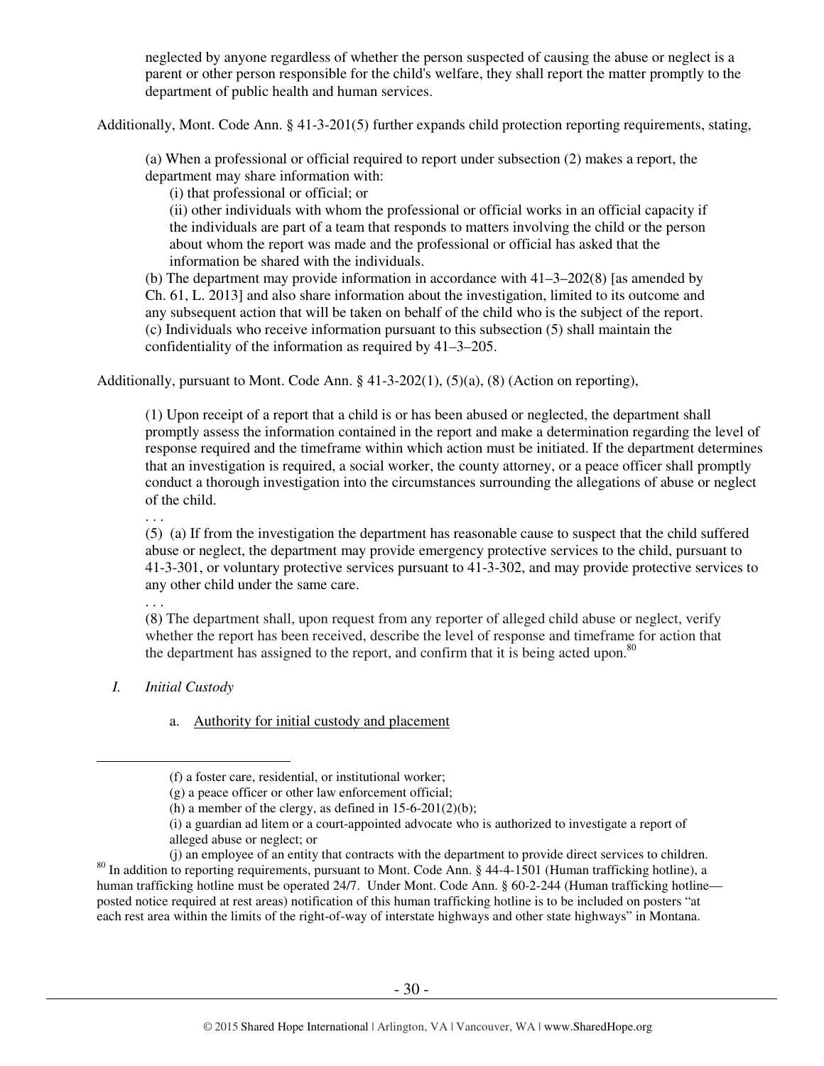neglected by anyone regardless of whether the person suspected of causing the abuse or neglect is a parent or other person responsible for the child's welfare, they shall report the matter promptly to the department of public health and human services.

Additionally, Mont. Code Ann. § 41-3-201(5) further expands child protection reporting requirements, stating,

> (a) When a professional or official required to report under subsection (2) makes a report, the department may share information with:
>
> (i) that professional or official; or
>
> (ii) other individuals with whom the professional or official works in an official capacity if the individuals are part of a team that responds to matters involving the child or the person about whom the report was made and the professional or official has asked that the information be shared with the individuals.
>
> (b) The department may provide information in accordance with 41–3–202(8) [as amended by Ch. 61, L. 2013] and also share information about the investigation, limited to its outcome and any subsequent action that will be taken on behalf of the child who is the subject of the report.
>
> (c) Individuals who receive information pursuant to this subsection (5) shall maintain the confidentiality of the information as required by 41–3–205.

Additionally, pursuant to Mont. Code Ann. § 41-3-202(1), (5)(a), (8) (Action on reporting),

> (1) Upon receipt of a report that a child is or has been abused or neglected, the department shall promptly assess the information contained in the report and make a determination regarding the level of response required and the timeframe within which action must be initiated. If the department determines that an investigation is required, a social worker, the county attorney, or a peace officer shall promptly conduct a thorough investigation into the circumstances surrounding the allegations of abuse or neglect of the child.
>
> . . .
>
> (5) (a) If from the investigation the department has reasonable cause to suspect that the child suffered abuse or neglect, the department may provide emergency protective services to the child, pursuant to 41-3-301, or voluntary protective services pursuant to 41-3-302, and may provide protective services to any other child under the same care.
>
> . . .
>
> (8) The department shall, upon request from any reporter of alleged child abuse or neglect, verify whether the report has been received, describe the level of response and timeframe for action that the department has assigned to the report, and confirm that it is being acted upon.[80]

*I. Initial Custody*

a. Authority for initial custody and placement

---

> (f) a foster care, residential, or institutional worker;
>
> (g) a peace officer or other law enforcement official;
>
> (h) a member of the clergy, as defined in 15-6-201(2)(b);
>
> (i) a guardian ad litem or a court-appointed advocate who is authorized to investigate a report of alleged abuse or neglect; or
>
> (j) an employee of an entity that contracts with the department to provide direct services to children.

[80] In addition to reporting requirements, pursuant to Mont. Code Ann. § 44-4-1501 (Human trafficking hotline), a human trafficking hotline must be operated 24/7. Under Mont. Code Ann. § 60-2-244 (Human trafficking hotline—posted notice required at rest areas) notification of this human trafficking hotline is to be included on posters "at each rest area within the limits of the right-of-way of interstate highways and other state highways" in Montana.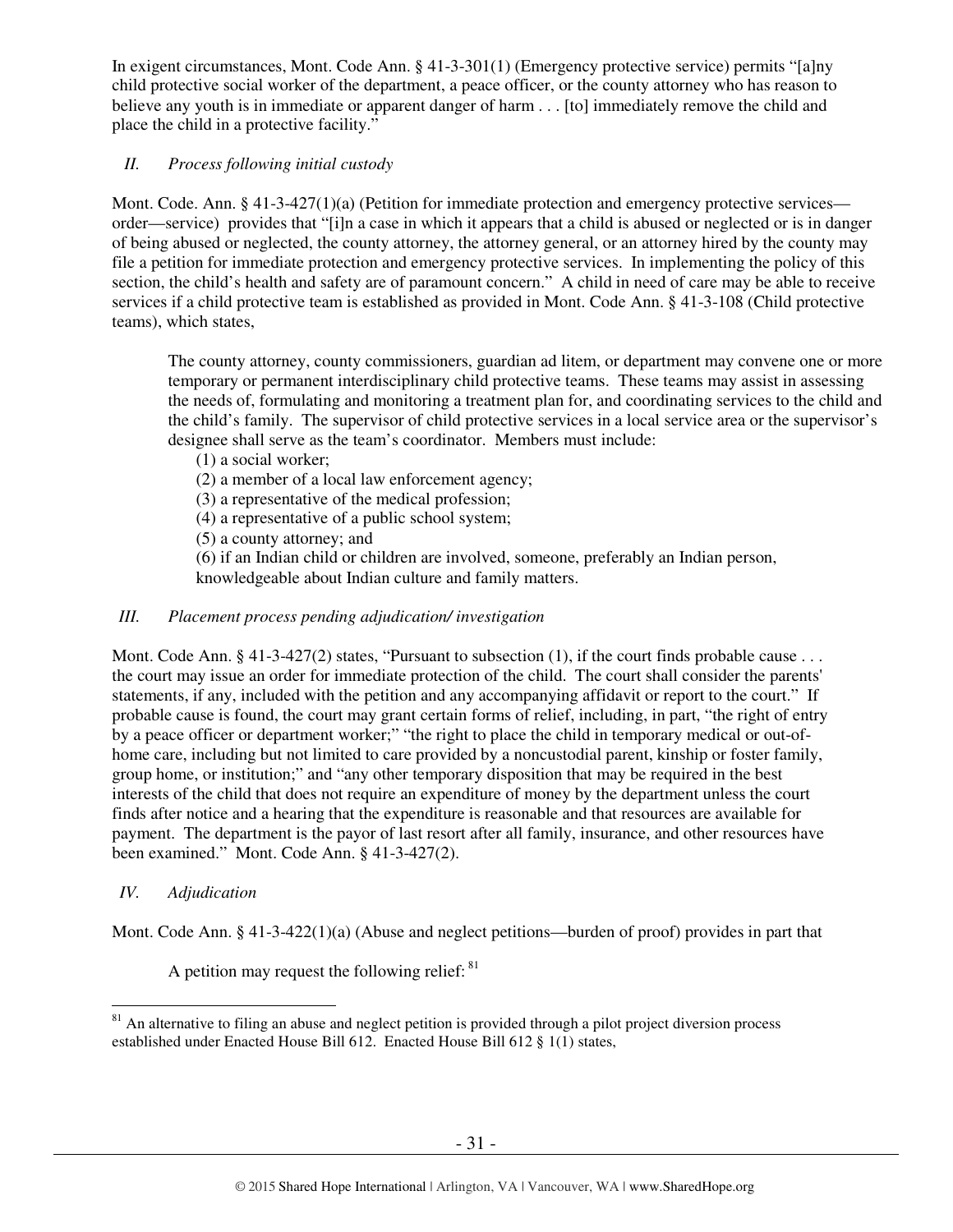In exigent circumstances, Mont. Code Ann. § 41-3-301(1) (Emergency protective service) permits "[a]ny child protective social worker of the department, a peace officer, or the county attorney who has reason to believe any youth is in immediate or apparent danger of harm . . . [to] immediately remove the child and place the child in a protective facility."

*II. Process following initial custody*

Mont. Code. Ann. § 41-3-427(1)(a) (Petition for immediate protection and emergency protective services—order—service) provides that "[i]n a case in which it appears that a child is abused or neglected or is in danger of being abused or neglected, the county attorney, the attorney general, or an attorney hired by the county may file a petition for immediate protection and emergency protective services. In implementing the policy of this section, the child's health and safety are of paramount concern." A child in need of care may be able to receive services if a child protective team is established as provided in Mont. Code Ann. § 41-3-108 (Child protective teams), which states,

> The county attorney, county commissioners, guardian ad litem, or department may convene one or more temporary or permanent interdisciplinary child protective teams. These teams may assist in assessing the needs of, formulating and monitoring a treatment plan for, and coordinating services to the child and the child's family. The supervisor of child protective services in a local service area or the supervisor's designee shall serve as the team's coordinator. Members must include:
>
> (1) a social worker;
> (2) a member of a local law enforcement agency;
> (3) a representative of the medical profession;
> (4) a representative of a public school system;
> (5) a county attorney; and
> (6) if an Indian child or children are involved, someone, preferably an Indian person, knowledgeable about Indian culture and family matters.

*III. Placement process pending adjudication/ investigation*

Mont. Code Ann. § 41-3-427(2) states, "Pursuant to subsection (1), if the court finds probable cause . . . the court may issue an order for immediate protection of the child. The court shall consider the parents' statements, if any, included with the petition and any accompanying affidavit or report to the court." If probable cause is found, the court may grant certain forms of relief, including, in part, "the right of entry by a peace officer or department worker;" "the right to place the child in temporary medical or out-of-home care, including but not limited to care provided by a noncustodial parent, kinship or foster family, group home, or institution;" and "any other temporary disposition that may be required in the best interests of the child that does not require an expenditure of money by the department unless the court finds after notice and a hearing that the expenditure is reasonable and that resources are available for payment. The department is the payor of last resort after all family, insurance, and other resources have been examined." Mont. Code Ann. § 41-3-427(2).

*IV. Adjudication*

Mont. Code Ann. § 41-3-422(1)(a) (Abuse and neglect petitions—burden of proof) provides in part that

> A petition may request the following relief: [81]

[81] An alternative to filing an abuse and neglect petition is provided through a pilot project diversion process established under Enacted House Bill 612. Enacted House Bill 612 § 1(1) states,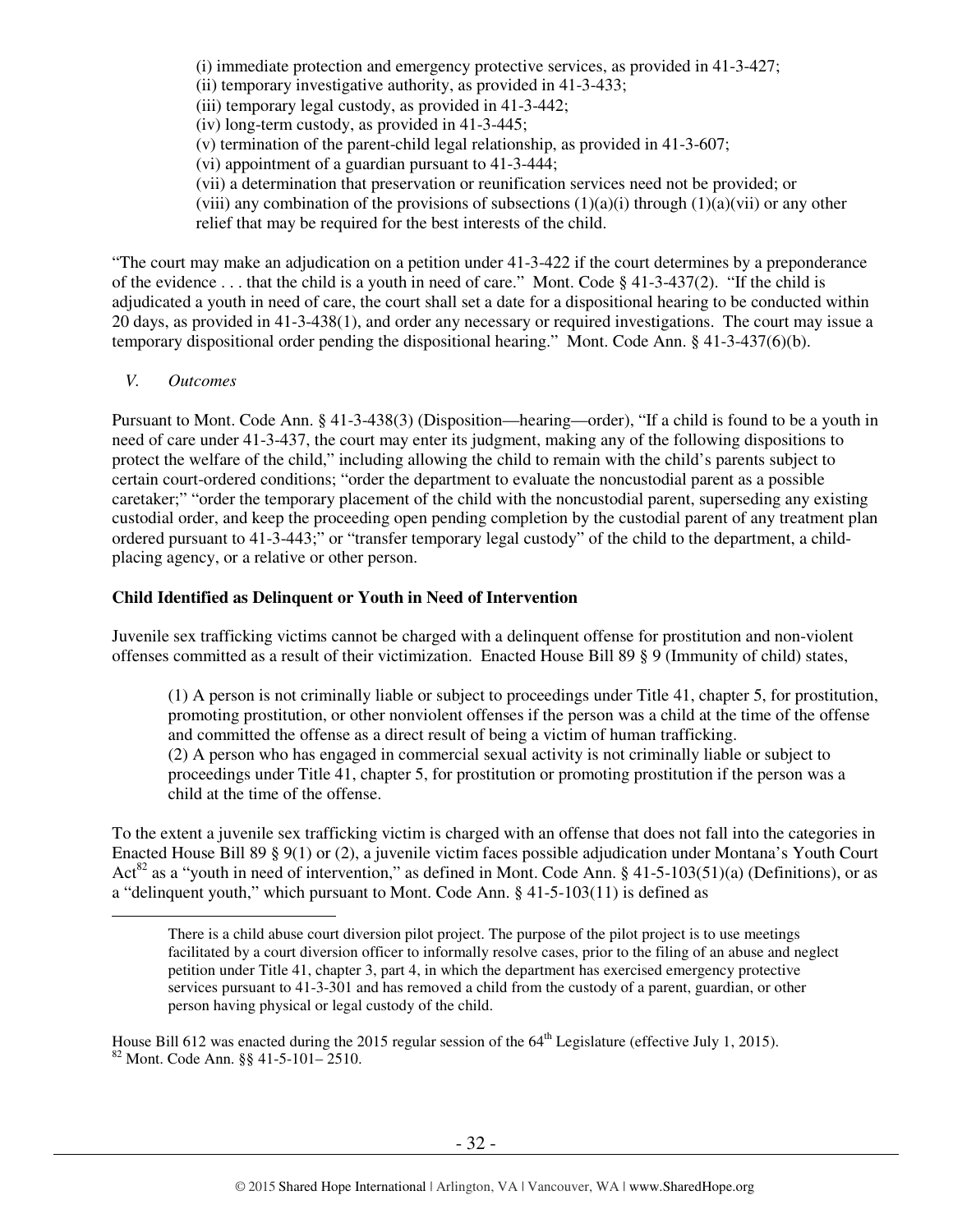(i) immediate protection and emergency protective services, as provided in 41-3-427;
(ii) temporary investigative authority, as provided in 41-3-433;
(iii) temporary legal custody, as provided in 41-3-442;
(iv) long-term custody, as provided in 41-3-445;
(v) termination of the parent-child legal relationship, as provided in 41-3-607;
(vi) appointment of a guardian pursuant to 41-3-444;
(vii) a determination that preservation or reunification services need not be provided; or
(viii) any combination of the provisions of subsections (1)(a)(i) through (1)(a)(vii) or any other relief that may be required for the best interests of the child.

"The court may make an adjudication on a petition under 41-3-422 if the court determines by a preponderance of the evidence . . . that the child is a youth in need of care." Mont. Code § 41-3-437(2). "If the child is adjudicated a youth in need of care, the court shall set a date for a dispositional hearing to be conducted within 20 days, as provided in 41-3-438(1), and order any necessary or required investigations. The court may issue a temporary dispositional order pending the dispositional hearing." Mont. Code Ann. § 41-3-437(6)(b).

*V. Outcomes*

Pursuant to Mont. Code Ann. § 41-3-438(3) (Disposition—hearing—order), "If a child is found to be a youth in need of care under 41-3-437, the court may enter its judgment, making any of the following dispositions to protect the welfare of the child," including allowing the child to remain with the child's parents subject to certain court-ordered conditions; "order the department to evaluate the noncustodial parent as a possible caretaker;" "order the temporary placement of the child with the noncustodial parent, superseding any existing custodial order, and keep the proceeding open pending completion by the custodial parent of any treatment plan ordered pursuant to 41-3-443;" or "transfer temporary legal custody" of the child to the department, a child-placing agency, or a relative or other person.

**Child Identified as Delinquent or Youth in Need of Intervention**

Juvenile sex trafficking victims cannot be charged with a delinquent offense for prostitution and non-violent offenses committed as a result of their victimization. Enacted House Bill 89 § 9 (Immunity of child) states,

> (1) A person is not criminally liable or subject to proceedings under Title 41, chapter 5, for prostitution, promoting prostitution, or other nonviolent offenses if the person was a child at the time of the offense and committed the offense as a direct result of being a victim of human trafficking.
> (2) A person who has engaged in commercial sexual activity is not criminally liable or subject to proceedings under Title 41, chapter 5, for prostitution or promoting prostitution if the person was a child at the time of the offense.

To the extent a juvenile sex trafficking victim is charged with an offense that does not fall into the categories in Enacted House Bill 89 § 9(1) or (2), a juvenile victim faces possible adjudication under Montana's Youth Court Act[82] as a "youth in need of intervention," as defined in Mont. Code Ann. § 41-5-103(51)(a) (Definitions), or as a "delinquent youth," which pursuant to Mont. Code Ann. § 41-5-103(11) is defined as

---

> There is a child abuse court diversion pilot project. The purpose of the pilot project is to use meetings facilitated by a court diversion officer to informally resolve cases, prior to the filing of an abuse and neglect petition under Title 41, chapter 3, part 4, in which the department has exercised emergency protective services pursuant to 41-3-301 and has removed a child from the custody of a parent, guardian, or other person having physical or legal custody of the child.

House Bill 612 was enacted during the 2015 regular session of the 64th Legislature (effective July 1, 2015).

[82] Mont. Code Ann. §§ 41-5-101– 2510.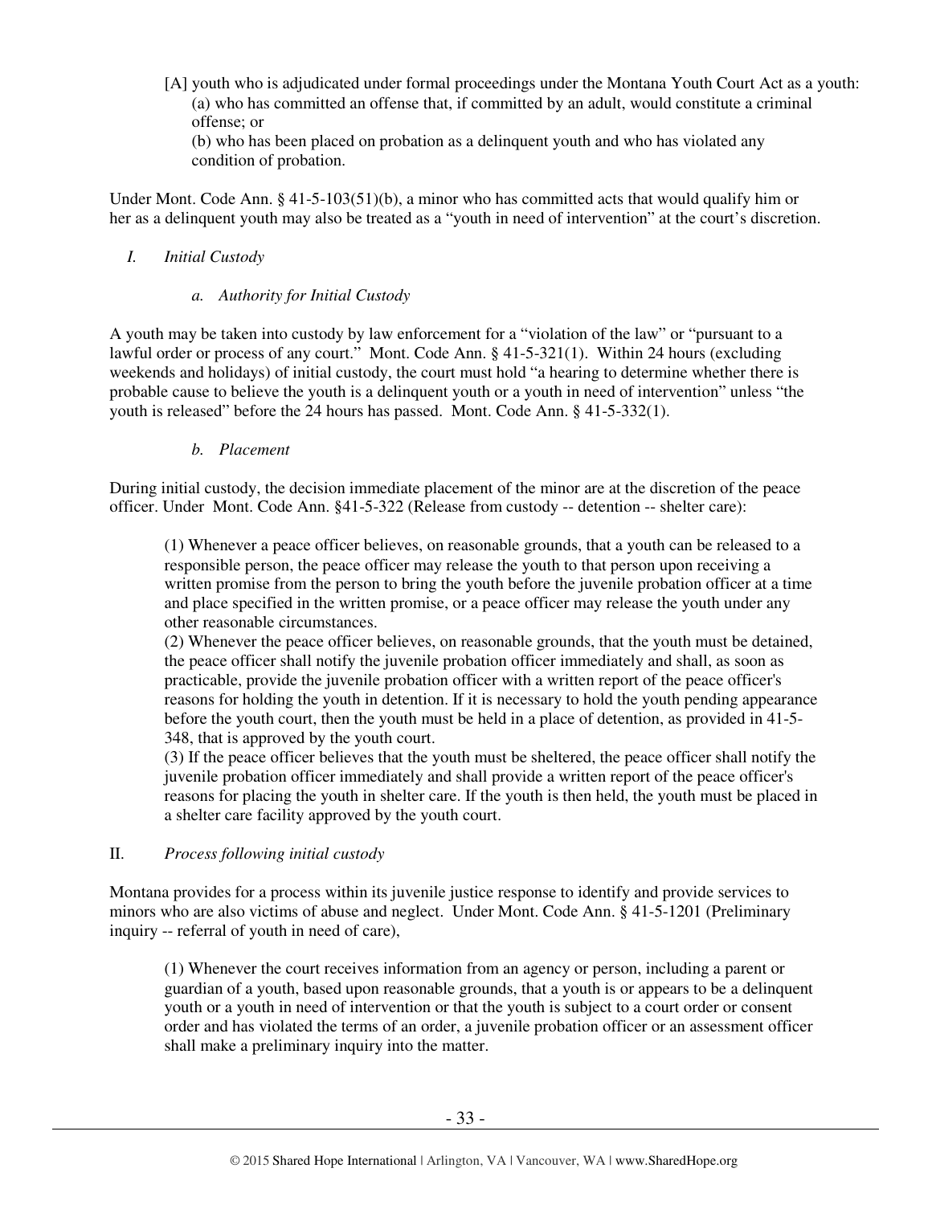> [A] youth who is adjudicated under formal proceedings under the Montana Youth Court Act as a youth:
> (a) who has committed an offense that, if committed by an adult, would constitute a criminal offense; or
> (b) who has been placed on probation as a delinquent youth and who has violated any condition of probation.

Under Mont. Code Ann. § 41-5-103(51)(b), a minor who has committed acts that would qualify him or her as a delinquent youth may also be treated as a "youth in need of intervention" at the court's discretion.

*I. Initial Custody*

*a. Authority for Initial Custody*

A youth may be taken into custody by law enforcement for a "violation of the law" or "pursuant to a lawful order or process of any court." Mont. Code Ann. § 41-5-321(1). Within 24 hours (excluding weekends and holidays) of initial custody, the court must hold "a hearing to determine whether there is probable cause to believe the youth is a delinquent youth or a youth in need of intervention" unless "the youth is released" before the 24 hours has passed. Mont. Code Ann. § 41-5-332(1).

*b. Placement*

During initial custody, the decision immediate placement of the minor are at the discretion of the peace officer. Under Mont. Code Ann. §41-5-322 (Release from custody -- detention -- shelter care):

> (1) Whenever a peace officer believes, on reasonable grounds, that a youth can be released to a responsible person, the peace officer may release the youth to that person upon receiving a written promise from the person to bring the youth before the juvenile probation officer at a time and place specified in the written promise, or a peace officer may release the youth under any other reasonable circumstances.
> (2) Whenever the peace officer believes, on reasonable grounds, that the youth must be detained, the peace officer shall notify the juvenile probation officer immediately and shall, as soon as practicable, provide the juvenile probation officer with a written report of the peace officer's reasons for holding the youth in detention. If it is necessary to hold the youth pending appearance before the youth court, then the youth must be held in a place of detention, as provided in 41-5-348, that is approved by the youth court.
> (3) If the peace officer believes that the youth must be sheltered, the peace officer shall notify the juvenile probation officer immediately and shall provide a written report of the peace officer's reasons for placing the youth in shelter care. If the youth is then held, the youth must be placed in a shelter care facility approved by the youth court.

II. *Process following initial custody*

Montana provides for a process within its juvenile justice response to identify and provide services to minors who are also victims of abuse and neglect. Under Mont. Code Ann. § 41-5-1201 (Preliminary inquiry -- referral of youth in need of care),

> (1) Whenever the court receives information from an agency or person, including a parent or guardian of a youth, based upon reasonable grounds, that a youth is or appears to be a delinquent youth or a youth in need of intervention or that the youth is subject to a court order or consent order and has violated the terms of an order, a juvenile probation officer or an assessment officer shall make a preliminary inquiry into the matter.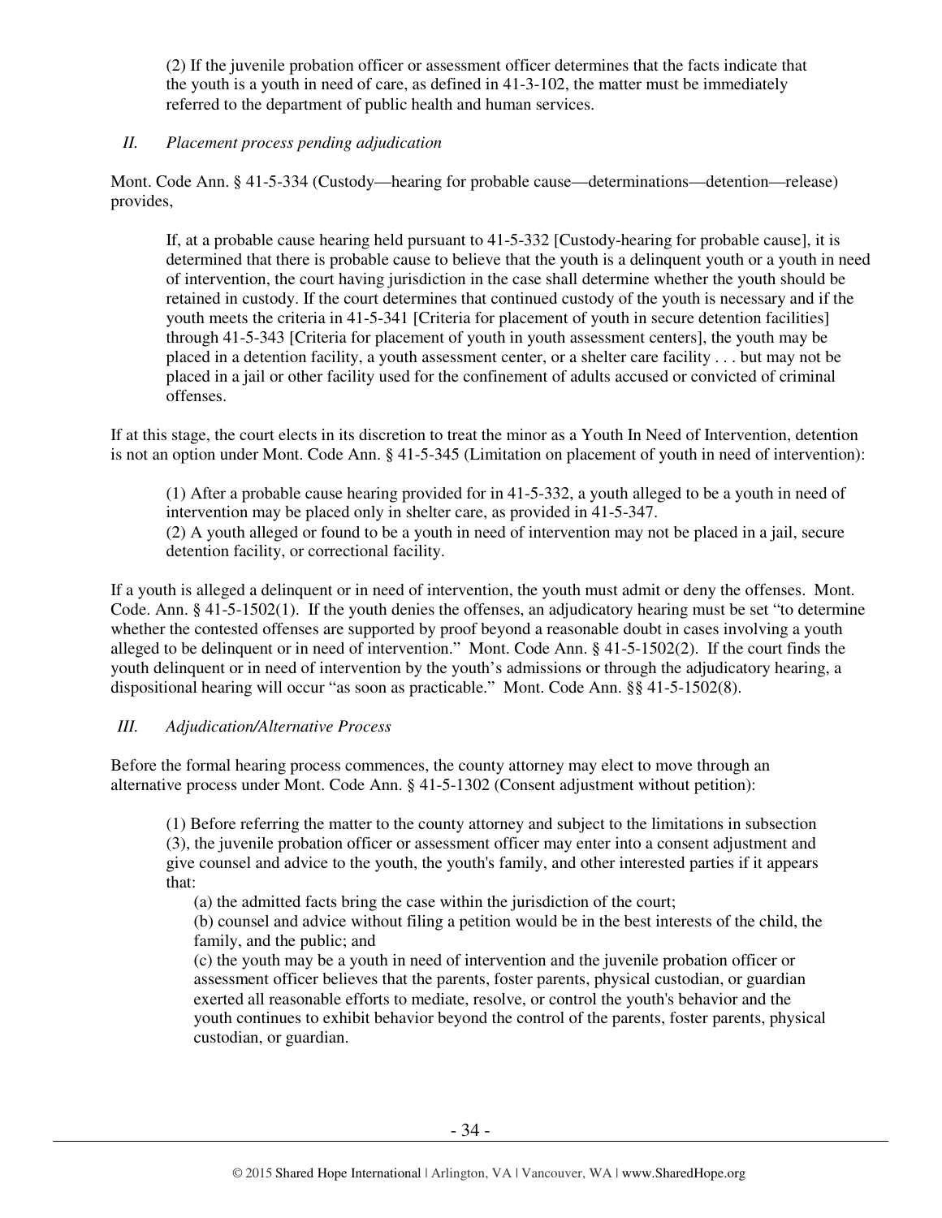(2) If the juvenile probation officer or assessment officer determines that the facts indicate that the youth is a youth in need of care, as defined in 41-3-102, the matter must be immediately referred to the department of public health and human services.

*II. Placement process pending adjudication*

Mont. Code Ann. § 41-5-334 (Custody—hearing for probable cause—determinations—detention—release) provides,

> If, at a probable cause hearing held pursuant to 41-5-332 [Custody-hearing for probable cause], it is determined that there is probable cause to believe that the youth is a delinquent youth or a youth in need of intervention, the court having jurisdiction in the case shall determine whether the youth should be retained in custody. If the court determines that continued custody of the youth is necessary and if the youth meets the criteria in 41-5-341 [Criteria for placement of youth in secure detention facilities] through 41-5-343 [Criteria for placement of youth in youth assessment centers], the youth may be placed in a detention facility, a youth assessment center, or a shelter care facility . . . but may not be placed in a jail or other facility used for the confinement of adults accused or convicted of criminal offenses.

If at this stage, the court elects in its discretion to treat the minor as a Youth In Need of Intervention, detention is not an option under Mont. Code Ann. § 41-5-345 (Limitation on placement of youth in need of intervention):

> (1) After a probable cause hearing provided for in 41-5-332, a youth alleged to be a youth in need of intervention may be placed only in shelter care, as provided in 41-5-347.
> (2) A youth alleged or found to be a youth in need of intervention may not be placed in a jail, secure detention facility, or correctional facility.

If a youth is alleged a delinquent or in need of intervention, the youth must admit or deny the offenses. Mont. Code. Ann. § 41-5-1502(1). If the youth denies the offenses, an adjudicatory hearing must be set "to determine whether the contested offenses are supported by proof beyond a reasonable doubt in cases involving a youth alleged to be delinquent or in need of intervention." Mont. Code Ann. § 41-5-1502(2). If the court finds the youth delinquent or in need of intervention by the youth's admissions or through the adjudicatory hearing, a dispositional hearing will occur "as soon as practicable." Mont. Code Ann. §§ 41-5-1502(8).

*III. Adjudication/Alternative Process*

Before the formal hearing process commences, the county attorney may elect to move through an alternative process under Mont. Code Ann. § 41-5-1302 (Consent adjustment without petition):

> (1) Before referring the matter to the county attorney and subject to the limitations in subsection (3), the juvenile probation officer or assessment officer may enter into a consent adjustment and give counsel and advice to the youth, the youth's family, and other interested parties if it appears that:
>
> (a) the admitted facts bring the case within the jurisdiction of the court;
>
> (b) counsel and advice without filing a petition would be in the best interests of the child, the family, and the public; and
>
> (c) the youth may be a youth in need of intervention and the juvenile probation officer or assessment officer believes that the parents, foster parents, physical custodian, or guardian exerted all reasonable efforts to mediate, resolve, or control the youth's behavior and the youth continues to exhibit behavior beyond the control of the parents, foster parents, physical custodian, or guardian.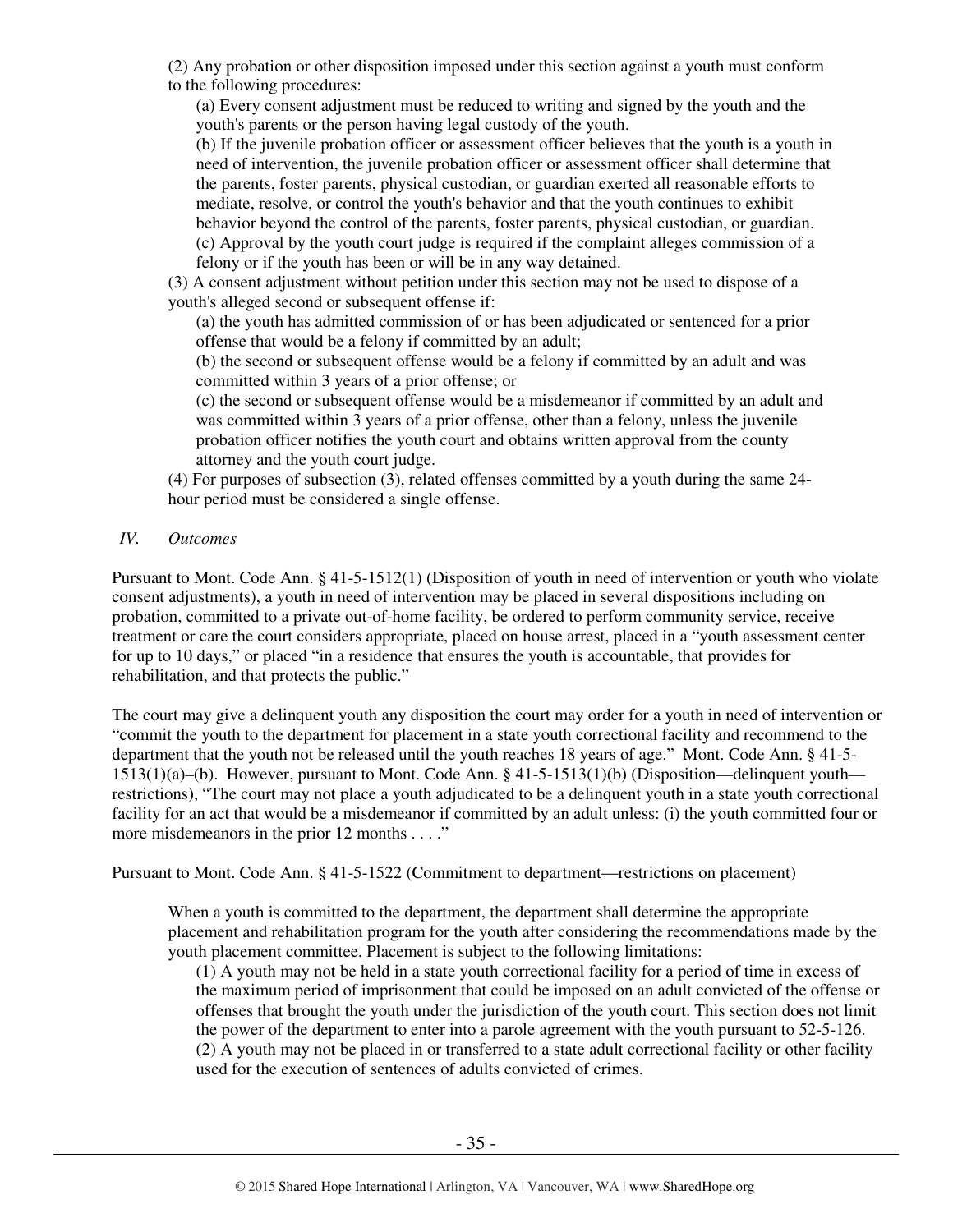(2) Any probation or other disposition imposed under this section against a youth must conform to the following procedures:

(a) Every consent adjustment must be reduced to writing and signed by the youth and the youth's parents or the person having legal custody of the youth.

(b) If the juvenile probation officer or assessment officer believes that the youth is a youth in need of intervention, the juvenile probation officer or assessment officer shall determine that the parents, foster parents, physical custodian, or guardian exerted all reasonable efforts to mediate, resolve, or control the youth's behavior and that the youth continues to exhibit behavior beyond the control of the parents, foster parents, physical custodian, or guardian.

(c) Approval by the youth court judge is required if the complaint alleges commission of a felony or if the youth has been or will be in any way detained.

(3) A consent adjustment without petition under this section may not be used to dispose of a youth's alleged second or subsequent offense if:

(a) the youth has admitted commission of or has been adjudicated or sentenced for a prior offense that would be a felony if committed by an adult;

(b) the second or subsequent offense would be a felony if committed by an adult and was committed within 3 years of a prior offense; or

(c) the second or subsequent offense would be a misdemeanor if committed by an adult and was committed within 3 years of a prior offense, other than a felony, unless the juvenile probation officer notifies the youth court and obtains written approval from the county attorney and the youth court judge.

(4) For purposes of subsection (3), related offenses committed by a youth during the same 24-hour period must be considered a single offense.

*IV. Outcomes*

Pursuant to Mont. Code Ann. § 41-5-1512(1) (Disposition of youth in need of intervention or youth who violate consent adjustments), a youth in need of intervention may be placed in several dispositions including on probation, committed to a private out-of-home facility, be ordered to perform community service, receive treatment or care the court considers appropriate, placed on house arrest, placed in a "youth assessment center for up to 10 days," or placed "in a residence that ensures the youth is accountable, that provides for rehabilitation, and that protects the public."

The court may give a delinquent youth any disposition the court may order for a youth in need of intervention or "commit the youth to the department for placement in a state youth correctional facility and recommend to the department that the youth not be released until the youth reaches 18 years of age." Mont. Code Ann. § 41-5-1513(1)(a)–(b). However, pursuant to Mont. Code Ann. § 41-5-1513(1)(b) (Disposition—delinquent youth—restrictions), "The court may not place a youth adjudicated to be a delinquent youth in a state youth correctional facility for an act that would be a misdemeanor if committed by an adult unless: (i) the youth committed four or more misdemeanors in the prior 12 months . . . ."

Pursuant to Mont. Code Ann. § 41-5-1522 (Commitment to department—restrictions on placement)

> When a youth is committed to the department, the department shall determine the appropriate placement and rehabilitation program for the youth after considering the recommendations made by the youth placement committee. Placement is subject to the following limitations:
>
> (1) A youth may not be held in a state youth correctional facility for a period of time in excess of the maximum period of imprisonment that could be imposed on an adult convicted of the offense or offenses that brought the youth under the jurisdiction of the youth court. This section does not limit the power of the department to enter into a parole agreement with the youth pursuant to 52-5-126.
>
> (2) A youth may not be placed in or transferred to a state adult correctional facility or other facility used for the execution of sentences of adults convicted of crimes.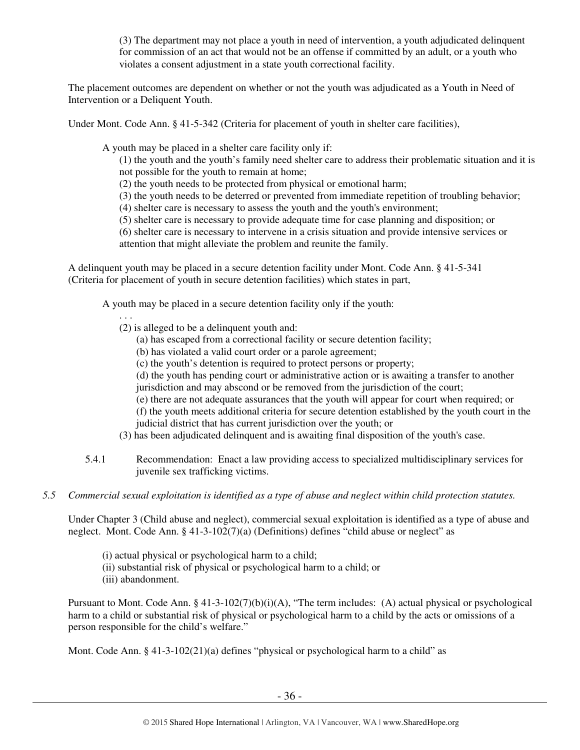> (3) The department may not place a youth in need of intervention, a youth adjudicated delinquent for commission of an act that would not be an offense if committed by an adult, or a youth who violates a consent adjustment in a state youth correctional facility.

The placement outcomes are dependent on whether or not the youth was adjudicated as a Youth in Need of Intervention or a Deliquent Youth.

Under Mont. Code Ann. § 41-5-342 (Criteria for placement of youth in shelter care facilities),

> A youth may be placed in a shelter care facility only if:
>
> (1) the youth and the youth's family need shelter care to address their problematic situation and it is not possible for the youth to remain at home;
> (2) the youth needs to be protected from physical or emotional harm;
> (3) the youth needs to be deterred or prevented from immediate repetition of troubling behavior;
> (4) shelter care is necessary to assess the youth and the youth's environment;
> (5) shelter care is necessary to provide adequate time for case planning and disposition; or
> (6) shelter care is necessary to intervene in a crisis situation and provide intensive services or attention that might alleviate the problem and reunite the family.

A delinquent youth may be placed in a secure detention facility under Mont. Code Ann. § 41-5-341 (Criteria for placement of youth in secure detention facilities) which states in part,

> A youth may be placed in a secure detention facility only if the youth:
>
> . . .
>
> (2) is alleged to be a delinquent youth and:
>
> (a) has escaped from a correctional facility or secure detention facility;
> (b) has violated a valid court order or a parole agreement;
> (c) the youth's detention is required to protect persons or property;
> (d) the youth has pending court or administrative action or is awaiting a transfer to another jurisdiction and may abscond or be removed from the jurisdiction of the court;
> (e) there are not adequate assurances that the youth will appear for court when required; or
> (f) the youth meets additional criteria for secure detention established by the youth court in the judicial district that has current jurisdiction over the youth; or
>
> (3) has been adjudicated delinquent and is awaiting final disposition of the youth's case.

5.4.1 Recommendation: Enact a law providing access to specialized multidisciplinary services for juvenile sex trafficking victims.

*5.5 Commercial sexual exploitation is identified as a type of abuse and neglect within child protection statutes.*

Under Chapter 3 (Child abuse and neglect), commercial sexual exploitation is identified as a type of abuse and neglect. Mont. Code Ann. § 41-3-102(7)(a) (Definitions) defines "child abuse or neglect" as

> (i) actual physical or psychological harm to a child;
> (ii) substantial risk of physical or psychological harm to a child; or
> (iii) abandonment.

Pursuant to Mont. Code Ann. § 41-3-102(7)(b)(i)(A), "The term includes: (A) actual physical or psychological harm to a child or substantial risk of physical or psychological harm to a child by the acts or omissions of a person responsible for the child's welfare."

Mont. Code Ann. § 41-3-102(21)(a) defines "physical or psychological harm to a child" as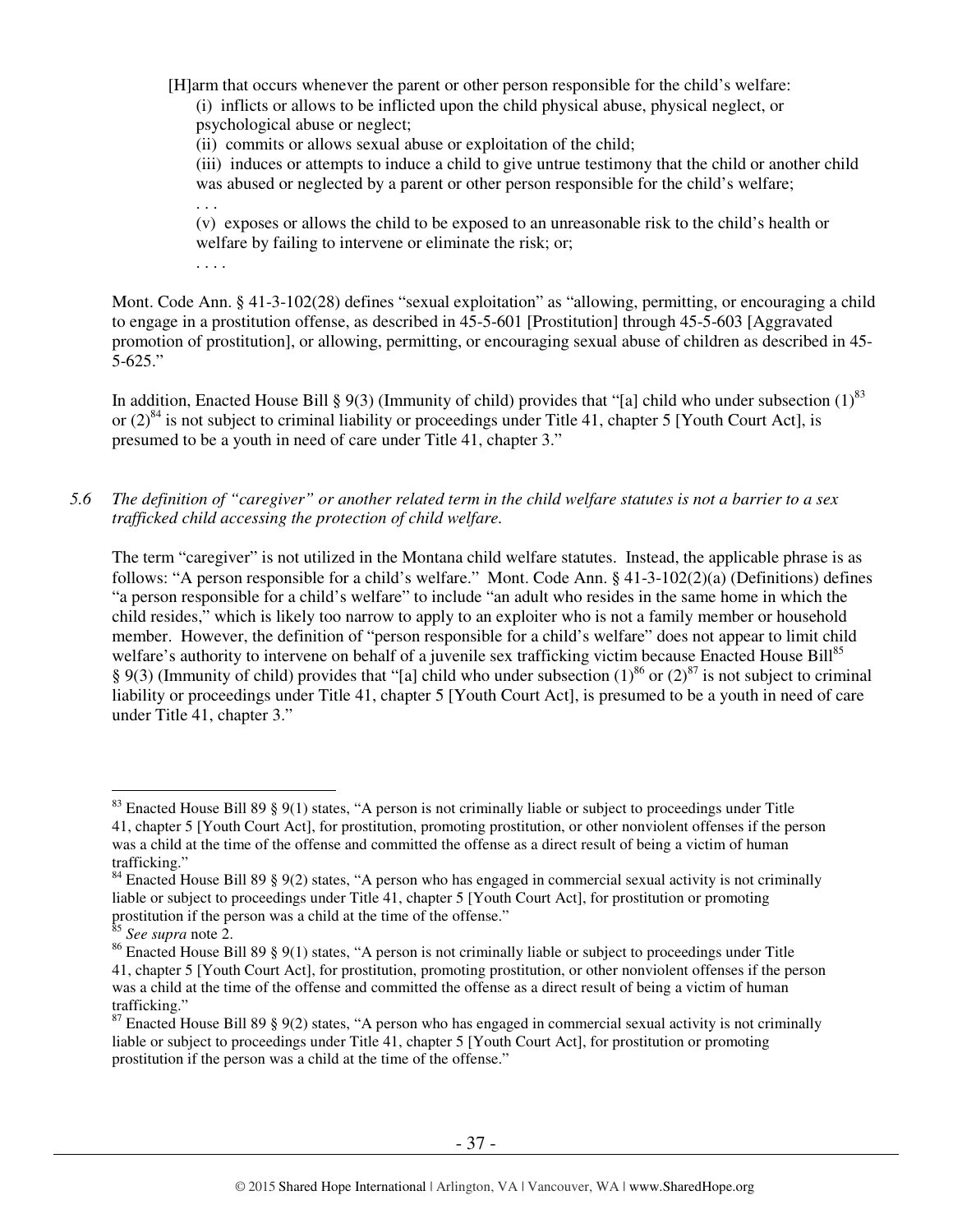> [H]arm that occurs whenever the parent or other person responsible for the child's welfare:
>
> (i) inflicts or allows to be inflicted upon the child physical abuse, physical neglect, or psychological abuse or neglect;
>
> (ii) commits or allows sexual abuse or exploitation of the child;
>
> (iii) induces or attempts to induce a child to give untrue testimony that the child or another child was abused or neglected by a parent or other person responsible for the child's welfare;
>
> . . .
>
> (v) exposes or allows the child to be exposed to an unreasonable risk to the child's health or welfare by failing to intervene or eliminate the risk; or;
>
> . . . .

Mont. Code Ann. § 41-3-102(28) defines "sexual exploitation" as "allowing, permitting, or encouraging a child to engage in a prostitution offense, as described in 45-5-601 [Prostitution] through 45-5-603 [Aggravated promotion of prostitution], or allowing, permitting, or encouraging sexual abuse of children as described in 45-5-625."

In addition, Enacted House Bill § 9(3) (Immunity of child) provides that "[a] child who under subsection (1)[83] or (2)[84] is not subject to criminal liability or proceedings under Title 41, chapter 5 [Youth Court Act], is presumed to be a youth in need of care under Title 41, chapter 3."

*5.6 The definition of "caregiver" or another related term in the child welfare statutes is not a barrier to a sex trafficked child accessing the protection of child welfare.*

The term "caregiver" is not utilized in the Montana child welfare statutes. Instead, the applicable phrase is as follows: "A person responsible for a child's welfare." Mont. Code Ann. § 41-3-102(2)(a) (Definitions) defines "a person responsible for a child's welfare" to include "an adult who resides in the same home in which the child resides," which is likely too narrow to apply to an exploiter who is not a family member or household member. However, the definition of "person responsible for a child's welfare" does not appear to limit child welfare's authority to intervene on behalf of a juvenile sex trafficking victim because Enacted House Bill[85] § 9(3) (Immunity of child) provides that "[a] child who under subsection (1)[86] or (2)[87] is not subject to criminal liability or proceedings under Title 41, chapter 5 [Youth Court Act], is presumed to be a youth in need of care under Title 41, chapter 3."

---

[83] Enacted House Bill 89 § 9(1) states, "A person is not criminally liable or subject to proceedings under Title 41, chapter 5 [Youth Court Act], for prostitution, promoting prostitution, or other nonviolent offenses if the person was a child at the time of the offense and committed the offense as a direct result of being a victim of human trafficking."

[84] Enacted House Bill 89 § 9(2) states, "A person who has engaged in commercial sexual activity is not criminally liable or subject to proceedings under Title 41, chapter 5 [Youth Court Act], for prostitution or promoting prostitution if the person was a child at the time of the offense."

[85] *See supra* note 2.

[86] Enacted House Bill 89 § 9(1) states, "A person is not criminally liable or subject to proceedings under Title 41, chapter 5 [Youth Court Act], for prostitution, promoting prostitution, or other nonviolent offenses if the person was a child at the time of the offense and committed the offense as a direct result of being a victim of human trafficking."

[87] Enacted House Bill 89 § 9(2) states, "A person who has engaged in commercial sexual activity is not criminally liable or subject to proceedings under Title 41, chapter 5 [Youth Court Act], for prostitution or promoting prostitution if the person was a child at the time of the offense."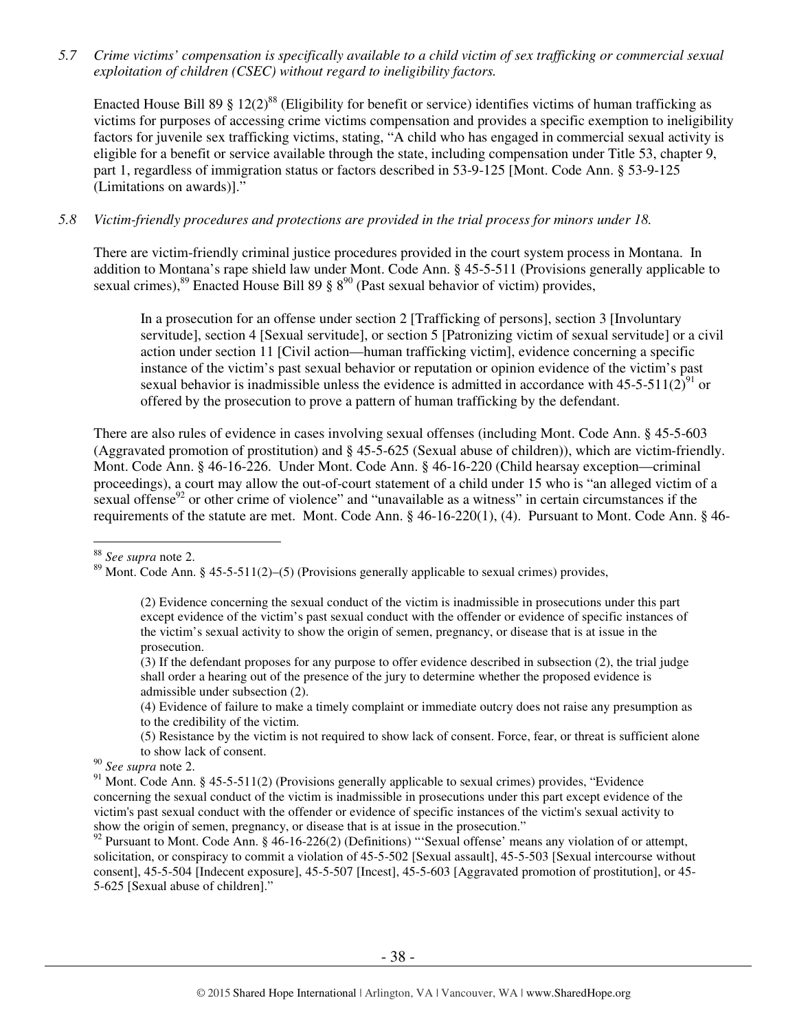*5.7 Crime victims' compensation is specifically available to a child victim of sex trafficking or commercial sexual exploitation of children (CSEC) without regard to ineligibility factors.*

Enacted House Bill 89 § 12(2)[88] (Eligibility for benefit or service) identifies victims of human trafficking as victims for purposes of accessing crime victims compensation and provides a specific exemption to ineligibility factors for juvenile sex trafficking victims, stating, "A child who has engaged in commercial sexual activity is eligible for a benefit or service available through the state, including compensation under Title 53, chapter 9, part 1, regardless of immigration status or factors described in 53-9-125 [Mont. Code Ann. § 53-9-125 (Limitations on awards)]."

*5.8 Victim-friendly procedures and protections are provided in the trial process for minors under 18.*

There are victim-friendly criminal justice procedures provided in the court system process in Montana. In addition to Montana's rape shield law under Mont. Code Ann. § 45-5-511 (Provisions generally applicable to sexual crimes),[89] Enacted House Bill 89 § 8[90] (Past sexual behavior of victim) provides,

> In a prosecution for an offense under section 2 [Trafficking of persons], section 3 [Involuntary servitude], section 4 [Sexual servitude], or section 5 [Patronizing victim of sexual servitude] or a civil action under section 11 [Civil action—human trafficking victim], evidence concerning a specific instance of the victim's past sexual behavior or reputation or opinion evidence of the victim's past sexual behavior is inadmissible unless the evidence is admitted in accordance with 45-5-511(2)[91] or offered by the prosecution to prove a pattern of human trafficking by the defendant.

There are also rules of evidence in cases involving sexual offenses (including Mont. Code Ann. § 45-5-603 (Aggravated promotion of prostitution) and § 45-5-625 (Sexual abuse of children)), which are victim-friendly. Mont. Code Ann. § 46-16-226. Under Mont. Code Ann. § 46-16-220 (Child hearsay exception—criminal proceedings), a court may allow the out-of-court statement of a child under 15 who is "an alleged victim of a sexual offense[92] or other crime of violence" and "unavailable as a witness" in certain circumstances if the requirements of the statute are met. Mont. Code Ann. § 46-16-220(1), (4). Pursuant to Mont. Code Ann. § 46-

---

[88] *See supra* note 2.

[89] Mont. Code Ann. § 45-5-511(2)–(5) (Provisions generally applicable to sexual crimes) provides,

> (2) Evidence concerning the sexual conduct of the victim is inadmissible in prosecutions under this part except evidence of the victim's past sexual conduct with the offender or evidence of specific instances of the victim's sexual activity to show the origin of semen, pregnancy, or disease that is at issue in the prosecution.
>
> (3) If the defendant proposes for any purpose to offer evidence described in subsection (2), the trial judge shall order a hearing out of the presence of the jury to determine whether the proposed evidence is admissible under subsection (2).
>
> (4) Evidence of failure to make a timely complaint or immediate outcry does not raise any presumption as to the credibility of the victim.
>
> (5) Resistance by the victim is not required to show lack of consent. Force, fear, or threat is sufficient alone to show lack of consent.

[90] *See supra* note 2.

[91] Mont. Code Ann. § 45-5-511(2) (Provisions generally applicable to sexual crimes) provides, "Evidence concerning the sexual conduct of the victim is inadmissible in prosecutions under this part except evidence of the victim's past sexual conduct with the offender or evidence of specific instances of the victim's sexual activity to show the origin of semen, pregnancy, or disease that is at issue in the prosecution."

[92] Pursuant to Mont. Code Ann. § 46-16-226(2) (Definitions) "'Sexual offense' means any violation of or attempt, solicitation, or conspiracy to commit a violation of 45-5-502 [Sexual assault], 45-5-503 [Sexual intercourse without consent], 45-5-504 [Indecent exposure], 45-5-507 [Incest], 45-5-603 [Aggravated promotion of prostitution], or 45-5-625 [Sexual abuse of children]."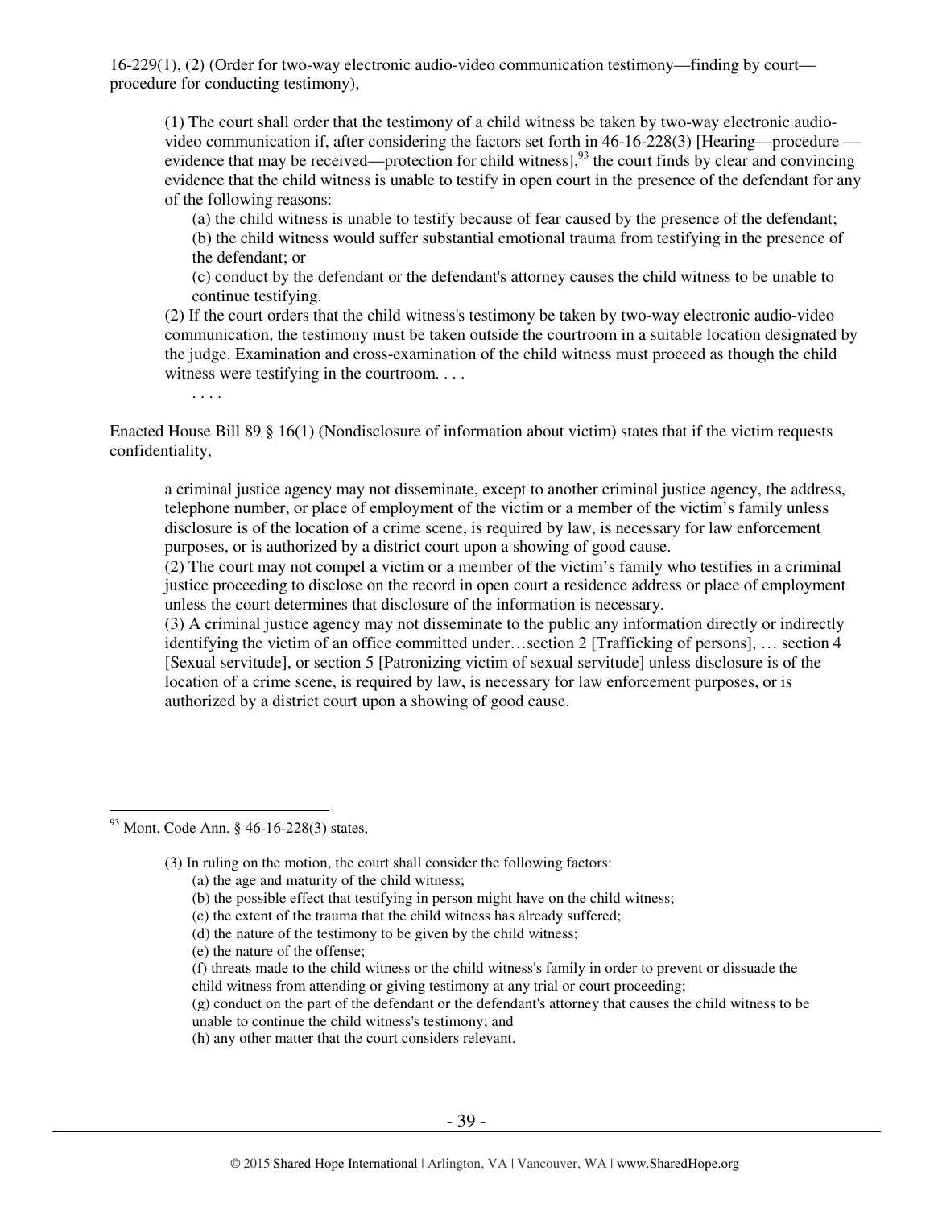16-229(1), (2) (Order for two-way electronic audio-video communication testimony—finding by court—procedure for conducting testimony),

> (1) The court shall order that the testimony of a child witness be taken by two-way electronic audio-video communication if, after considering the factors set forth in 46-16-228(3) [Hearing—procedure —evidence that may be received—protection for child witness],[93] the court finds by clear and convincing evidence that the child witness is unable to testify in open court in the presence of the defendant for any of the following reasons:
>
> (a) the child witness is unable to testify because of fear caused by the presence of the defendant;
> (b) the child witness would suffer substantial emotional trauma from testifying in the presence of the defendant; or
> (c) conduct by the defendant or the defendant's attorney causes the child witness to be unable to continue testifying.
>
> (2) If the court orders that the child witness's testimony be taken by two-way electronic audio-video communication, the testimony must be taken outside the courtroom in a suitable location designated by the judge. Examination and cross-examination of the child witness must proceed as though the child witness were testifying in the courtroom. . . .
>
> . . . .

Enacted House Bill 89 § 16(1) (Nondisclosure of information about victim) states that if the victim requests confidentiality,

> a criminal justice agency may not disseminate, except to another criminal justice agency, the address, telephone number, or place of employment of the victim or a member of the victim's family unless disclosure is of the location of a crime scene, is required by law, is necessary for law enforcement purposes, or is authorized by a district court upon a showing of good cause.
>
> (2) The court may not compel a victim or a member of the victim's family who testifies in a criminal justice proceeding to disclose on the record in open court a residence address or place of employment unless the court determines that disclosure of the information is necessary.
>
> (3) A criminal justice agency may not disseminate to the public any information directly or indirectly identifying the victim of an office committed under…section 2 [Trafficking of persons], … section 4 [Sexual servitude], or section 5 [Patronizing victim of sexual servitude] unless disclosure is of the location of a crime scene, is required by law, is necessary for law enforcement purposes, or is authorized by a district court upon a showing of good cause.

---

[93] Mont. Code Ann. § 46-16-228(3) states,

> (3) In ruling on the motion, the court shall consider the following factors:
>
> (a) the age and maturity of the child witness;
> (b) the possible effect that testifying in person might have on the child witness;
> (c) the extent of the trauma that the child witness has already suffered;
> (d) the nature of the testimony to be given by the child witness;
> (e) the nature of the offense;
> (f) threats made to the child witness or the child witness's family in order to prevent or dissuade the child witness from attending or giving testimony at any trial or court proceeding;
> (g) conduct on the part of the defendant or the defendant's attorney that causes the child witness to be unable to continue the child witness's testimony; and
> (h) any other matter that the court considers relevant.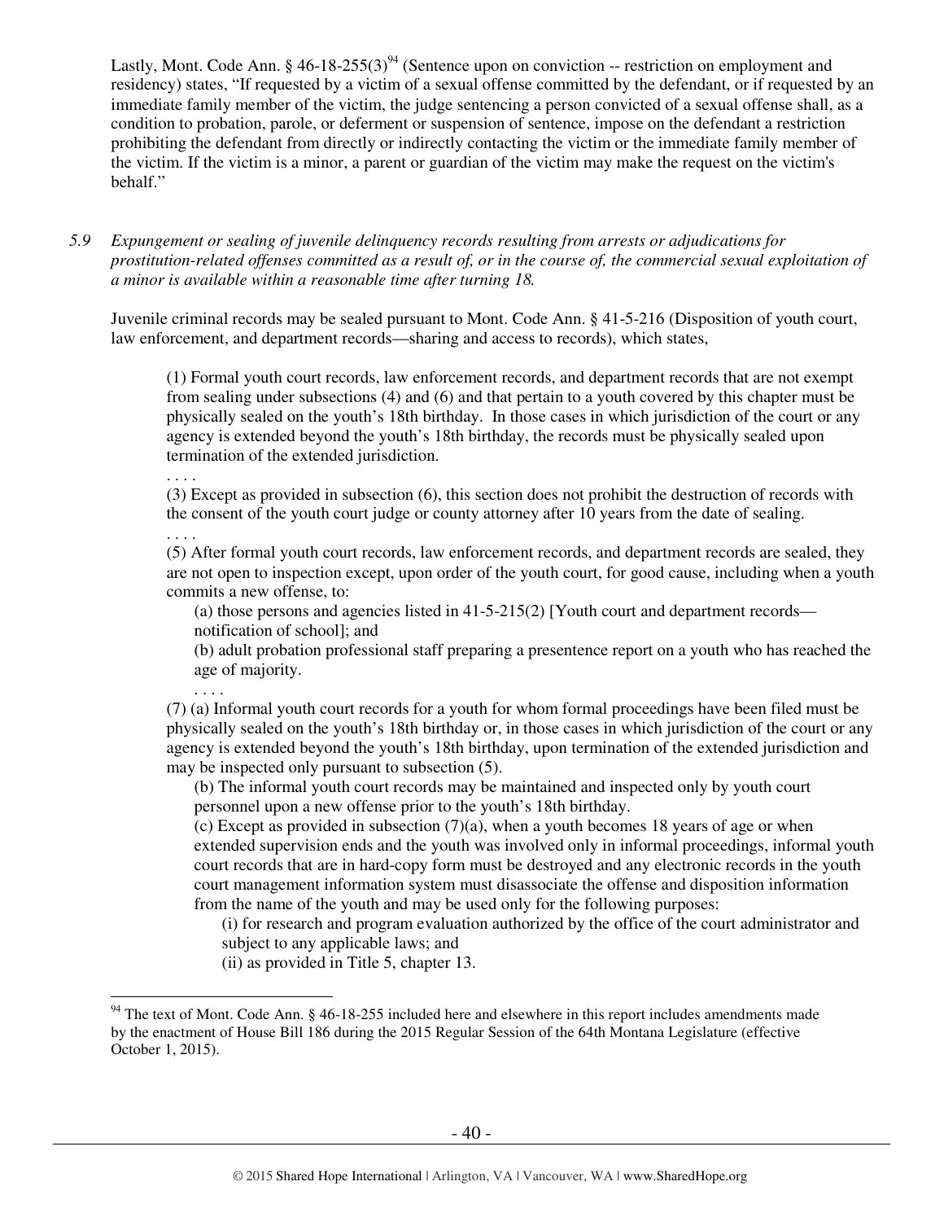Lastly, Mont. Code Ann. § 46-18-255(3)[94] (Sentence upon on conviction -- restriction on employment and residency) states, "If requested by a victim of a sexual offense committed by the defendant, or if requested by an immediate family member of the victim, the judge sentencing a person convicted of a sexual offense shall, as a condition to probation, parole, or deferment or suspension of sentence, impose on the defendant a restriction prohibiting the defendant from directly or indirectly contacting the victim or the immediate family member of the victim. If the victim is a minor, a parent or guardian of the victim may make the request on the victim's behalf."

*5.9 Expungement or sealing of juvenile delinquency records resulting from arrests or adjudications for prostitution-related offenses committed as a result of, or in the course of, the commercial sexual exploitation of a minor is available within a reasonable time after turning 18.*

Juvenile criminal records may be sealed pursuant to Mont. Code Ann. § 41-5-216 (Disposition of youth court, law enforcement, and department records—sharing and access to records), which states,

> (1) Formal youth court records, law enforcement records, and department records that are not exempt from sealing under subsections (4) and (6) and that pertain to a youth covered by this chapter must be physically sealed on the youth's 18th birthday. In those cases in which jurisdiction of the court or any agency is extended beyond the youth's 18th birthday, the records must be physically sealed upon termination of the extended jurisdiction.
>
> . . . .
>
> (3) Except as provided in subsection (6), this section does not prohibit the destruction of records with the consent of the youth court judge or county attorney after 10 years from the date of sealing.
>
> . . . .
>
> (5) After formal youth court records, law enforcement records, and department records are sealed, they are not open to inspection except, upon order of the youth court, for good cause, including when a youth commits a new offense, to:
>
> (a) those persons and agencies listed in 41-5-215(2) [Youth court and department records—notification of school]; and
>
> (b) adult probation professional staff preparing a presentence report on a youth who has reached the age of majority.
>
> . . . .
>
> (7) (a) Informal youth court records for a youth for whom formal proceedings have been filed must be physically sealed on the youth's 18th birthday or, in those cases in which jurisdiction of the court or any agency is extended beyond the youth's 18th birthday, upon termination of the extended jurisdiction and may be inspected only pursuant to subsection (5).
>
> (b) The informal youth court records may be maintained and inspected only by youth court personnel upon a new offense prior to the youth's 18th birthday.
>
> (c) Except as provided in subsection (7)(a), when a youth becomes 18 years of age or when extended supervision ends and the youth was involved only in informal proceedings, informal youth court records that are in hard-copy form must be destroyed and any electronic records in the youth court management information system must disassociate the offense and disposition information from the name of the youth and may be used only for the following purposes:
>
> (i) for research and program evaluation authorized by the office of the court administrator and subject to any applicable laws; and
>
> (ii) as provided in Title 5, chapter 13.

---

[94] The text of Mont. Code Ann. § 46-18-255 included here and elsewhere in this report includes amendments made by the enactment of House Bill 186 during the 2015 Regular Session of the 64th Montana Legislature (effective October 1, 2015).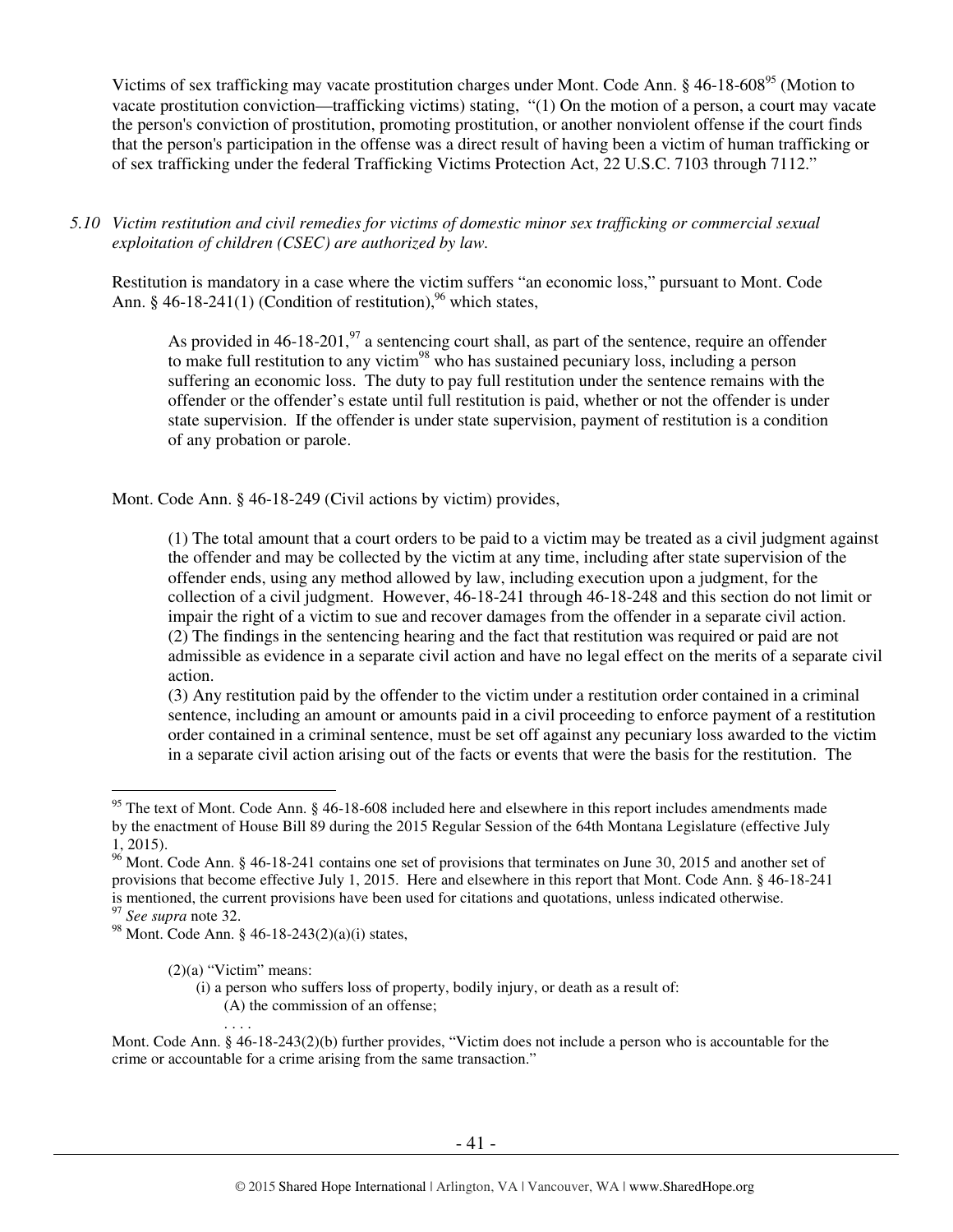Victims of sex trafficking may vacate prostitution charges under Mont. Code Ann. § 46-18-608[95] (Motion to vacate prostitution conviction—trafficking victims) stating, "(1) On the motion of a person, a court may vacate the person's conviction of prostitution, promoting prostitution, or another nonviolent offense if the court finds that the person's participation in the offense was a direct result of having been a victim of human trafficking or of sex trafficking under the federal Trafficking Victims Protection Act, 22 U.S.C. 7103 through 7112."

*5.10 Victim restitution and civil remedies for victims of domestic minor sex trafficking or commercial sexual exploitation of children (CSEC) are authorized by law.*

Restitution is mandatory in a case where the victim suffers "an economic loss," pursuant to Mont. Code Ann. § 46-18-241(1) (Condition of restitution),[96] which states,

> As provided in 46-18-201,[97] a sentencing court shall, as part of the sentence, require an offender to make full restitution to any victim[98] who has sustained pecuniary loss, including a person suffering an economic loss. The duty to pay full restitution under the sentence remains with the offender or the offender's estate until full restitution is paid, whether or not the offender is under state supervision. If the offender is under state supervision, payment of restitution is a condition of any probation or parole.

Mont. Code Ann. § 46-18-249 (Civil actions by victim) provides,

> (1) The total amount that a court orders to be paid to a victim may be treated as a civil judgment against the offender and may be collected by the victim at any time, including after state supervision of the offender ends, using any method allowed by law, including execution upon a judgment, for the collection of a civil judgment. However, 46-18-241 through 46-18-248 and this section do not limit or impair the right of a victim to sue and recover damages from the offender in a separate civil action.
> (2) The findings in the sentencing hearing and the fact that restitution was required or paid are not admissible as evidence in a separate civil action and have no legal effect on the merits of a separate civil action.
> (3) Any restitution paid by the offender to the victim under a restitution order contained in a criminal sentence, including an amount or amounts paid in a civil proceeding to enforce payment of a restitution order contained in a criminal sentence, must be set off against any pecuniary loss awarded to the victim in a separate civil action arising out of the facts or events that were the basis for the restitution. The

---

[95] The text of Mont. Code Ann. § 46-18-608 included here and elsewhere in this report includes amendments made by the enactment of House Bill 89 during the 2015 Regular Session of the 64th Montana Legislature (effective July 1, 2015).

[96] Mont. Code Ann. § 46-18-241 contains one set of provisions that terminates on June 30, 2015 and another set of provisions that become effective July 1, 2015. Here and elsewhere in this report that Mont. Code Ann. § 46-18-241 is mentioned, the current provisions have been used for citations and quotations, unless indicated otherwise.

[97] *See supra* note 32.

[98] Mont. Code Ann. § 46-18-243(2)(a)(i) states,

> (2)(a) "Victim" means:
> (i) a person who suffers loss of property, bodily injury, or death as a result of:
> (A) the commission of an offense;
> . . . .

Mont. Code Ann. § 46-18-243(2)(b) further provides, "Victim does not include a person who is accountable for the crime or accountable for a crime arising from the same transaction."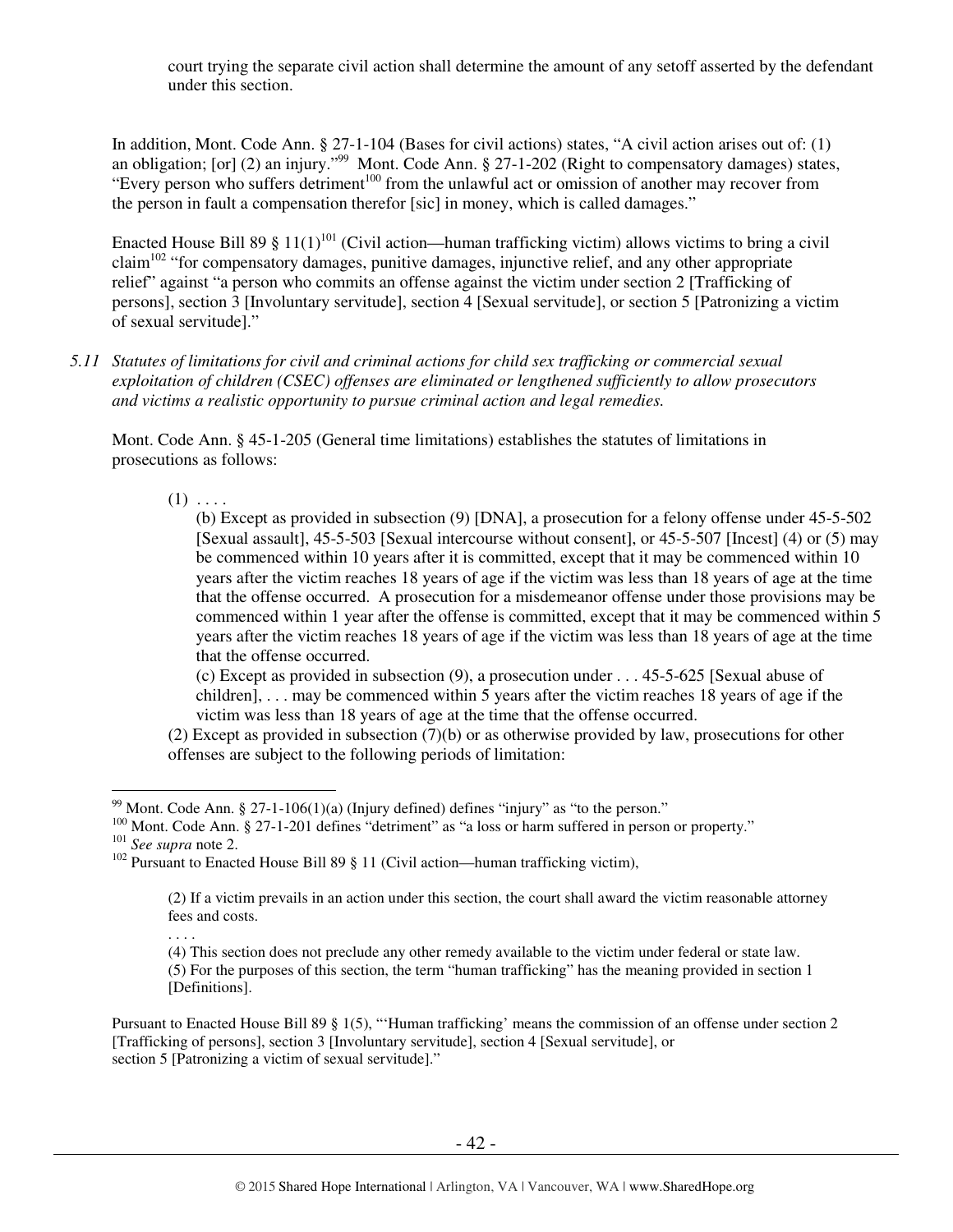court trying the separate civil action shall determine the amount of any setoff asserted by the defendant under this section.

In addition, Mont. Code Ann. § 27-1-104 (Bases for civil actions) states, "A civil action arises out of: (1) an obligation; [or] (2) an injury."[99] Mont. Code Ann. § 27-1-202 (Right to compensatory damages) states, "Every person who suffers detriment[100] from the unlawful act or omission of another may recover from the person in fault a compensation therefor [sic] in money, which is called damages."

Enacted House Bill 89 § 11(1)[101] (Civil action—human trafficking victim) allows victims to bring a civil claim[102] "for compensatory damages, punitive damages, injunctive relief, and any other appropriate relief" against "a person who commits an offense against the victim under section 2 [Trafficking of persons], section 3 [Involuntary servitude], section 4 [Sexual servitude], or section 5 [Patronizing a victim of sexual servitude]."

*5.11 Statutes of limitations for civil and criminal actions for child sex trafficking or commercial sexual exploitation of children (CSEC) offenses are eliminated or lengthened sufficiently to allow prosecutors and victims a realistic opportunity to pursue criminal action and legal remedies.*

Mont. Code Ann. § 45-1-205 (General time limitations) establishes the statutes of limitations in prosecutions as follows:

> (1) . . . .
> (b) Except as provided in subsection (9) [DNA], a prosecution for a felony offense under 45-5-502 [Sexual assault], 45-5-503 [Sexual intercourse without consent], or 45-5-507 [Incest] (4) or (5) may be commenced within 10 years after it is committed, except that it may be commenced within 10 years after the victim reaches 18 years of age if the victim was less than 18 years of age at the time that the offense occurred. A prosecution for a misdemeanor offense under those provisions may be commenced within 1 year after the offense is committed, except that it may be commenced within 5 years after the victim reaches 18 years of age if the victim was less than 18 years of age at the time that the offense occurred.
> (c) Except as provided in subsection (9), a prosecution under . . . 45-5-625 [Sexual abuse of children], . . . may be commenced within 5 years after the victim reaches 18 years of age if the victim was less than 18 years of age at the time that the offense occurred.
> (2) Except as provided in subsection (7)(b) or as otherwise provided by law, prosecutions for other offenses are subject to the following periods of limitation:

---

[99] Mont. Code Ann. § 27-1-106(1)(a) (Injury defined) defines "injury" as "to the person."

[100] Mont. Code Ann. § 27-1-201 defines "detriment" as "a loss or harm suffered in person or property."

[101] *See supra* note 2.

[102] Pursuant to Enacted House Bill 89 § 11 (Civil action—human trafficking victim),

> (2) If a victim prevails in an action under this section, the court shall award the victim reasonable attorney fees and costs.
> . . . .
> (4) This section does not preclude any other remedy available to the victim under federal or state law.
> (5) For the purposes of this section, the term "human trafficking" has the meaning provided in section 1 [Definitions].

Pursuant to Enacted House Bill 89 § 1(5), "'Human trafficking' means the commission of an offense under section 2 [Trafficking of persons], section 3 [Involuntary servitude], section 4 [Sexual servitude], or section 5 [Patronizing a victim of sexual servitude]."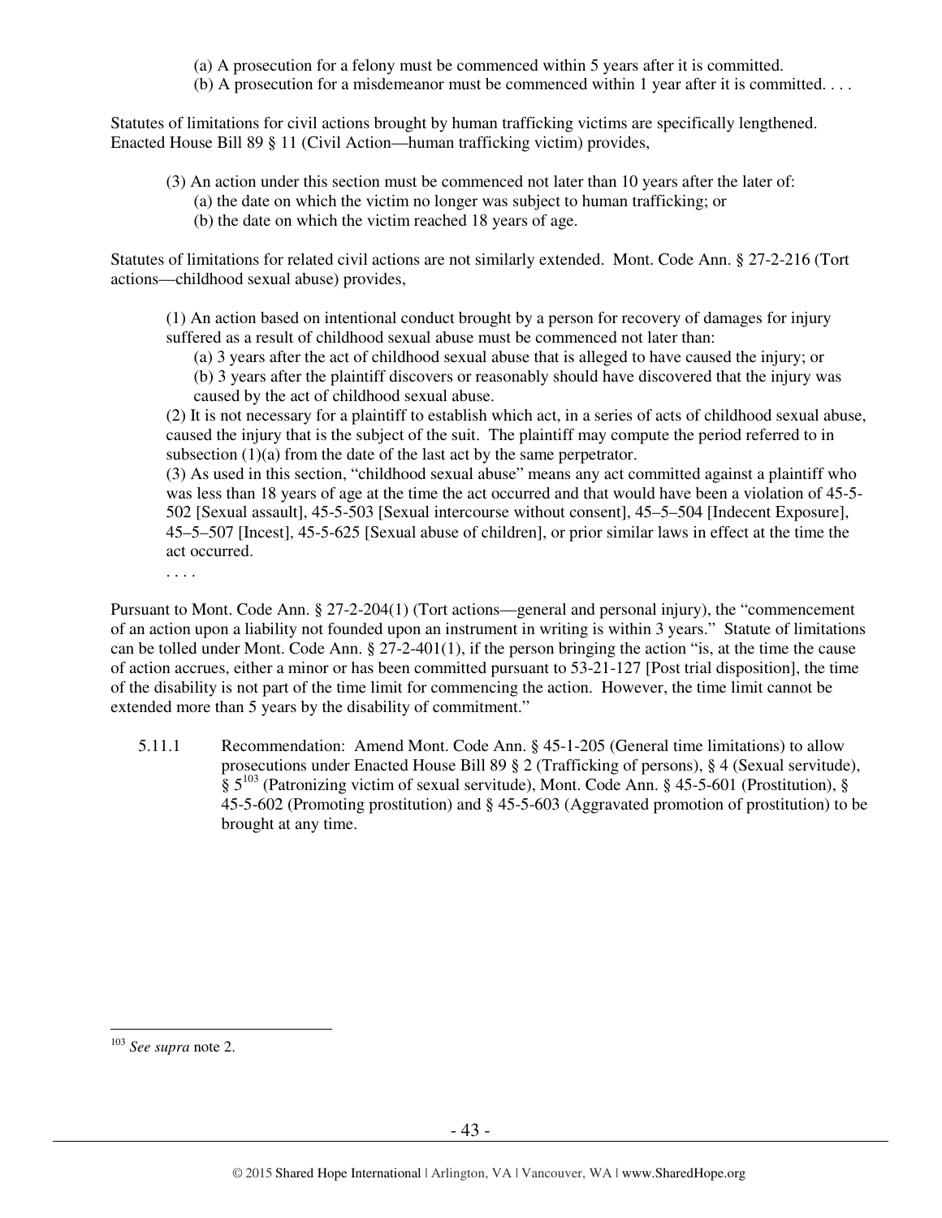(a) A prosecution for a felony must be commenced within 5 years after it is committed.

(b) A prosecution for a misdemeanor must be commenced within 1 year after it is committed. . . .

Statutes of limitations for civil actions brought by human trafficking victims are specifically lengthened. Enacted House Bill 89 § 11 (Civil Action—human trafficking victim) provides,

> (3) An action under this section must be commenced not later than 10 years after the later of:
> (a) the date on which the victim no longer was subject to human trafficking; or
> (b) the date on which the victim reached 18 years of age.

Statutes of limitations for related civil actions are not similarly extended. Mont. Code Ann. § 27-2-216 (Tort actions—childhood sexual abuse) provides,

> (1) An action based on intentional conduct brought by a person for recovery of damages for injury suffered as a result of childhood sexual abuse must be commenced not later than:
> (a) 3 years after the act of childhood sexual abuse that is alleged to have caused the injury; or
> (b) 3 years after the plaintiff discovers or reasonably should have discovered that the injury was caused by the act of childhood sexual abuse.
>
> (2) It is not necessary for a plaintiff to establish which act, in a series of acts of childhood sexual abuse, caused the injury that is the subject of the suit. The plaintiff may compute the period referred to in subsection (1)(a) from the date of the last act by the same perpetrator.
>
> (3) As used in this section, "childhood sexual abuse" means any act committed against a plaintiff who was less than 18 years of age at the time the act occurred and that would have been a violation of 45-5-502 [Sexual assault], 45-5-503 [Sexual intercourse without consent], 45–5–504 [Indecent Exposure], 45–5–507 [Incest], 45-5-625 [Sexual abuse of children], or prior similar laws in effect at the time the act occurred.
>
> . . . .

Pursuant to Mont. Code Ann. § 27-2-204(1) (Tort actions—general and personal injury), the "commencement of an action upon a liability not founded upon an instrument in writing is within 3 years." Statute of limitations can be tolled under Mont. Code Ann. § 27-2-401(1), if the person bringing the action "is, at the time the cause of action accrues, either a minor or has been committed pursuant to 53-21-127 [Post trial disposition], the time of the disability is not part of the time limit for commencing the action. However, the time limit cannot be extended more than 5 years by the disability of commitment."

5.11.1 Recommendation: Amend Mont. Code Ann. § 45-1-205 (General time limitations) to allow prosecutions under Enacted House Bill 89 § 2 (Trafficking of persons), § 4 (Sexual servitude), § 5[103] (Patronizing victim of sexual servitude), Mont. Code Ann. § 45-5-601 (Prostitution), § 45-5-602 (Promoting prostitution) and § 45-5-603 (Aggravated promotion of prostitution) to be brought at any time.

---

[103] *See supra* note 2.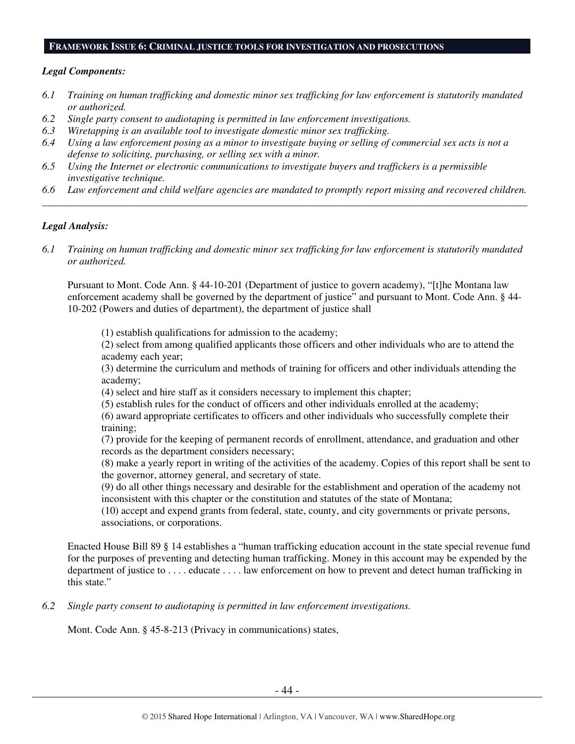## FRAMEWORK ISSUE 6: CRIMINAL JUSTICE TOOLS FOR INVESTIGATION AND PROSECUTIONS

***Legal Components:***

*6.1 Training on human trafficking and domestic minor sex trafficking for law enforcement is statutorily mandated or authorized.*
*6.2 Single party consent to audiotaping is permitted in law enforcement investigations.*
*6.3 Wiretapping is an available tool to investigate domestic minor sex trafficking.*
*6.4 Using a law enforcement posing as a minor to investigate buying or selling of commercial sex acts is not a defense to soliciting, purchasing, or selling sex with a minor.*
*6.5 Using the Internet or electronic communications to investigate buyers and traffickers is a permissible investigative technique.*
*6.6 Law enforcement and child welfare agencies are mandated to promptly report missing and recovered children.*

---

***Legal Analysis:***

*6.1 Training on human trafficking and domestic minor sex trafficking for law enforcement is statutorily mandated or authorized.*

Pursuant to Mont. Code Ann. § 44-10-201 (Department of justice to govern academy), "[t]he Montana law enforcement academy shall be governed by the department of justice" and pursuant to Mont. Code Ann. § 44-10-202 (Powers and duties of department), the department of justice shall

> (1) establish qualifications for admission to the academy;
> (2) select from among qualified applicants those officers and other individuals who are to attend the academy each year;
> (3) determine the curriculum and methods of training for officers and other individuals attending the academy;
> (4) select and hire staff as it considers necessary to implement this chapter;
> (5) establish rules for the conduct of officers and other individuals enrolled at the academy;
> (6) award appropriate certificates to officers and other individuals who successfully complete their training;
> (7) provide for the keeping of permanent records of enrollment, attendance, and graduation and other records as the department considers necessary;
> (8) make a yearly report in writing of the activities of the academy. Copies of this report shall be sent to the governor, attorney general, and secretary of state.
> (9) do all other things necessary and desirable for the establishment and operation of the academy not inconsistent with this chapter or the constitution and statutes of the state of Montana;
> (10) accept and expend grants from federal, state, county, and city governments or private persons, associations, or corporations.

Enacted House Bill 89 § 14 establishes a "human trafficking education account in the state special revenue fund for the purposes of preventing and detecting human trafficking. Money in this account may be expended by the department of justice to . . . . educate . . . . law enforcement on how to prevent and detect human trafficking in this state."

*6.2 Single party consent to audiotaping is permitted in law enforcement investigations.*

Mont. Code Ann. § 45-8-213 (Privacy in communications) states,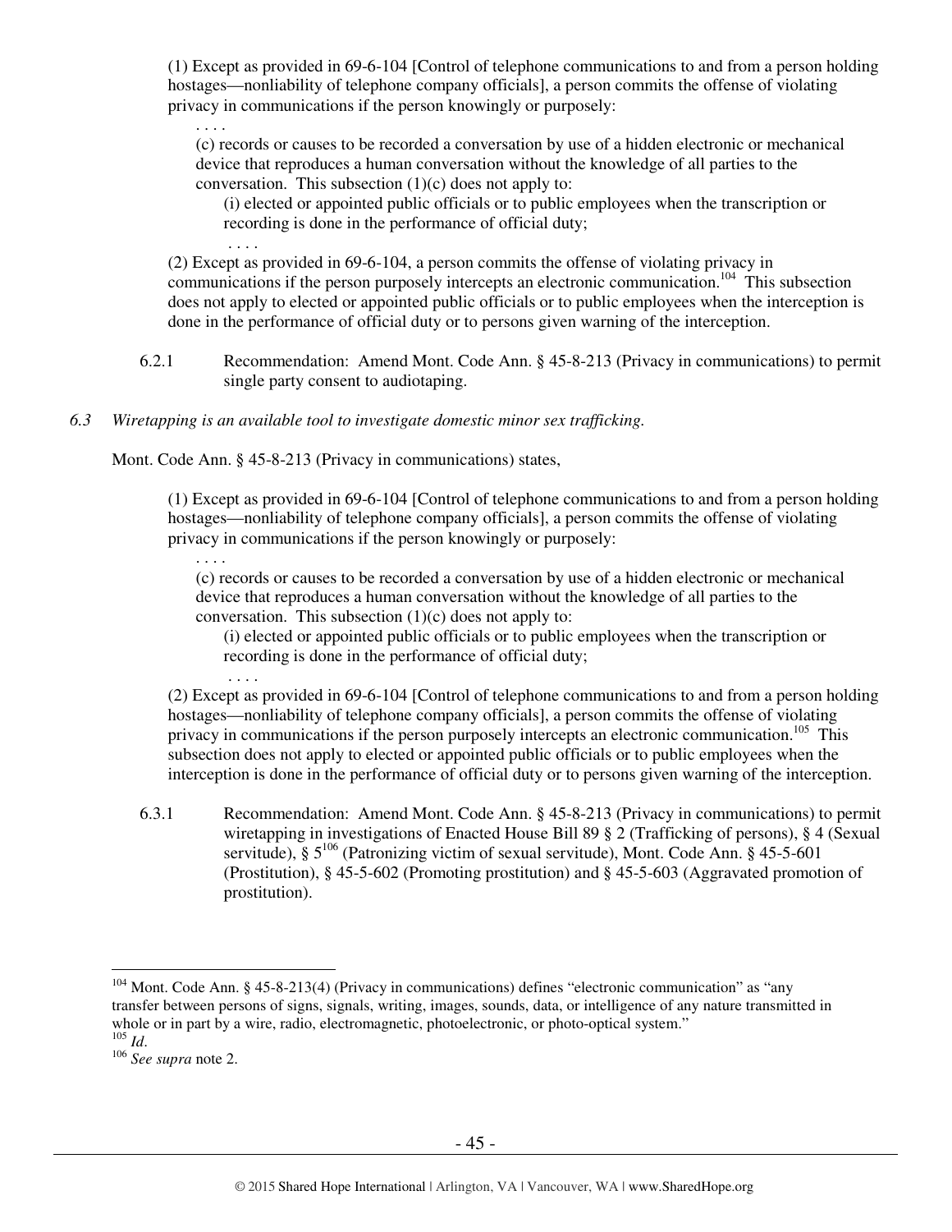(1) Except as provided in 69-6-104 [Control of telephone communications to and from a person holding hostages—nonliability of telephone company officials], a person commits the offense of violating privacy in communications if the person knowingly or purposely:

. . . .

(c) records or causes to be recorded a conversation by use of a hidden electronic or mechanical device that reproduces a human conversation without the knowledge of all parties to the conversation. This subsection (1)(c) does not apply to:

(i) elected or appointed public officials or to public employees when the transcription or recording is done in the performance of official duty;

. . . .

(2) Except as provided in 69-6-104, a person commits the offense of violating privacy in communications if the person purposely intercepts an electronic communication.[104] This subsection does not apply to elected or appointed public officials or to public employees when the interception is done in the performance of official duty or to persons given warning of the interception.

6.2.1 Recommendation: Amend Mont. Code Ann. § 45-8-213 (Privacy in communications) to permit single party consent to audiotaping.

*6.3 Wiretapping is an available tool to investigate domestic minor sex trafficking.*

Mont. Code Ann. § 45-8-213 (Privacy in communications) states,

(1) Except as provided in 69-6-104 [Control of telephone communications to and from a person holding hostages—nonliability of telephone company officials], a person commits the offense of violating privacy in communications if the person knowingly or purposely:

. . . .

(c) records or causes to be recorded a conversation by use of a hidden electronic or mechanical device that reproduces a human conversation without the knowledge of all parties to the conversation. This subsection (1)(c) does not apply to:

(i) elected or appointed public officials or to public employees when the transcription or recording is done in the performance of official duty;

. . . .

(2) Except as provided in 69-6-104 [Control of telephone communications to and from a person holding hostages—nonliability of telephone company officials], a person commits the offense of violating privacy in communications if the person purposely intercepts an electronic communication.[105] This subsection does not apply to elected or appointed public officials or to public employees when the interception is done in the performance of official duty or to persons given warning of the interception.

6.3.1 Recommendation: Amend Mont. Code Ann. § 45-8-213 (Privacy in communications) to permit wiretapping in investigations of Enacted House Bill 89 § 2 (Trafficking of persons), § 4 (Sexual servitude), § 5[106] (Patronizing victim of sexual servitude), Mont. Code Ann. § 45-5-601 (Prostitution), § 45-5-602 (Promoting prostitution) and § 45-5-603 (Aggravated promotion of prostitution).

---

[104] Mont. Code Ann. § 45-8-213(4) (Privacy in communications) defines "electronic communication" as "any transfer between persons of signs, signals, writing, images, sounds, data, or intelligence of any nature transmitted in whole or in part by a wire, radio, electromagnetic, photoelectronic, or photo-optical system."

[105] *Id*.

[106] *See supra* note 2.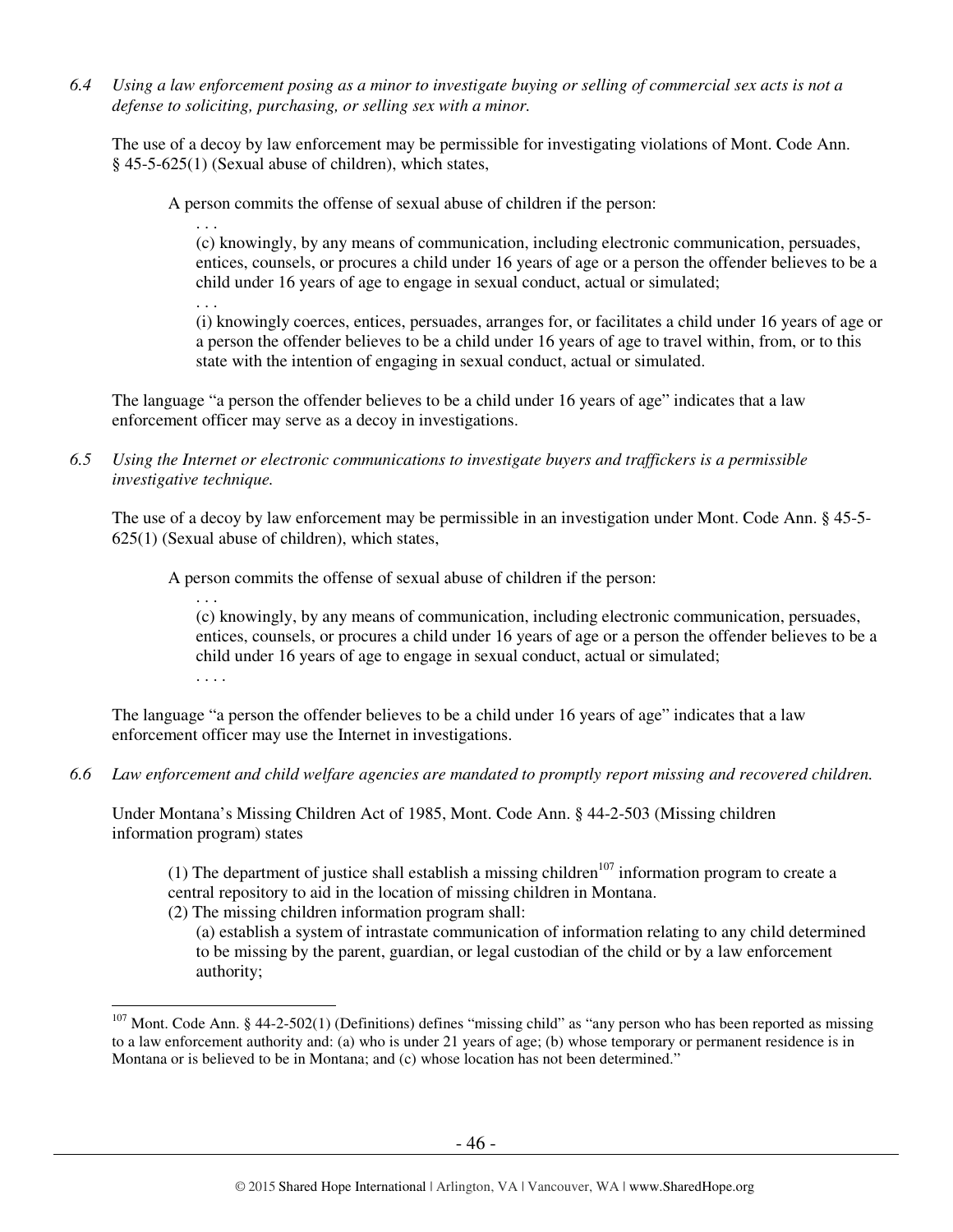*6.4 Using a law enforcement posing as a minor to investigate buying or selling of commercial sex acts is not a defense to soliciting, purchasing, or selling sex with a minor.*

The use of a decoy by law enforcement may be permissible for investigating violations of Mont. Code Ann. § 45-5-625(1) (Sexual abuse of children), which states,

> A person commits the offense of sexual abuse of children if the person:
>
> . . .
>
> (c) knowingly, by any means of communication, including electronic communication, persuades, entices, counsels, or procures a child under 16 years of age or a person the offender believes to be a child under 16 years of age to engage in sexual conduct, actual or simulated;
>
> . . .
>
> (i) knowingly coerces, entices, persuades, arranges for, or facilitates a child under 16 years of age or a person the offender believes to be a child under 16 years of age to travel within, from, or to this state with the intention of engaging in sexual conduct, actual or simulated.

The language "a person the offender believes to be a child under 16 years of age" indicates that a law enforcement officer may serve as a decoy in investigations.

*6.5 Using the Internet or electronic communications to investigate buyers and traffickers is a permissible investigative technique.*

The use of a decoy by law enforcement may be permissible in an investigation under Mont. Code Ann. § 45-5-625(1) (Sexual abuse of children), which states,

> A person commits the offense of sexual abuse of children if the person:
>
> . . .
>
> (c) knowingly, by any means of communication, including electronic communication, persuades, entices, counsels, or procures a child under 16 years of age or a person the offender believes to be a child under 16 years of age to engage in sexual conduct, actual or simulated;
>
> . . . .

The language "a person the offender believes to be a child under 16 years of age" indicates that a law enforcement officer may use the Internet in investigations.

*6.6 Law enforcement and child welfare agencies are mandated to promptly report missing and recovered children.*

Under Montana's Missing Children Act of 1985, Mont. Code Ann. § 44-2-503 (Missing children information program) states

> (1) The department of justice shall establish a missing children[107] information program to create a central repository to aid in the location of missing children in Montana.
>
> (2) The missing children information program shall:
>
> (a) establish a system of intrastate communication of information relating to any child determined to be missing by the parent, guardian, or legal custodian of the child or by a law enforcement authority;

---

[107] Mont. Code Ann. § 44-2-502(1) (Definitions) defines "missing child" as "any person who has been reported as missing to a law enforcement authority and: (a) who is under 21 years of age; (b) whose temporary or permanent residence is in Montana or is believed to be in Montana; and (c) whose location has not been determined."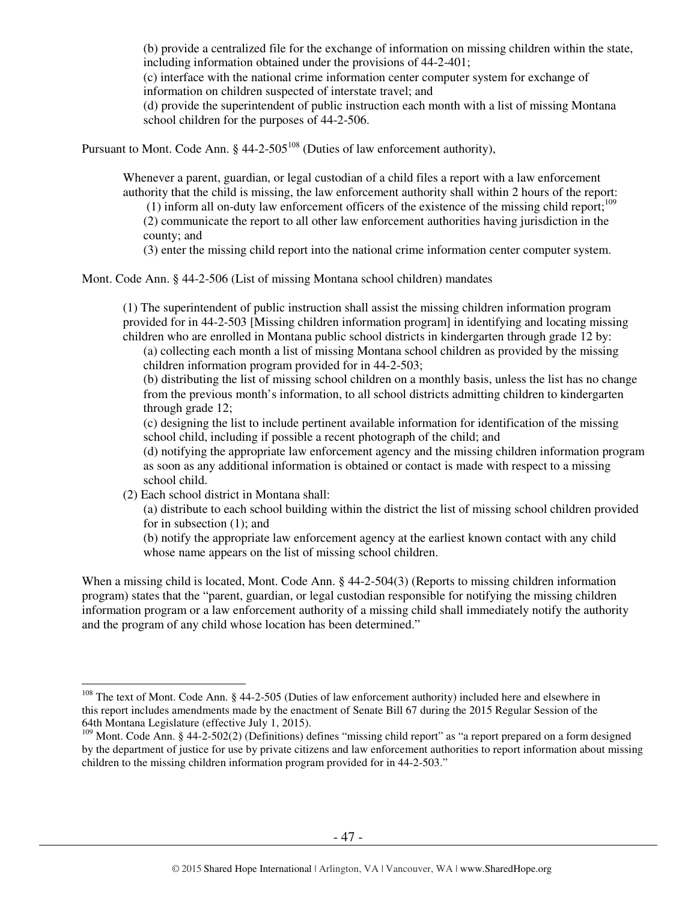(b) provide a centralized file for the exchange of information on missing children within the state, including information obtained under the provisions of 44-2-401;

(c) interface with the national crime information center computer system for exchange of information on children suspected of interstate travel; and

(d) provide the superintendent of public instruction each month with a list of missing Montana school children for the purposes of 44-2-506.

Pursuant to Mont. Code Ann. § 44-2-505[108] (Duties of law enforcement authority),

> Whenever a parent, guardian, or legal custodian of a child files a report with a law enforcement authority that the child is missing, the law enforcement authority shall within 2 hours of the report:
>
> (1) inform all on-duty law enforcement officers of the existence of the missing child report;[109]
>
> (2) communicate the report to all other law enforcement authorities having jurisdiction in the county; and
>
> (3) enter the missing child report into the national crime information center computer system.

Mont. Code Ann. § 44-2-506 (List of missing Montana school children) mandates

> (1) The superintendent of public instruction shall assist the missing children information program provided for in 44-2-503 [Missing children information program] in identifying and locating missing children who are enrolled in Montana public school districts in kindergarten through grade 12 by:
>
> (a) collecting each month a list of missing Montana school children as provided by the missing children information program provided for in 44-2-503;
>
> (b) distributing the list of missing school children on a monthly basis, unless the list has no change from the previous month's information, to all school districts admitting children to kindergarten through grade 12;
>
> (c) designing the list to include pertinent available information for identification of the missing school child, including if possible a recent photograph of the child; and
>
> (d) notifying the appropriate law enforcement agency and the missing children information program as soon as any additional information is obtained or contact is made with respect to a missing school child.
>
> (2) Each school district in Montana shall:
>
> (a) distribute to each school building within the district the list of missing school children provided for in subsection (1); and
>
> (b) notify the appropriate law enforcement agency at the earliest known contact with any child whose name appears on the list of missing school children.

When a missing child is located, Mont. Code Ann. § 44-2-504(3) (Reports to missing children information program) states that the "parent, guardian, or legal custodian responsible for notifying the missing children information program or a law enforcement authority of a missing child shall immediately notify the authority and the program of any child whose location has been determined."

---

[108] The text of Mont. Code Ann. § 44-2-505 (Duties of law enforcement authority) included here and elsewhere in this report includes amendments made by the enactment of Senate Bill 67 during the 2015 Regular Session of the 64th Montana Legislature (effective July 1, 2015).

[109] Mont. Code Ann. § 44-2-502(2) (Definitions) defines "missing child report" as "a report prepared on a form designed by the department of justice for use by private citizens and law enforcement authorities to report information about missing children to the missing children information program provided for in 44-2-503."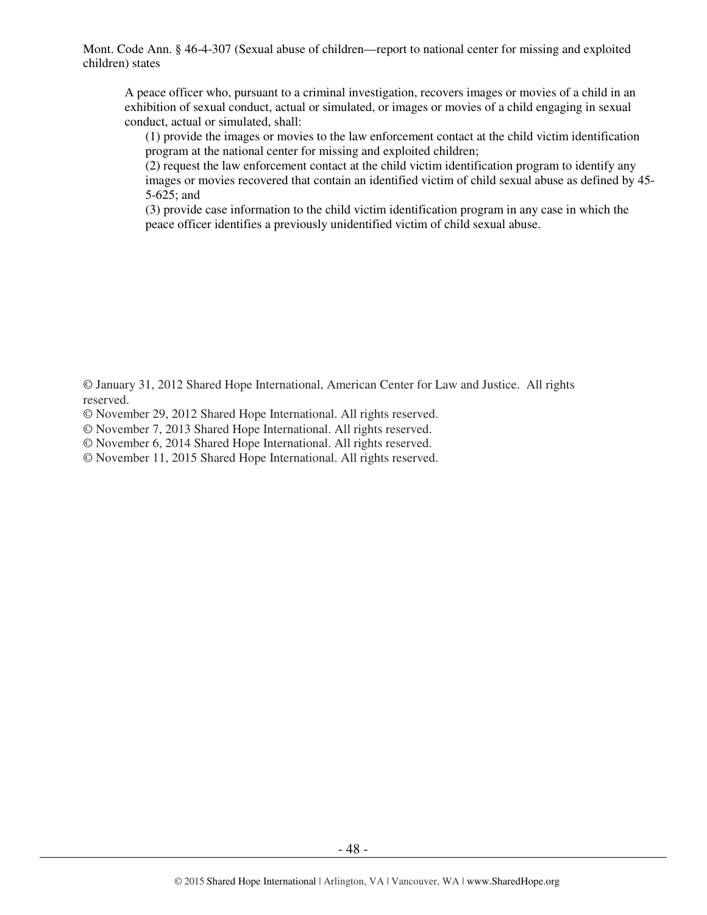Mont. Code Ann. § 46-4-307 (Sexual abuse of children—report to national center for missing and exploited children) states

> A peace officer who, pursuant to a criminal investigation, recovers images or movies of a child in an exhibition of sexual conduct, actual or simulated, or images or movies of a child engaging in sexual conduct, actual or simulated, shall:
>
> (1) provide the images or movies to the law enforcement contact at the child victim identification program at the national center for missing and exploited children;
>
> (2) request the law enforcement contact at the child victim identification program to identify any images or movies recovered that contain an identified victim of child sexual abuse as defined by 45-5-625; and
>
> (3) provide case information to the child victim identification program in any case in which the peace officer identifies a previously unidentified victim of child sexual abuse.

© January 31, 2012 Shared Hope International, American Center for Law and Justice. All rights reserved.

© November 29, 2012 Shared Hope International. All rights reserved.

© November 7, 2013 Shared Hope International. All rights reserved.

© November 6, 2014 Shared Hope International. All rights reserved.

© November 11, 2015 Shared Hope International. All rights reserved.